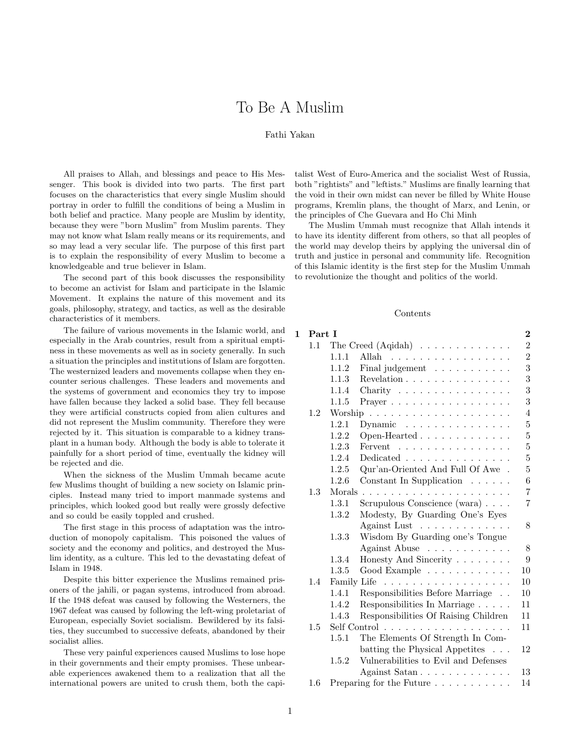# To Be A Muslim

Fathi Yakan

All praises to Allah, and blessings and peace to His Messenger. This book is divided into two parts. The first part focuses on the characteristics that every single Muslim should portray in order to fulfill the conditions of being a Muslim in both belief and practice. Many people are Muslim by identity, because they were "born Muslim" from Muslim parents. They may not know what Islam really means or its requirements, and so may lead a very secular life. The purpose of this first part is to explain the responsibility of every Muslim to become a knowledgeable and true believer in Islam.

The second part of this book discusses the responsibility to become an activist for Islam and participate in the Islamic Movement. It explains the nature of this movement and its goals, philosophy, strategy, and tactics, as well as the desirable characteristics of it members.

The failure of various movements in the Islamic world, and especially in the Arab countries, result from a spiritual emptiness in these movements as well as in society generally. In such a situation the principles and institutions of Islam are forgotten. The westernized leaders and movements collapse when they encounter serious challenges. These leaders and movements and the systems of government and economics they try to impose have fallen because they lacked a solid base. They fell because they were artificial constructs copied from alien cultures and did not represent the Muslim community. Therefore they were rejected by it. This situation is comparable to a kidney transplant in a human body. Although the body is able to tolerate it painfully for a short period of time, eventually the kidney will be rejected and die.

When the sickness of the Muslim Ummah became acute few Muslims thought of building a new society on Islamic principles. Instead many tried to import manmade systems and principles, which looked good but really were grossly defective and so could be easily toppled and crushed.

The first stage in this process of adaptation was the introduction of monopoly capitalism. This poisoned the values of society and the economy and politics, and destroyed the Muslim identity, as a culture. This led to the devastating defeat of Islam in 1948.

Despite this bitter experience the Muslims remained prisoners of the jahili, or pagan systems, introduced from abroad. If the 1948 defeat was caused by following the Westerners, the 1967 defeat was caused by following the left-wing proletariat of European, especially Soviet socialism. Bewildered by its falsities, they succumbed to successive defeats, abandoned by their socialist allies.

These very painful experiences caused Muslims to lose hope in their governments and their empty promises. These unbearable experiences awakened them to a realization that all the international powers are united to crush them, both the capitalist West of Euro-America and the socialist West of Russia, both "rightists" and "leftists." Muslims are finally learning that the void in their own midst can never be filled by White House programs, Kremlin plans, the thought of Marx, and Lenin, or the principles of Che Guevara and Ho Chi Minh

The Muslim Ummah must recognize that Allah intends it to have its identity different from others, so that all peoples of the world may develop theirs by applying the universal din of truth and justice in personal and community life. Recognition of this Islamic identity is the first step for the Muslim Ummah to revolutionize the thought and politics of the world.

## Contents

- **1 Part I** — **2**
  - 1.1 The Creed (Aqidah) — 2
    - 1.1.1 Allah — 2
    - 1.1.2 Final judgement — 3
    - 1.1.3 Revelation — 3
    - 1.1.4 Charity — 3
    - 1.1.5 Prayer — 3
  - 1.2 Worship — 4
    - 1.2.1 Dynamic — 5
    - 1.2.2 Open-Hearted — 5
    - 1.2.3 Fervent — 5
    - 1.2.4 Dedicated — 5
    - 1.2.5 Qur'an-Oriented And Full Of Awe — 5
    - 1.2.6 Constant In Supplication — 6
  - 1.3 Morals — 7
    - 1.3.1 Scrupulous Conscience (wara) — 7
    - 1.3.2 Modesty, By Guarding One's Eyes Against Lust — 8
    - 1.3.3 Wisdom By Guarding one's Tongue Against Abuse — 8
    - 1.3.4 Honesty And Sincerity — 9
    - 1.3.5 Good Example — 10
  - 1.4 Family Life — 10
    - 1.4.1 Responsibilities Before Marriage — 10
    - 1.4.2 Responsibilities In Marriage — 11
    - 1.4.3 Responsibilities Of Raising Children — 11
  - 1.5 Self Control — 11
    - 1.5.1 The Elements Of Strength In Combatting the Physical Appetites — 12
    - 1.5.2 Vulnerabilities to Evil and Defenses Against Satan — 13
  - 1.6 Preparing for the Future — 14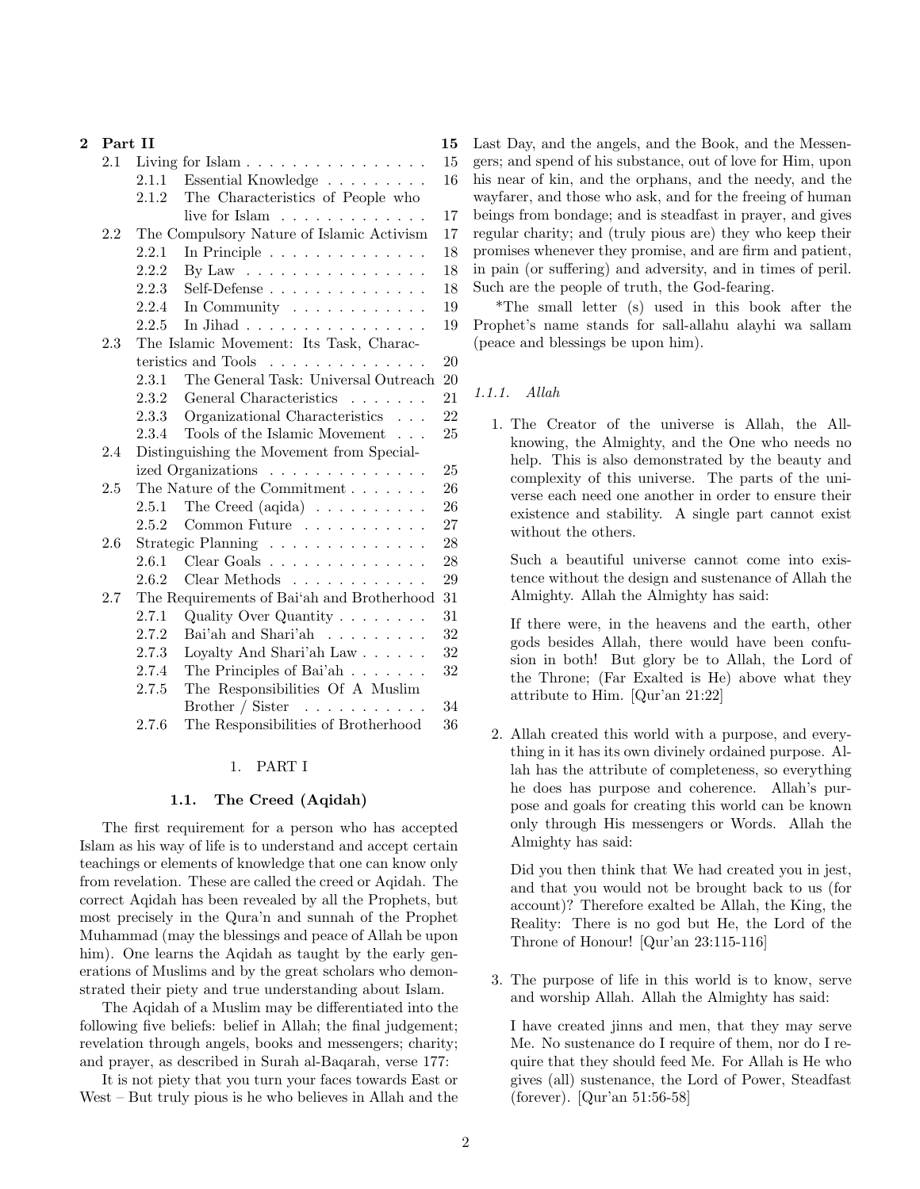- **2 Part II** — 15
  - 2.1 Living for Islam — 15
    - 2.1.1 Essential Knowledge — 16
    - 2.1.2 The Characteristics of People who live for Islam — 17
  - 2.2 The Compulsory Nature of Islamic Activism — 17
    - 2.2.1 In Principle — 18
    - 2.2.2 By Law — 18
    - 2.2.3 Self-Defense — 18
    - 2.2.4 In Community — 19
    - 2.2.5 In Jihad — 19
  - 2.3 The Islamic Movement: Its Task, Characteristics and Tools — 20
    - 2.3.1 The General Task: Universal Outreach — 20
    - 2.3.2 General Characteristics — 21
    - 2.3.3 Organizational Characteristics — 22
    - 2.3.4 Tools of the Islamic Movement — 25
  - 2.4 Distinguishing the Movement from Specialized Organizations — 25
  - 2.5 The Nature of the Commitment — 26
    - 2.5.1 The Creed (aqida) — 26
    - 2.5.2 Common Future — 27
  - 2.6 Strategic Planning — 28
    - 2.6.1 Clear Goals — 28
    - 2.6.2 Clear Methods — 29
  - 2.7 The Requirements of Bai'ah and Brotherhood — 31
    - 2.7.1 Quality Over Quantity — 31
    - 2.7.2 Bai'ah and Shari'ah — 32
    - 2.7.3 Loyalty And Shari'ah Law — 32
    - 2.7.4 The Principles of Bai'ah — 32
    - 2.7.5 The Responsibilities Of A Muslim Brother / Sister — 34
    - 2.7.6 The Responsibilities of Brotherhood — 36

# 1. PART I

## 1.1. The Creed (Aqidah)

The first requirement for a person who has accepted Islam as his way of life is to understand and accept certain teachings or elements of knowledge that one can know only from revelation. These are called the creed or Aqidah. The correct Aqidah has been revealed by all the Prophets, but most precisely in the Qura'n and sunnah of the Prophet Muhammad (may the blessings and peace of Allah be upon him). One learns the Aqidah as taught by the early generations of Muslims and by the great scholars who demonstrated their piety and true understanding about Islam.

The Aqidah of a Muslim may be differentiated into the following five beliefs: belief in Allah; the final judgement; revelation through angels, books and messengers; charity; and prayer, as described in Surah al-Baqarah, verse 177:

It is not piety that you turn your faces towards East or West – But truly pious is he who believes in Allah and the Last Day, and the angels, and the Book, and the Messengers; and spend of his substance, out of love for Him, upon his near of kin, and the orphans, and the needy, and the wayfarer, and those who ask, and for the freeing of human beings from bondage; and is steadfast in prayer, and gives regular charity; and (truly pious are) they who keep their promises whenever they promise, and are firm and patient, in pain (or suffering) and adversity, and in times of peril. Such are the people of truth, the God-fearing.

*The small letter (s) used in this book after the Prophet's name stands for sall-allahu alayhi wa sallam (peace and blessings be upon him).

### *1.1.1. Allah*

1. The Creator of the universe is Allah, the All-knowing, the Almighty, and the One who needs no help. This is also demonstrated by the beauty and complexity of this universe. The parts of the universe each need one another in order to ensure their existence and stability. A single part cannot exist without the others.

   Such a beautiful universe cannot come into existence without the design and sustenance of Allah the Almighty. Allah the Almighty has said:

   If there were, in the heavens and the earth, other gods besides Allah, there would have been confusion in both! But glory be to Allah, the Lord of the Throne; (Far Exalted is He) above what they attribute to Him. [Qur'an 21:22]

2. Allah created this world with a purpose, and everything in it has its own divinely ordained purpose. Allah has the attribute of completeness, so everything he does has purpose and coherence. Allah's purpose and goals for creating this world can be known only through His messengers or Words. Allah the Almighty has said:

   Did you then think that We had created you in jest, and that you would not be brought back to us (for account)? Therefore exalted be Allah, the King, the Reality: There is no god but He, the Lord of the Throne of Honour! [Qur'an 23:115-116]

3. The purpose of life in this world is to know, serve and worship Allah. Allah the Almighty has said:

   I have created jinns and men, that they may serve Me. No sustenance do I require of them, nor do I require that they should feed Me. For Allah is He who gives (all) sustenance, the Lord of Power, Steadfast (forever). [Qur'an 51:56-58]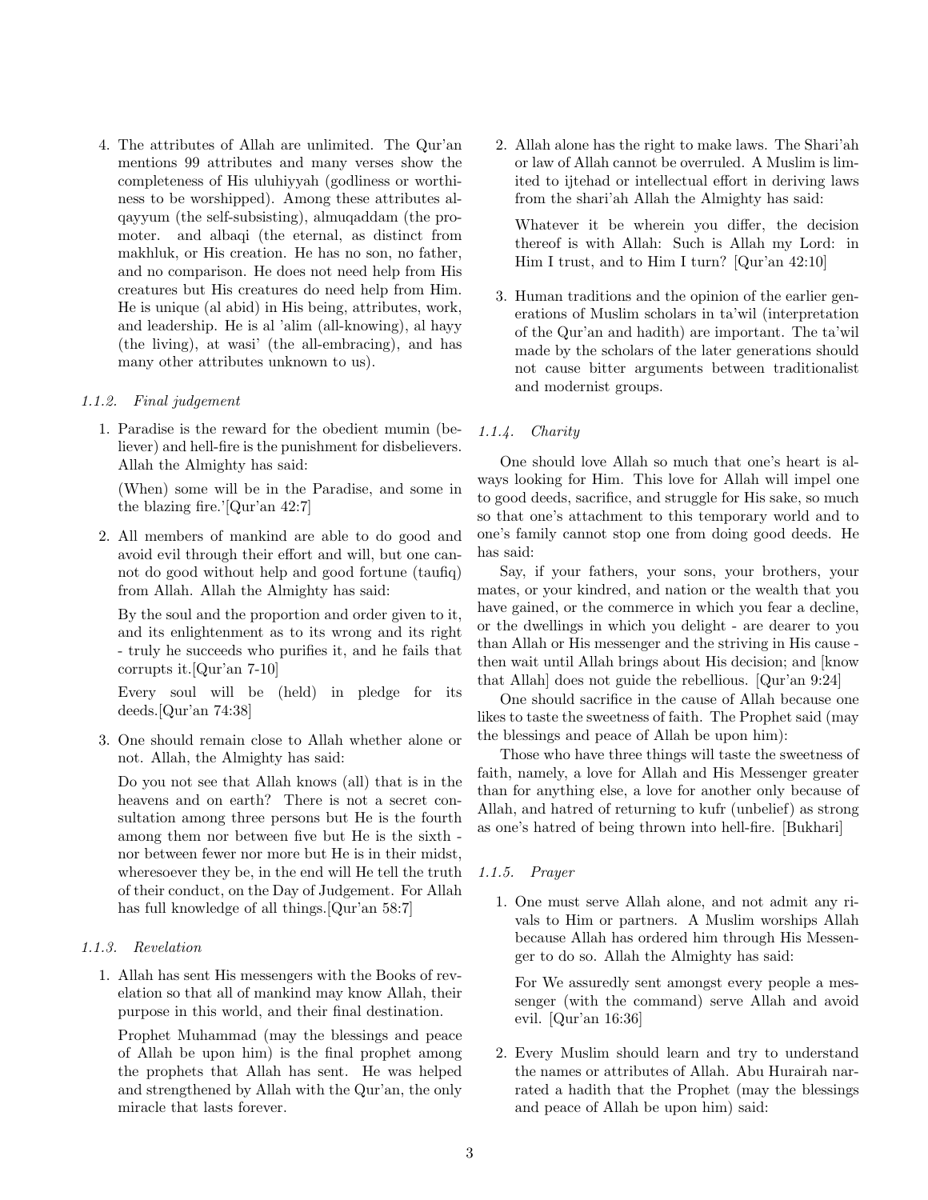4. The attributes of Allah are unlimited. The Qur'an mentions 99 attributes and many verses show the completeness of His uluhiyyah (godliness or worthiness to be worshipped). Among these attributes al-qayyum (the self-subsisting), almuqaddam (the promoter. and albaqi (the eternal, as distinct from makhluk, or His creation. He has no son, no father, and no comparison. He does not need help from His creatures but His creatures do need help from Him. He is unique (al abid) in His being, attributes, work, and leadership. He is al 'alim (all-knowing), al hayy (the living), at wasi' (the all-embracing), and has many other attributes unknown to us).

#### 1.1.2. Final judgement

1. Paradise is the reward for the obedient mumin (believer) and hell-fire is the punishment for disbelievers. Allah the Almighty has said:

   (When) some will be in the Paradise, and some in the blazing fire.'[Qur'an 42:7]

2. All members of mankind are able to do good and avoid evil through their effort and will, but one cannot do good without help and good fortune (taufiq) from Allah. Allah the Almighty has said:

   By the soul and the proportion and order given to it, and its enlightenment as to its wrong and its right - truly he succeeds who purifies it, and he fails that corrupts it.[Qur'an 7-10]

   Every soul will be (held) in pledge for its deeds.[Qur'an 74:38]

3. One should remain close to Allah whether alone or not. Allah, the Almighty has said:

   Do you not see that Allah knows (all) that is in the heavens and on earth? There is not a secret consultation among three persons but He is the fourth among them nor between five but He is the sixth - nor between fewer nor more but He is in their midst, wheresoever they be, in the end will He tell the truth of their conduct, on the Day of Judgement. For Allah has full knowledge of all things.[Qur'an 58:7]

#### 1.1.3. Revelation

1. Allah has sent His messengers with the Books of revelation so that all of mankind may know Allah, their purpose in this world, and their final destination.

   Prophet Muhammad (may the blessings and peace of Allah be upon him) is the final prophet among the prophets that Allah has sent. He was helped and strengthened by Allah with the Qur'an, the only miracle that lasts forever.

2. Allah alone has the right to make laws. The Shari'ah or law of Allah cannot be overruled. A Muslim is limited to ijtehad or intellectual effort in deriving laws from the shari'ah Allah the Almighty has said:

   Whatever it be wherein you differ, the decision thereof is with Allah: Such is Allah my Lord: in Him I trust, and to Him I turn? [Qur'an 42:10]

3. Human traditions and the opinion of the earlier generations of Muslim scholars in ta'wil (interpretation of the Qur'an and hadith) are important. The ta'wil made by the scholars of the later generations should not cause bitter arguments between traditionalist and modernist groups.

#### 1.1.4. Charity

One should love Allah so much that one's heart is always looking for Him. This love for Allah will impel one to good deeds, sacrifice, and struggle for His sake, so much so that one's attachment to this temporary world and to one's family cannot stop one from doing good deeds. He has said:

Say, if your fathers, your sons, your brothers, your mates, or your kindred, and nation or the wealth that you have gained, or the commerce in which you fear a decline, or the dwellings in which you delight - are dearer to you than Allah or His messenger and the striving in His cause - then wait until Allah brings about His decision; and [know that Allah] does not guide the rebellious. [Qur'an 9:24]

One should sacrifice in the cause of Allah because one likes to taste the sweetness of faith. The Prophet said (may the blessings and peace of Allah be upon him):

Those who have three things will taste the sweetness of faith, namely, a love for Allah and His Messenger greater than for anything else, a love for another only because of Allah, and hatred of returning to kufr (unbelief) as strong as one's hatred of being thrown into hell-fire. [Bukhari]

#### 1.1.5. Prayer

1. One must serve Allah alone, and not admit any rivals to Him or partners. A Muslim worships Allah because Allah has ordered him through His Messenger to do so. Allah the Almighty has said:

   For We assuredly sent amongst every people a messenger (with the command) serve Allah and avoid evil. [Qur'an 16:36]

2. Every Muslim should learn and try to understand the names or attributes of Allah. Abu Hurairah narrated a hadith that the Prophet (may the blessings and peace of Allah be upon him) said: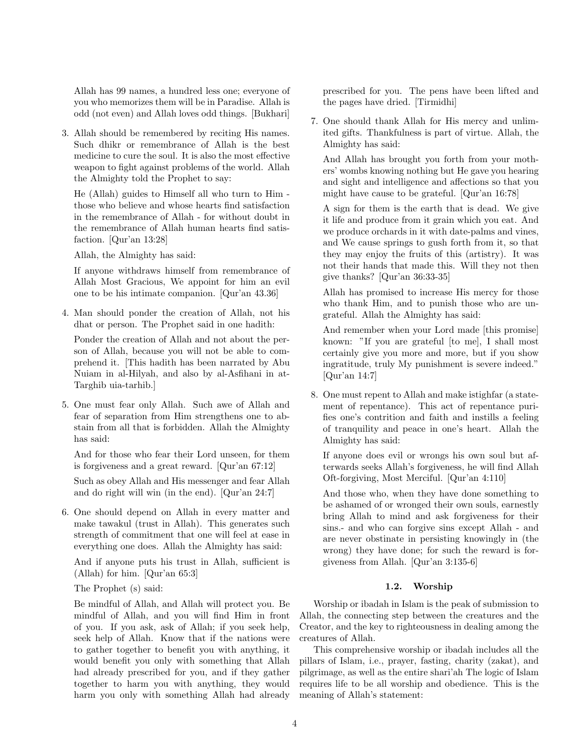Allah has 99 names, a hundred less one; everyone of you who memorizes them will be in Paradise. Allah is odd (not even) and Allah loves odd things. [Bukhari]

3. Allah should be remembered by reciting His names. Such dhikr or remembrance of Allah is the best medicine to cure the soul. It is also the most effective weapon to fight against problems of the world. Allah the Almighty told the Prophet to say:

   He (Allah) guides to Himself all who turn to Him - those who believe and whose hearts find satisfaction in the remembrance of Allah - for without doubt in the remembrance of Allah human hearts find satisfaction. [Qur'an 13:28]

   Allah, the Almighty has said:

   If anyone withdraws himself from remembrance of Allah Most Gracious, We appoint for him an evil one to be his intimate companion. [Qur'an 43.36]

4. Man should ponder the creation of Allah, not his dhat or person. The Prophet said in one hadith:

   Ponder the creation of Allah and not about the person of Allah, because you will not be able to comprehend it. [This hadith has been narrated by Abu Nuiam in al-Hilyah, and also by al-Asfihani in at-Targhib uia-tarhib.]

5. One must fear only Allah. Such awe of Allah and fear of separation from Him strengthens one to abstain from all that is forbidden. Allah the Almighty has said:

   And for those who fear their Lord unseen, for them is forgiveness and a great reward. [Qur'an 67:12]

   Such as obey Allah and His messenger and fear Allah and do right will win (in the end). [Qur'an 24:7]

6. One should depend on Allah in every matter and make tawakul (trust in Allah). This generates such strength of commitment that one will feel at ease in everything one does. Allah the Almighty has said:

   And if anyone puts his trust in Allah, sufficient is (Allah) for him. [Qur'an 65:3]

   The Prophet (s) said:

   Be mindful of Allah, and Allah will protect you. Be mindful of Allah, and you will find Him in front of you. If you ask, ask of Allah; if you seek help, seek help of Allah. Know that if the nations were to gather together to benefit you with anything, it would benefit you only with something that Allah had already prescribed for you, and if they gather together to harm you with anything, they would harm you only with something Allah had already prescribed for you. The pens have been lifted and the pages have dried. [Tirmidhi]

7. One should thank Allah for His mercy and unlimited gifts. Thankfulness is part of virtue. Allah, the Almighty has said:

   And Allah has brought you forth from your mothers' wombs knowing nothing but He gave you hearing and sight and intelligence and affections so that you might have cause to be grateful. [Qur'an 16:78]

   A sign for them is the earth that is dead. We give it life and produce from it grain which you eat. And we produce orchards in it with date-palms and vines, and We cause springs to gush forth from it, so that they may enjoy the fruits of this (artistry). It was not their hands that made this. Will they not then give thanks? [Qur'an 36:33-35]

   Allah has promised to increase His mercy for those who thank Him, and to punish those who are ungrateful. Allah the Almighty has said:

   And remember when your Lord made [this promise] known: "If you are grateful [to me], I shall most certainly give you more and more, but if you show ingratitude, truly My punishment is severe indeed." [Qur'an 14:7]

8. One must repent to Allah and make istighfar (a statement of repentance). This act of repentance purifies one's contrition and faith and instills a feeling of tranquility and peace in one's heart. Allah the Almighty has said:

   If anyone does evil or wrongs his own soul but afterwards seeks Allah's forgiveness, he will find Allah Oft-forgiving, Most Merciful. [Qur'an 4:110]

   And those who, when they have done something to be ashamed of or wronged their own souls, earnestly bring Allah to mind and ask forgiveness for their sins.- and who can forgive sins except Allah - and are never obstinate in persisting knowingly in (the wrong) they have done; for such the reward is forgiveness from Allah. [Qur'an 3:135-6]

### 1.2. Worship

Worship or ibadah in Islam is the peak of submission to Allah, the connecting step between the creatures and the Creator, and the key to righteousness in dealing among the creatures of Allah.

This comprehensive worship or ibadah includes all the pillars of Islam, i.e., prayer, fasting, charity (zakat), and pilgrimage, as well as the entire shari'ah The logic of Islam requires life to be all worship and obedience. This is the meaning of Allah's statement: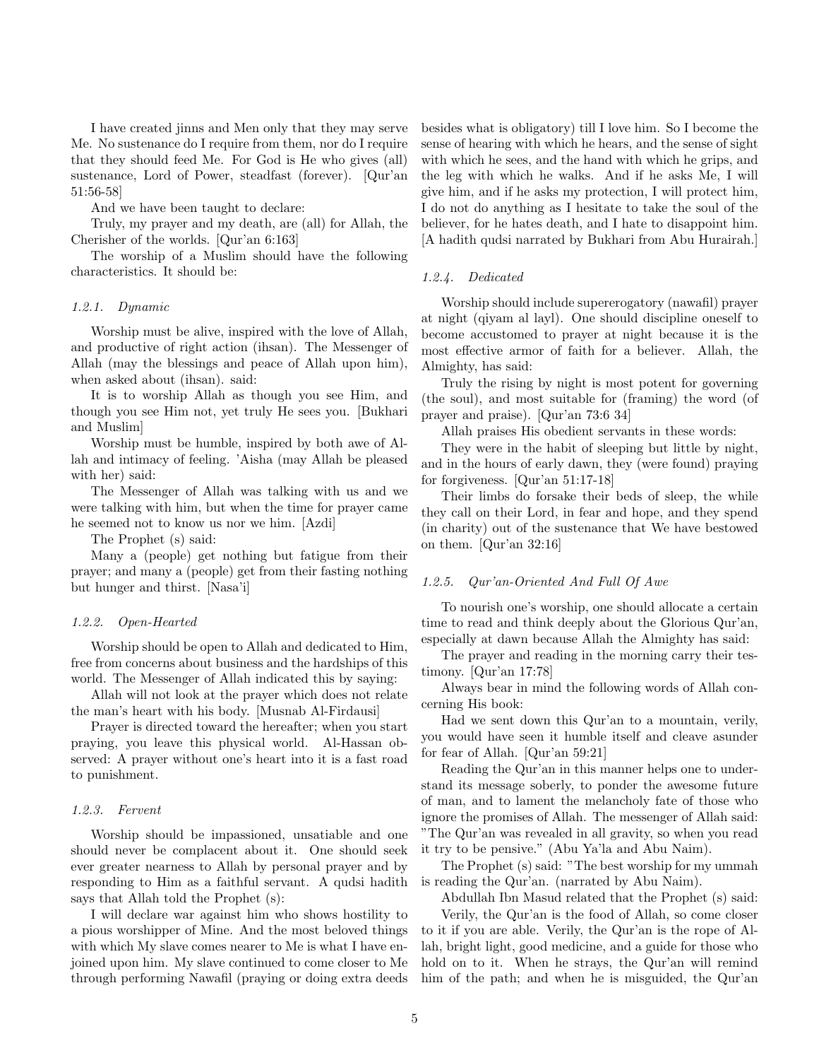I have created jinns and Men only that they may serve Me. No sustenance do I require from them, nor do I require that they should feed Me. For God is He who gives (all) sustenance, Lord of Power, steadfast (forever). [Qur'an 51:56-58]

And we have been taught to declare:

Truly, my prayer and my death, are (all) for Allah, the Cherisher of the worlds. [Qur'an 6:163]

The worship of a Muslim should have the following characteristics. It should be:

### 1.2.1. *Dynamic*

Worship must be alive, inspired with the love of Allah, and productive of right action (ihsan). The Messenger of Allah (may the blessings and peace of Allah upon him), when asked about (ihsan). said:

It is to worship Allah as though you see Him, and though you see Him not, yet truly He sees you. [Bukhari and Muslim]

Worship must be humble, inspired by both awe of Allah and intimacy of feeling. 'Aisha (may Allah be pleased with her) said:

The Messenger of Allah was talking with us and we were talking with him, but when the time for prayer came he seemed not to know us nor we him. [Azdi]

The Prophet (s) said:

Many a (people) get nothing but fatigue from their prayer; and many a (people) get from their fasting nothing but hunger and thirst. [Nasa'i]

### 1.2.2. *Open-Hearted*

Worship should be open to Allah and dedicated to Him, free from concerns about business and the hardships of this world. The Messenger of Allah indicated this by saying:

Allah will not look at the prayer which does not relate the man's heart with his body. [Musnab Al-Firdausi]

Prayer is directed toward the hereafter; when you start praying, you leave this physical world. Al-Hassan observed: A prayer without one's heart into it is a fast road to punishment.

### 1.2.3. *Fervent*

Worship should be impassioned, unsatiable and one should never be complacent about it. One should seek ever greater nearness to Allah by personal prayer and by responding to Him as a faithful servant. A qudsi hadith says that Allah told the Prophet (s):

I will declare war against him who shows hostility to a pious worshipper of Mine. And the most beloved things with which My slave comes nearer to Me is what I have enjoined upon him. My slave continued to come closer to Me through performing Nawafil (praying or doing extra deeds besides what is obligatory) till I love him. So I become the sense of hearing with which he hears, and the sense of sight with which he sees, and the hand with which he grips, and the leg with which he walks. And if he asks Me, I will give him, and if he asks my protection, I will protect him, I do not do anything as I hesitate to take the soul of the believer, for he hates death, and I hate to disappoint him. [A hadith qudsi narrated by Bukhari from Abu Hurairah.]

### 1.2.4. *Dedicated*

Worship should include supererogatory (nawafil) prayer at night (qiyam al layl). One should discipline oneself to become accustomed to prayer at night because it is the most effective armor of faith for a believer. Allah, the Almighty, has said:

Truly the rising by night is most potent for governing (the soul), and most suitable for (framing) the word (of prayer and praise). [Qur'an 73:6 34]

Allah praises His obedient servants in these words:

They were in the habit of sleeping but little by night, and in the hours of early dawn, they (were found) praying for forgiveness. [Qur'an 51:17-18]

Their limbs do forsake their beds of sleep, the while they call on their Lord, in fear and hope, and they spend (in charity) out of the sustenance that We have bestowed on them. [Qur'an 32:16]

### 1.2.5. *Qur'an-Oriented And Full Of Awe*

To nourish one's worship, one should allocate a certain time to read and think deeply about the Glorious Qur'an, especially at dawn because Allah the Almighty has said:

The prayer and reading in the morning carry their testimony. [Qur'an 17:78]

Always bear in mind the following words of Allah concerning His book:

Had we sent down this Qur'an to a mountain, verily, you would have seen it humble itself and cleave asunder for fear of Allah. [Qur'an 59:21]

Reading the Qur'an in this manner helps one to understand its message soberly, to ponder the awesome future of man, and to lament the melancholy fate of those who ignore the promises of Allah. The messenger of Allah said: "The Qur'an was revealed in all gravity, so when you read it try to be pensive." (Abu Ya'la and Abu Naim).

The Prophet (s) said: "The best worship for my ummah is reading the Qur'an. (narrated by Abu Naim).

Abdullah Ibn Masud related that the Prophet (s) said:

Verily, the Qur'an is the food of Allah, so come closer to it if you are able. Verily, the Qur'an is the rope of Allah, bright light, good medicine, and a guide for those who hold on to it. When he strays, the Qur'an will remind him of the path; and when he is misguided, the Qur'an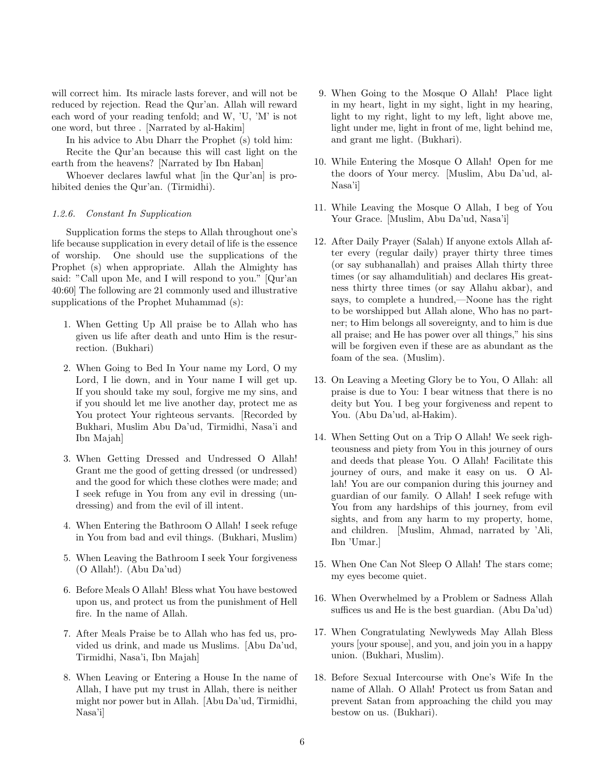will correct him. Its miracle lasts forever, and will not be reduced by rejection. Read the Qur'an. Allah will reward each word of your reading tenfold; and W, 'U, 'M' is not one word, but three . [Narrated by al-Hakim]

In his advice to Abu Dharr the Prophet (s) told him:

Recite the Qur'an because this will cast light on the earth from the heavens? [Narrated by Ibn Haban]

Whoever declares lawful what [in the Qur'an] is prohibited denies the Qur'an. (Tirmidhi).

#### *1.2.6. Constant In Supplication*

Supplication forms the steps to Allah throughout one's life because supplication in every detail of life is the essence of worship. One should use the supplications of the Prophet (s) when appropriate. Allah the Almighty has said: "Call upon Me, and I will respond to you." [Qur'an 40:60] The following are 21 commonly used and illustrative supplications of the Prophet Muhammad (s):

1. When Getting Up All praise be to Allah who has given us life after death and unto Him is the resurrection. (Bukhari)
2. When Going to Bed In Your name my Lord, O my Lord, I lie down, and in Your name I will get up. If you should take my soul, forgive me my sins, and if you should let me live another day, protect me as You protect Your righteous servants. [Recorded by Bukhari, Muslim Abu Da'ud, Tirmidhi, Nasa'i and Ibn Majah]
3. When Getting Dressed and Undressed O Allah! Grant me the good of getting dressed (or undressed) and the good for which these clothes were made; and I seek refuge in You from any evil in dressing (undressing) and from the evil of ill intent.
4. When Entering the Bathroom O Allah! I seek refuge in You from bad and evil things. (Bukhari, Muslim)
5. When Leaving the Bathroom I seek Your forgiveness (O Allah!). (Abu Da'ud)
6. Before Meals O Allah! Bless what You have bestowed upon us, and protect us from the punishment of Hell fire. In the name of Allah.
7. After Meals Praise be to Allah who has fed us, provided us drink, and made us Muslims. [Abu Da'ud, Tirmidhi, Nasa'i, Ibn Majah]
8. When Leaving or Entering a House In the name of Allah, I have put my trust in Allah, there is neither might nor power but in Allah. [Abu Da'ud, Tirmidhi, Nasa'i]
9. When Going to the Mosque O Allah! Place light in my heart, light in my sight, light in my hearing, light to my right, light to my left, light above me, light under me, light in front of me, light behind me, and grant me light. (Bukhari).
10. While Entering the Mosque O Allah! Open for me the doors of Your mercy. [Muslim, Abu Da'ud, al-Nasa'i]
11. While Leaving the Mosque O Allah, I beg of You Your Grace. [Muslim, Abu Da'ud, Nasa'i]
12. After Daily Prayer (Salah) If anyone extols Allah after every (regular daily) prayer thirty three times (or say subhanallah) and praises Allah thirty three times (or say alhamdulitiah) and declares His greatness thirty three times (or say Allahu akbar), and says, to complete a hundred,—Noone has the right to be worshipped but Allah alone, Who has no partner; to Him belongs all sovereignty, and to him is due all praise; and He has power over all things," his sins will be forgiven even if these are as abundant as the foam of the sea. (Muslim).
13. On Leaving a Meeting Glory be to You, O Allah: all praise is due to You: I bear witness that there is no deity but You. I beg your forgiveness and repent to You. (Abu Da'ud, al-Hakim).
14. When Setting Out on a Trip O Allah! We seek righteousness and piety from You in this journey of ours and deeds that please You. O Allah! Facilitate this journey of ours, and make it easy on us. O Allah! You are our companion during this journey and guardian of our family. O Allah! I seek refuge with You from any hardships of this journey, from evil sights, and from any harm to my property, home, and children. [Muslim, Ahmad, narrated by 'Ali, Ibn 'Umar.]
15. When One Can Not Sleep O Allah! The stars come; my eyes become quiet.
16. When Overwhelmed by a Problem or Sadness Allah suffices us and He is the best guardian. (Abu Da'ud)
17. When Congratulating Newlyweds May Allah Bless yours [your spouse], and you, and join you in a happy union. (Bukhari, Muslim).
18. Before Sexual Intercourse with One's Wife In the name of Allah. O Allah! Protect us from Satan and prevent Satan from approaching the child you may bestow on us. (Bukhari).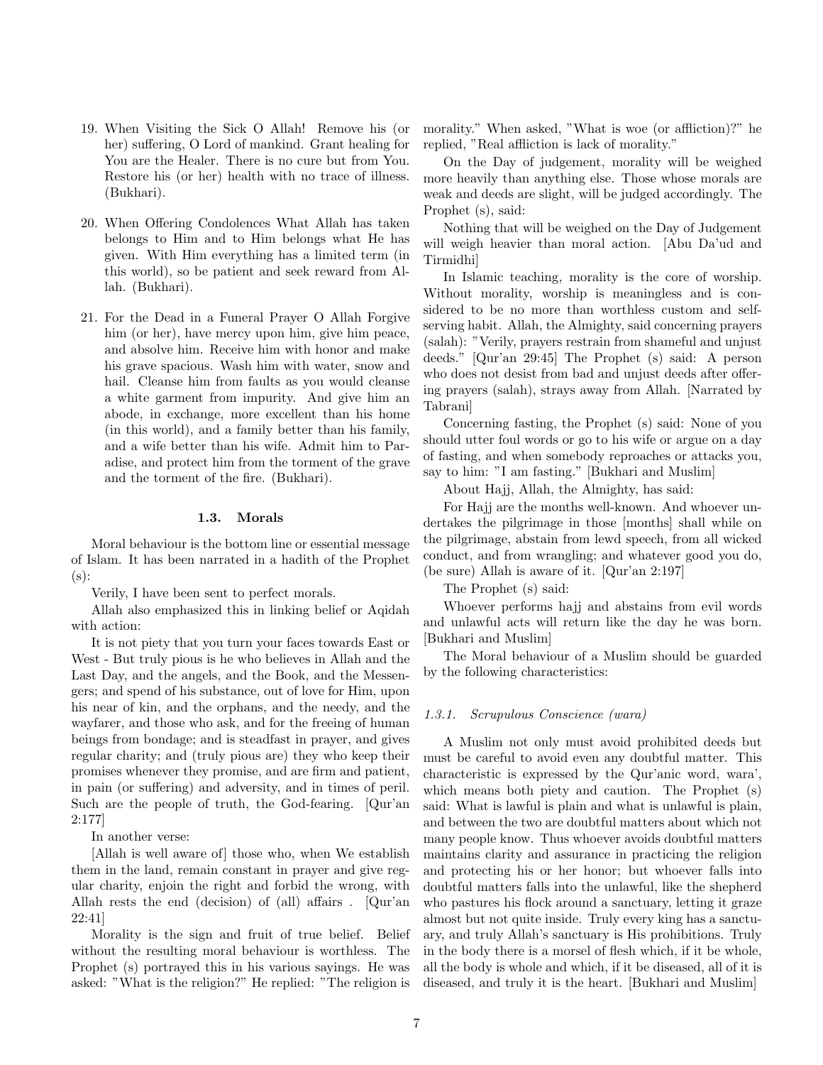19. When Visiting the Sick O Allah! Remove his (or her) suffering, O Lord of mankind. Grant healing for You are the Healer. There is no cure but from You. Restore his (or her) health with no trace of illness. (Bukhari).

20. When Offering Condolences What Allah has taken belongs to Him and to Him belongs what He has given. With Him everything has a limited term (in this world), so be patient and seek reward from Allah. (Bukhari).

21. For the Dead in a Funeral Prayer O Allah Forgive him (or her), have mercy upon him, give him peace, and absolve him. Receive him with honor and make his grave spacious. Wash him with water, snow and hail. Cleanse him from faults as you would cleanse a white garment from impurity. And give him an abode, in exchange, more excellent than his home (in this world), and a family better than his family, and a wife better than his wife. Admit him to Paradise, and protect him from the torment of the grave and the torment of the fire. (Bukhari).

### 1.3. Morals

Moral behaviour is the bottom line or essential message of Islam. It has been narrated in a hadith of the Prophet (s):

Verily, I have been sent to perfect morals.

Allah also emphasized this in linking belief or Aqidah with action:

It is not piety that you turn your faces towards East or West - But truly pious is he who believes in Allah and the Last Day, and the angels, and the Book, and the Messengers; and spend of his substance, out of love for Him, upon his near of kin, and the orphans, and the needy, and the wayfarer, and those who ask, and for the freeing of human beings from bondage; and is steadfast in prayer, and gives regular charity; and (truly pious are) they who keep their promises whenever they promise, and are firm and patient, in pain (or suffering) and adversity, and in times of peril. Such are the people of truth, the God-fearing. [Qur'an 2:177]

In another verse:

[Allah is well aware of] those who, when We establish them in the land, remain constant in prayer and give regular charity, enjoin the right and forbid the wrong, with Allah rests the end (decision) of (all) affairs . [Qur'an 22:41]

Morality is the sign and fruit of true belief. Belief without the resulting moral behaviour is worthless. The Prophet (s) portrayed this in his various sayings. He was asked: "What is the religion?" He replied: "The religion is morality." When asked, "What is woe (or affliction)?" he replied, "Real affliction is lack of morality."

On the Day of judgement, morality will be weighed more heavily than anything else. Those whose morals are weak and deeds are slight, will be judged accordingly. The Prophet (s), said:

Nothing that will be weighed on the Day of Judgement will weigh heavier than moral action. [Abu Da'ud and Tirmidhi]

In Islamic teaching, morality is the core of worship. Without morality, worship is meaningless and is considered to be no more than worthless custom and self-serving habit. Allah, the Almighty, said concerning prayers (salah): "Verily, prayers restrain from shameful and unjust deeds." [Qur'an 29:45] The Prophet (s) said: A person who does not desist from bad and unjust deeds after offering prayers (salah), strays away from Allah. [Narrated by Tabrani]

Concerning fasting, the Prophet (s) said: None of you should utter foul words or go to his wife or argue on a day of fasting, and when somebody reproaches or attacks you, say to him: "I am fasting." [Bukhari and Muslim]

About Hajj, Allah, the Almighty, has said:

For Hajj are the months well-known. And whoever undertakes the pilgrimage in those [months] shall while on the pilgrimage, abstain from lewd speech, from all wicked conduct, and from wrangling; and whatever good you do, (be sure) Allah is aware of it. [Qur'an 2:197]

The Prophet (s) said:

Whoever performs hajj and abstains from evil words and unlawful acts will return like the day he was born. [Bukhari and Muslim]

The Moral behaviour of a Muslim should be guarded by the following characteristics:

#### *1.3.1. Scrupulous Conscience (wara)*

A Muslim not only must avoid prohibited deeds but must be careful to avoid even any doubtful matter. This characteristic is expressed by the Qur'anic word, wara', which means both piety and caution. The Prophet (s) said: What is lawful is plain and what is unlawful is plain, and between the two are doubtful matters about which not many people know. Thus whoever avoids doubtful matters maintains clarity and assurance in practicing the religion and protecting his or her honor; but whoever falls into doubtful matters falls into the unlawful, like the shepherd who pastures his flock around a sanctuary, letting it graze almost but not quite inside. Truly every king has a sanctuary, and truly Allah's sanctuary is His prohibitions. Truly in the body there is a morsel of flesh which, if it be whole, all the body is whole and which, if it be diseased, all of it is diseased, and truly it is the heart. [Bukhari and Muslim]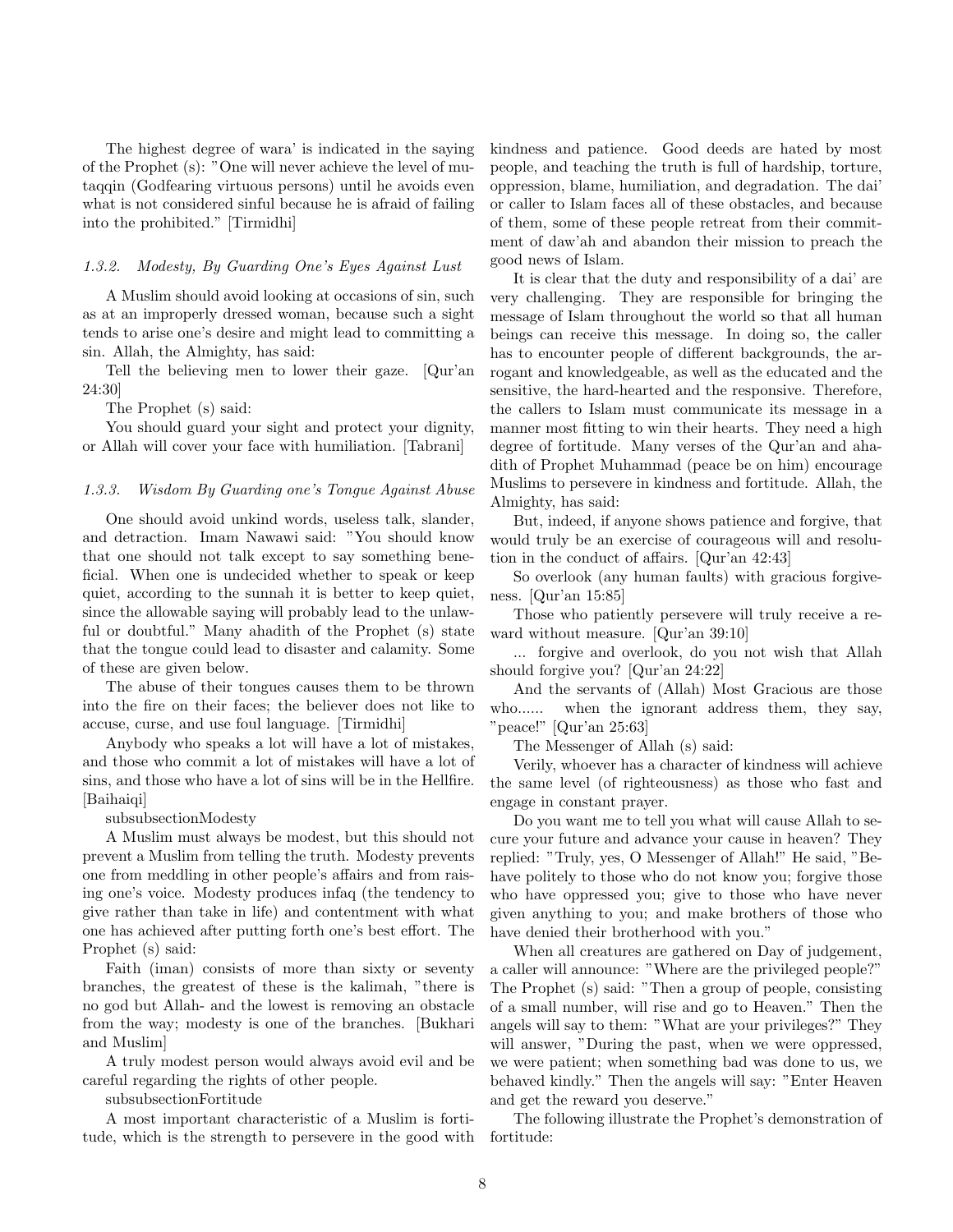The highest degree of wara' is indicated in the saying of the Prophet (s): "One will never achieve the level of mutaqqin (Godfearing virtuous persons) until he avoids even what is not considered sinful because he is afraid of failing into the prohibited." [Tirmidhi]

#### *1.3.2. Modesty, By Guarding One's Eyes Against Lust*

A Muslim should avoid looking at occasions of sin, such as at an improperly dressed woman, because such a sight tends to arise one's desire and might lead to committing a sin. Allah, the Almighty, has said:

Tell the believing men to lower their gaze. [Qur'an 24:30]

The Prophet (s) said:

You should guard your sight and protect your dignity, or Allah will cover your face with humiliation. [Tabrani]

#### *1.3.3. Wisdom By Guarding one's Tongue Against Abuse*

One should avoid unkind words, useless talk, slander, and detraction. Imam Nawawi said: "You should know that one should not talk except to say something beneficial. When one is undecided whether to speak or keep quiet, according to the sunnah it is better to keep quiet, since the allowable saying will probably lead to the unlawful or doubtful." Many ahadith of the Prophet (s) state that the tongue could lead to disaster and calamity. Some of these are given below.

The abuse of their tongues causes them to be thrown into the fire on their faces; the believer does not like to accuse, curse, and use foul language. [Tirmidhi]

Anybody who speaks a lot will have a lot of mistakes, and those who commit a lot of mistakes will have a lot of sins, and those who have a lot of sins will be in the Hellfire. [Baihaiqi]

subsubsectionModesty

A Muslim must always be modest, but this should not prevent a Muslim from telling the truth. Modesty prevents one from meddling in other people's affairs and from raising one's voice. Modesty produces infaq (the tendency to give rather than take in life) and contentment with what one has achieved after putting forth one's best effort. The Prophet (s) said:

Faith (iman) consists of more than sixty or seventy branches, the greatest of these is the kalimah, "there is no god but Allah- and the lowest is removing an obstacle from the way; modesty is one of the branches. [Bukhari and Muslim]

A truly modest person would always avoid evil and be careful regarding the rights of other people.

subsubsectionFortitude

A most important characteristic of a Muslim is fortitude, which is the strength to persevere in the good with kindness and patience. Good deeds are hated by most people, and teaching the truth is full of hardship, torture, oppression, blame, humiliation, and degradation. The dai' or caller to Islam faces all of these obstacles, and because of them, some of these people retreat from their commitment of daw'ah and abandon their mission to preach the good news of Islam.

It is clear that the duty and responsibility of a dai' are very challenging. They are responsible for bringing the message of Islam throughout the world so that all human beings can receive this message. In doing so, the caller has to encounter people of different backgrounds, the arrogant and knowledgeable, as well as the educated and the sensitive, the hard-hearted and the responsive. Therefore, the callers to Islam must communicate its message in a manner most fitting to win their hearts. They need a high degree of fortitude. Many verses of the Qur'an and ahadith of Prophet Muhammad (peace be on him) encourage Muslims to persevere in kindness and fortitude. Allah, the Almighty, has said:

But, indeed, if anyone shows patience and forgive, that would truly be an exercise of courageous will and resolution in the conduct of affairs. [Qur'an 42:43]

So overlook (any human faults) with gracious forgiveness. [Qur'an 15:85]

Those who patiently persevere will truly receive a reward without measure. [Qur'an 39:10]

... forgive and overlook, do you not wish that Allah should forgive you? [Qur'an 24:22]

And the servants of (Allah) Most Gracious are those who...... when the ignorant address them, they say, "peace!" [Qur'an 25:63]

The Messenger of Allah (s) said:

Verily, whoever has a character of kindness will achieve the same level (of righteousness) as those who fast and engage in constant prayer.

Do you want me to tell you what will cause Allah to secure your future and advance your cause in heaven? They replied: "Truly, yes, O Messenger of Allah!" He said, "Behave politely to those who do not know you; forgive those who have oppressed you; give to those who have never given anything to you; and make brothers of those who have denied their brotherhood with you."

When all creatures are gathered on Day of judgement, a caller will announce: "Where are the privileged people?" The Prophet (s) said: "Then a group of people, consisting of a small number, will rise and go to Heaven." Then the angels will say to them: "What are your privileges?" They will answer, "During the past, when we were oppressed, we were patient; when something bad was done to us, we behaved kindly." Then the angels will say: "Enter Heaven and get the reward you deserve."

The following illustrate the Prophet's demonstration of fortitude: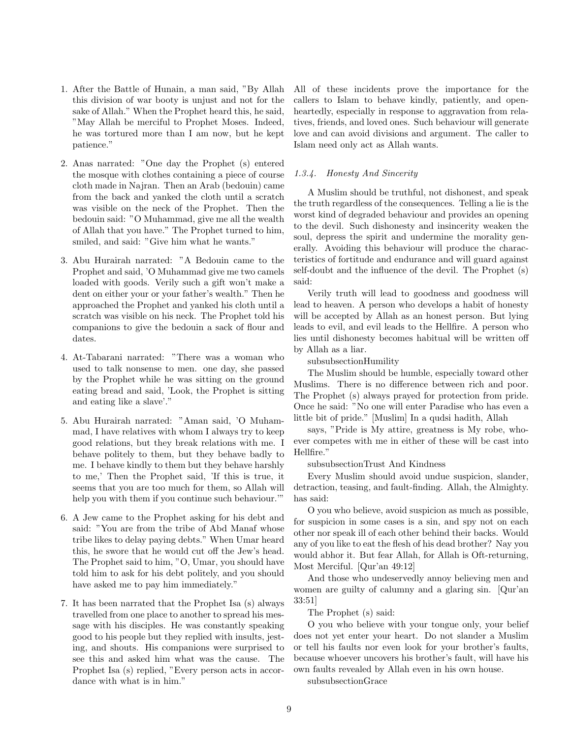1. After the Battle of Hunain, a man said, "By Allah this division of war booty is unjust and not for the sake of Allah." When the Prophet heard this, he said, "May Allah be merciful to Prophet Moses. Indeed, he was tortured more than I am now, but he kept patience."

2. Anas narrated: "One day the Prophet (s) entered the mosque with clothes containing a piece of course cloth made in Najran. Then an Arab (bedouin) came from the back and yanked the cloth until a scratch was visible on the neck of the Prophet. Then the bedouin said: "O Muhammad, give me all the wealth of Allah that you have." The Prophet turned to him, smiled, and said: "Give him what he wants."

3. Abu Hurairah narrated: "A Bedouin came to the Prophet and said, 'O Muhammad give me two camels loaded with goods. Verily such a gift won't make a dent on either your or your father's wealth." Then he approached the Prophet and yanked his cloth until a scratch was visible on his neck. The Prophet told his companions to give the bedouin a sack of flour and dates.

4. At-Tabarani narrated: "There was a woman who used to talk nonsense to men. one day, she passed by the Prophet while he was sitting on the ground eating bread and said, 'Look, the Prophet is sitting and eating like a slave'."

5. Abu Hurairah narrated: "Aman said, 'O Muhammad, I have relatives with whom I always try to keep good relations, but they break relations with me. I behave politely to them, but they behave badly to me. I behave kindly to them but they behave harshly to me,' Then the Prophet said, 'If this is true, it seems that you are too much for them, so Allah will help you with them if you continue such behaviour.'"

6. A Jew came to the Prophet asking for his debt and said: "You are from the tribe of Abd Manaf whose tribe likes to delay paying debts." When Umar heard this, he swore that he would cut off the Jew's head. The Prophet said to him, "O, Umar, you should have told him to ask for his debt politely, and you should have asked me to pay him immediately."

7. It has been narrated that the Prophet Isa (s) always travelled from one place to another to spread his message with his disciples. He was constantly speaking good to his people but they replied with insults, jesting, and shouts. His companions were surprised to see this and asked him what was the cause. The Prophet Isa (s) replied, "Every person acts in accordance with what is in him."

All of these incidents prove the importance for the callers to Islam to behave kindly, patiently, and open-heartedly, especially in response to aggravation from relatives, friends, and loved ones. Such behaviour will generate love and can avoid divisions and argument. The caller to Islam need only act as Allah wants.

#### *1.3.4. Honesty And Sincerity*

A Muslim should be truthful, not dishonest, and speak the truth regardless of the consequences. Telling a lie is the worst kind of degraded behaviour and provides an opening to the devil. Such dishonesty and insincerity weaken the soul, depress the spirit and undermine the morality generally. Avoiding this behaviour will produce the characteristics of fortitude and endurance and will guard against self-doubt and the influence of the devil. The Prophet (s) said:

Verily truth will lead to goodness and goodness will lead to heaven. A person who develops a habit of honesty will be accepted by Allah as an honest person. But lying leads to evil, and evil leads to the Hellfire. A person who lies until dishonesty becomes habitual will be written off by Allah as a liar.

subsubsectionHumility

The Muslim should be humble, especially toward other Muslims. There is no difference between rich and poor. The Prophet (s) always prayed for protection from pride. Once he said: "No one will enter Paradise who has even a little bit of pride." [Muslim] In a qudsi hadith, Allah

says, "Pride is My attire, greatness is My robe, whoever competes with me in either of these will be cast into Hellfire."

subsubsectionTrust And Kindness

Every Muslim should avoid undue suspicion, slander, detraction, teasing, and fault-finding. Allah, the Almighty. has said:

O you who believe, avoid suspicion as much as possible, for suspicion in some cases is a sin, and spy not on each other nor speak ill of each other behind their backs. Would any of you like to eat the flesh of his dead brother? Nay you would abhor it. But fear Allah, for Allah is Oft-returning, Most Merciful. [Qur'an 49:12]

And those who undeservedly annoy believing men and women are guilty of calumny and a glaring sin. [Qur'an 33:51]

The Prophet (s) said:

O you who believe with your tongue only, your belief does not yet enter your heart. Do not slander a Muslim or tell his faults nor even look for your brother's faults, because whoever uncovers his brother's fault, will have his own faults revealed by Allah even in his own house.

subsubsectionGrace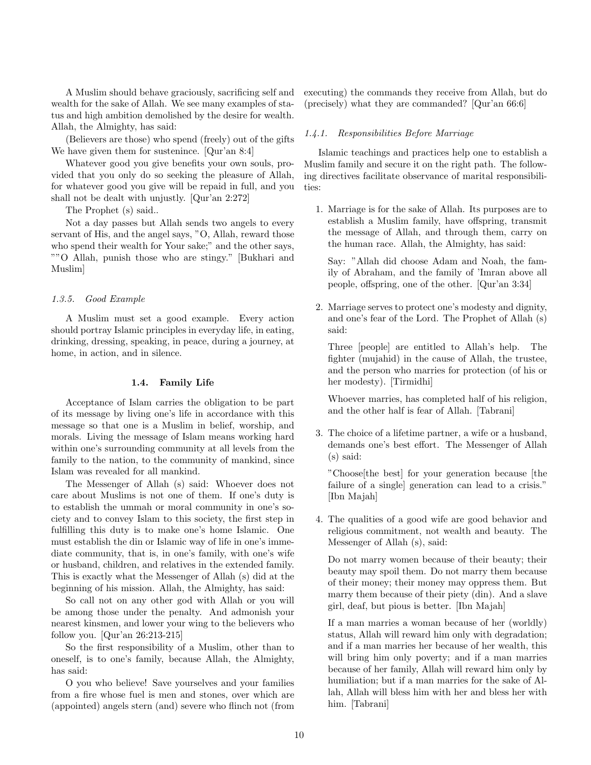A Muslim should behave graciously, sacrificing self and wealth for the sake of Allah. We see many examples of status and high ambition demolished by the desire for wealth. Allah, the Almighty, has said:

(Believers are those) who spend (freely) out of the gifts We have given them for sustenince. [Qur'an 8:4]

Whatever good you give benefits your own souls, provided that you only do so seeking the pleasure of Allah, for whatever good you give will be repaid in full, and you shall not be dealt with unjustly. [Qur'an 2:272]

The Prophet (s) said..

Not a day passes but Allah sends two angels to every servant of His, and the angel says, "O, Allah, reward those who spend their wealth for Your sake;" and the other says, ""O Allah, punish those who are stingy." [Bukhari and Muslim]

#### *1.3.5. Good Example*

A Muslim must set a good example. Every action should portray Islamic principles in everyday life, in eating, drinking, dressing, speaking, in peace, during a journey, at home, in action, and in silence.

### 1.4. Family Life

Acceptance of Islam carries the obligation to be part of its message by living one's life in accordance with this message so that one is a Muslim in belief, worship, and morals. Living the message of Islam means working hard within one's surrounding community at all levels from the family to the nation, to the community of mankind, since Islam was revealed for all mankind.

The Messenger of Allah (s) said: Whoever does not care about Muslims is not one of them. If one's duty is to establish the ummah or moral community in one's society and to convey Islam to this society, the first step in fulfilling this duty is to make one's home Islamic. One must establish the din or Islamic way of life in one's immediate community, that is, in one's family, with one's wife or husband, children, and relatives in the extended family. This is exactly what the Messenger of Allah (s) did at the beginning of his mission. Allah, the Almighty, has said:

So call not on any other god with Allah or you will be among those under the penalty. And admonish your nearest kinsmen, and lower your wing to the believers who follow you. [Qur'an 26:213-215]

So the first responsibility of a Muslim, other than to oneself, is to one's family, because Allah, the Almighty, has said:

O you who believe! Save yourselves and your families from a fire whose fuel is men and stones, over which are (appointed) angels stern (and) severe who flinch not (from executing) the commands they receive from Allah, but do (precisely) what they are commanded? [Qur'an 66:6]

#### *1.4.1. Responsibilities Before Marriage*

Islamic teachings and practices help one to establish a Muslim family and secure it on the right path. The following directives facilitate observance of marital responsibilities:

1. Marriage is for the sake of Allah. Its purposes are to establish a Muslim family, have offspring, transmit the message of Allah, and through them, carry on the human race. Allah, the Almighty, has said:

   Say: "Allah did choose Adam and Noah, the family of Abraham, and the family of 'Imran above all people, offspring, one of the other. [Qur'an 3:34]

2. Marriage serves to protect one's modesty and dignity, and one's fear of the Lord. The Prophet of Allah (s) said:

   Three [people] are entitled to Allah's help. The fighter (mujahid) in the cause of Allah, the trustee, and the person who marries for protection (of his or her modesty). [Tirmidhi]

   Whoever marries, has completed half of his religion, and the other half is fear of Allah. [Tabrani]

3. The choice of a lifetime partner, a wife or a husband, demands one's best effort. The Messenger of Allah (s) said:

   "Choose[the best] for your generation because [the failure of a single] generation can lead to a crisis." [Ibn Majah]

4. The qualities of a good wife are good behavior and religious commitment, not wealth and beauty. The Messenger of Allah (s), said:

   Do not marry women because of their beauty; their beauty may spoil them. Do not marry them because of their money; their money may oppress them. But marry them because of their piety (din). And a slave girl, deaf, but pious is better. [Ibn Majah]

   If a man marries a woman because of her (worldly) status, Allah will reward him only with degradation; and if a man marries her because of her wealth, this will bring him only poverty; and if a man marries because of her family, Allah will reward him only by humiliation; but if a man marries for the sake of Allah, Allah will bless him with her and bless her with him. [Tabrani]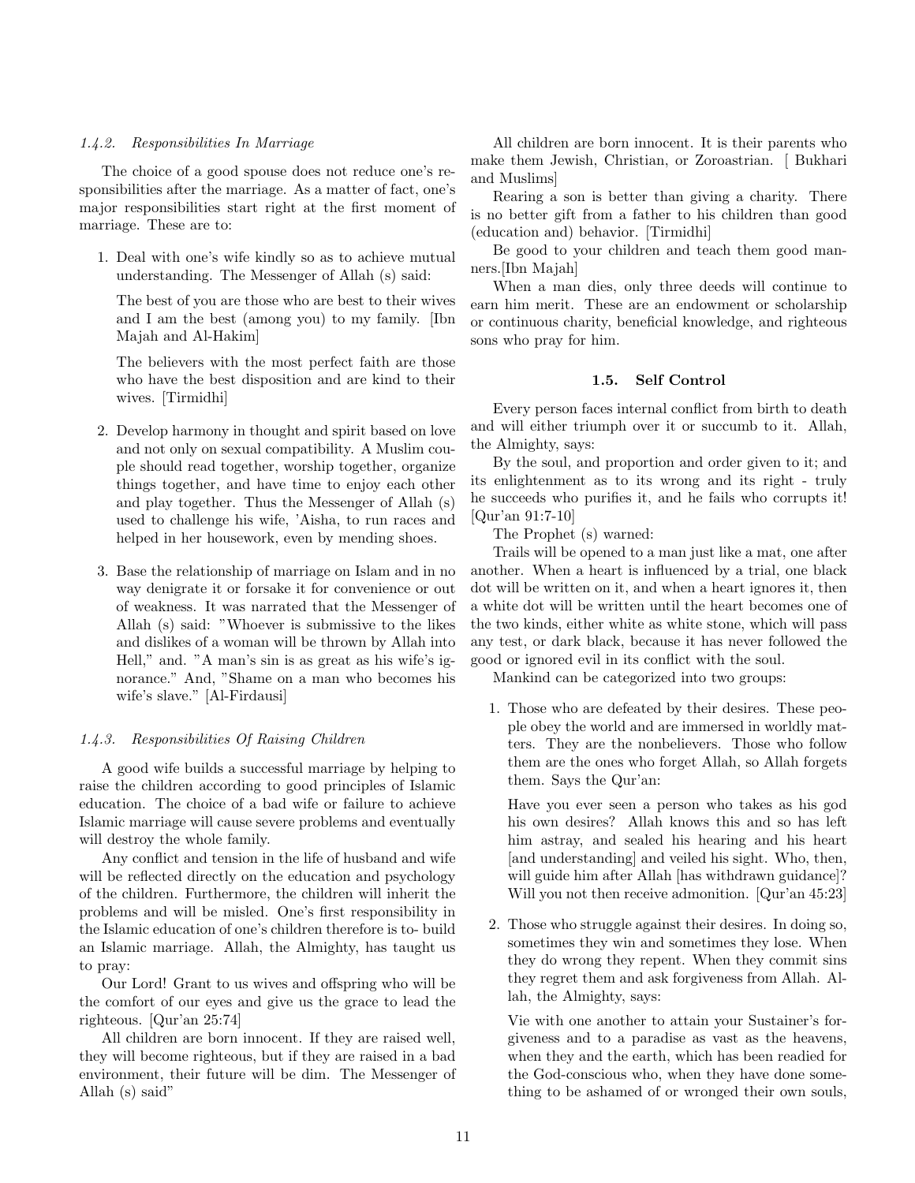#### 1.4.2. Responsibilities In Marriage

The choice of a good spouse does not reduce one's responsibilities after the marriage. As a matter of fact, one's major responsibilities start right at the first moment of marriage. These are to:

1. Deal with one's wife kindly so as to achieve mutual understanding. The Messenger of Allah (s) said:

   The best of you are those who are best to their wives and I am the best (among you) to my family. [Ibn Majah and Al-Hakim]

   The believers with the most perfect faith are those who have the best disposition and are kind to their wives. [Tirmidhi]

2. Develop harmony in thought and spirit based on love and not only on sexual compatibility. A Muslim couple should read together, worship together, organize things together, and have time to enjoy each other and play together. Thus the Messenger of Allah (s) used to challenge his wife, 'Aisha, to run races and helped in her housework, even by mending shoes.

3. Base the relationship of marriage on Islam and in no way denigrate it or forsake it for convenience or out of weakness. It was narrated that the Messenger of Allah (s) said: "Whoever is submissive to the likes and dislikes of a woman will be thrown by Allah into Hell," and. "A man's sin is as great as his wife's ignorance." And, "Shame on a man who becomes his wife's slave." [Al-Firdausi]

#### 1.4.3. Responsibilities Of Raising Children

A good wife builds a successful marriage by helping to raise the children according to good principles of Islamic education. The choice of a bad wife or failure to achieve Islamic marriage will cause severe problems and eventually will destroy the whole family.

Any conflict and tension in the life of husband and wife will be reflected directly on the education and psychology of the children. Furthermore, the children will inherit the problems and will be misled. One's first responsibility in the Islamic education of one's children therefore is to- build an Islamic marriage. Allah, the Almighty, has taught us to pray:

Our Lord! Grant to us wives and offspring who will be the comfort of our eyes and give us the grace to lead the righteous. [Qur'an 25:74]

All children are born innocent. If they are raised well, they will become righteous, but if they are raised in a bad environment, their future will be dim. The Messenger of Allah (s) said"

All children are born innocent. It is their parents who make them Jewish, Christian, or Zoroastrian. [ Bukhari and Muslims]

Rearing a son is better than giving a charity. There is no better gift from a father to his children than good (education and) behavior. [Tirmidhi]

Be good to your children and teach them good manners.[Ibn Majah]

When a man dies, only three deeds will continue to earn him merit. These are an endowment or scholarship or continuous charity, beneficial knowledge, and righteous sons who pray for him.

### 1.5. Self Control

Every person faces internal conflict from birth to death and will either triumph over it or succumb to it. Allah, the Almighty, says:

By the soul, and proportion and order given to it; and its enlightenment as to its wrong and its right - truly he succeeds who purifies it, and he fails who corrupts it! [Qur'an 91:7-10]

The Prophet (s) warned:

Trails will be opened to a man just like a mat, one after another. When a heart is influenced by a trial, one black dot will be written on it, and when a heart ignores it, then a white dot will be written until the heart becomes one of the two kinds, either white as white stone, which will pass any test, or dark black, because it has never followed the good or ignored evil in its conflict with the soul.

Mankind can be categorized into two groups:

1. Those who are defeated by their desires. These people obey the world and are immersed in worldly matters. They are the nonbelievers. Those who follow them are the ones who forget Allah, so Allah forgets them. Says the Qur'an:

   Have you ever seen a person who takes as his god his own desires? Allah knows this and so has left him astray, and sealed his hearing and his heart [and understanding] and veiled his sight. Who, then, will guide him after Allah [has withdrawn guidance]? Will you not then receive admonition. [Qur'an 45:23]

2. Those who struggle against their desires. In doing so, sometimes they win and sometimes they lose. When they do wrong they repent. When they commit sins they regret them and ask forgiveness from Allah. Allah, the Almighty, says:

   Vie with one another to attain your Sustainer's forgiveness and to a paradise as vast as the heavens, when they and the earth, which has been readied for the God-conscious who, when they have done something to be ashamed of or wronged their own souls,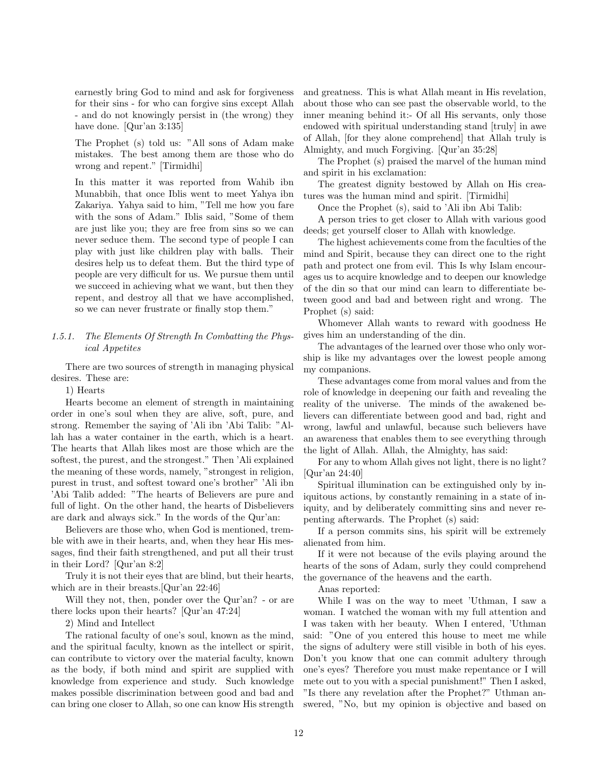earnestly bring God to mind and ask for forgiveness for their sins - for who can forgive sins except Allah - and do not knowingly persist in (the wrong) they have done. [Qur'an 3:135]

The Prophet (s) told us: "All sons of Adam make mistakes. The best among them are those who do wrong and repent." [Tirmidhi]

In this matter it was reported from Wahib ibn Munabbih, that once Iblis went to meet Yahya ibn Zakariya. Yahya said to him, "Tell me how you fare with the sons of Adam." Iblis said, "Some of them are just like you; they are free from sins so we can never seduce them. The second type of people I can play with just like children play with balls. Their desires help us to defeat them. But the third type of people are very difficult for us. We pursue them until we succeed in achieving what we want, but then they repent, and destroy all that we have accomplished, so we can never frustrate or finally stop them."

#### *1.5.1. The Elements Of Strength In Combatting the Physical Appetites*

There are two sources of strength in managing physical desires. These are:

1) Hearts

Hearts become an element of strength in maintaining order in one's soul when they are alive, soft, pure, and strong. Remember the saying of 'Ali ibn 'Abi Talib: "Allah has a water container in the earth, which is a heart. The hearts that Allah likes most are those which are the softest, the purest, and the strongest." Then 'Ali explained the meaning of these words, namely, "strongest in religion, purest in trust, and softest toward one's brother" 'Ali ibn 'Abi Talib added: "The hearts of Believers are pure and full of light. On the other hand, the hearts of Disbelievers are dark and always sick." In the words of the Qur'an:

Believers are those who, when God is mentioned, tremble with awe in their hearts, and, when they hear His messages, find their faith strengthened, and put all their trust in their Lord? [Qur'an 8:2]

Truly it is not their eyes that are blind, but their hearts, which are in their breasts.[Qur'an 22:46]

Will they not, then, ponder over the Qur'an? - or are there locks upon their hearts? [Qur'an 47:24]

2) Mind and Intellect

The rational faculty of one's soul, known as the mind, and the spiritual faculty, known as the intellect or spirit, can contribute to victory over the material faculty, known as the body, if both mind and spirit are supplied with knowledge from experience and study. Such knowledge makes possible discrimination between good and bad and can bring one closer to Allah, so one can know His strength and greatness. This is what Allah meant in His revelation, about those who can see past the observable world, to the inner meaning behind it:- Of all His servants, only those endowed with spiritual understanding stand [truly] in awe of Allah, [for they alone comprehend] that Allah truly is Almighty, and much Forgiving. [Qur'an 35:28]

The Prophet (s) praised the marvel of the human mind and spirit in his exclamation:

The greatest dignity bestowed by Allah on His creatures was the human mind and spirit. [Tirmidhi]

Once the Prophet (s), said to 'Ali ibn Abi Talib:

A person tries to get closer to Allah with various good deeds; get yourself closer to Allah with knowledge.

The highest achievements come from the faculties of the mind and Spirit, because they can direct one to the right path and protect one from evil. This Is why Islam encourages us to acquire knowledge and to deepen our knowledge of the din so that our mind can learn to differentiate between good and bad and between right and wrong. The Prophet (s) said:

Whomever Allah wants to reward with goodness He gives him an understanding of the din.

The advantages of the learned over those who only worship is like my advantages over the lowest people among my companions.

These advantages come from moral values and from the role of knowledge in deepening our faith and revealing the reality of the universe. The minds of the awakened believers can differentiate between good and bad, right and wrong, lawful and unlawful, because such believers have an awareness that enables them to see everything through the light of Allah. Allah, the Almighty, has said:

For any to whom Allah gives not light, there is no light? [Qur'an 24:40]

Spiritual illumination can be extinguished only by iniquitous actions, by constantly remaining in a state of iniquity, and by deliberately committing sins and never repenting afterwards. The Prophet (s) said:

If a person commits sins, his spirit will be extremely alienated from him.

If it were not because of the evils playing around the hearts of the sons of Adam, surly they could comprehend the governance of the heavens and the earth.

Anas reported:

While I was on the way to meet 'Uthman, I saw a woman. I watched the woman with my full attention and I was taken with her beauty. When I entered, 'Uthman said: "One of you entered this house to meet me while the signs of adultery were still visible in both of his eyes. Don't you know that one can commit adultery through one's eyes? Therefore you must make repentance or I will mete out to you with a special punishment!" Then I asked, "Is there any revelation after the Prophet?" Uthman answered, "No, but my opinion is objective and based on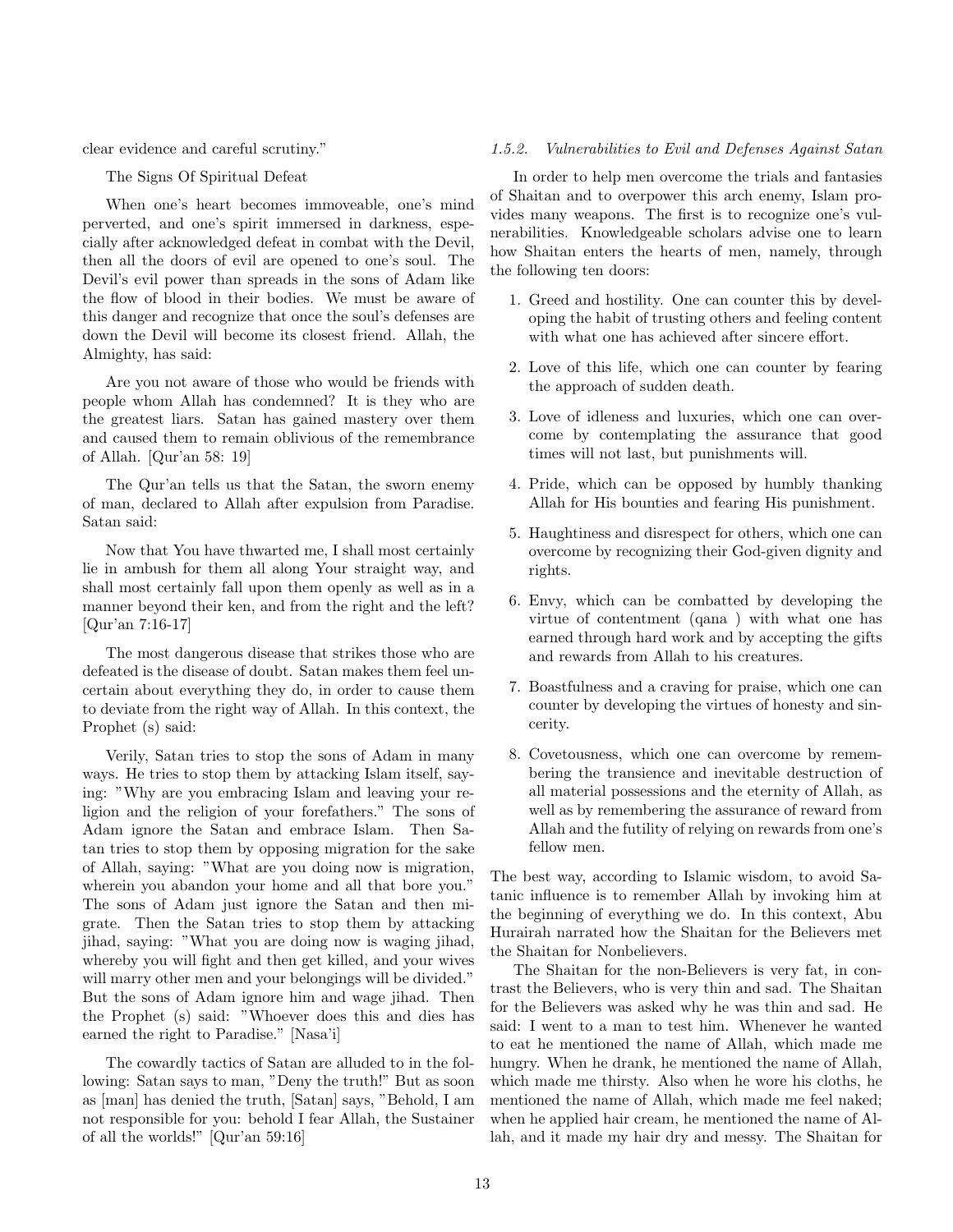clear evidence and careful scrutiny."

The Signs Of Spiritual Defeat

When one's heart becomes immoveable, one's mind perverted, and one's spirit immersed in darkness, especially after acknowledged defeat in combat with the Devil, then all the doors of evil are opened to one's soul. The Devil's evil power than spreads in the sons of Adam like the flow of blood in their bodies. We must be aware of this danger and recognize that once the soul's defenses are down the Devil will become its closest friend. Allah, the Almighty, has said:

Are you not aware of those who would be friends with people whom Allah has condemned? It is they who are the greatest liars. Satan has gained mastery over them and caused them to remain oblivious of the remembrance of Allah. [Qur'an 58: 19]

The Qur'an tells us that the Satan, the sworn enemy of man, declared to Allah after expulsion from Paradise. Satan said:

Now that You have thwarted me, I shall most certainly lie in ambush for them all along Your straight way, and shall most certainly fall upon them openly as well as in a manner beyond their ken, and from the right and the left? [Qur'an 7:16-17]

The most dangerous disease that strikes those who are defeated is the disease of doubt. Satan makes them feel uncertain about everything they do, in order to cause them to deviate from the right way of Allah. In this context, the Prophet (s) said:

Verily, Satan tries to stop the sons of Adam in many ways. He tries to stop them by attacking Islam itself, saying: "Why are you embracing Islam and leaving your religion and the religion of your forefathers." The sons of Adam ignore the Satan and embrace Islam. Then Satan tries to stop them by opposing migration for the sake of Allah, saying: "What are you doing now is migration, wherein you abandon your home and all that bore you." The sons of Adam just ignore the Satan and then migrate. Then the Satan tries to stop them by attacking jihad, saying: "What you are doing now is waging jihad, whereby you will fight and then get killed, and your wives will marry other men and your belongings will be divided." But the sons of Adam ignore him and wage jihad. Then the Prophet (s) said: "Whoever does this and dies has earned the right to Paradise." [Nasa'i]

The cowardly tactics of Satan are alluded to in the following: Satan says to man, "Deny the truth!" But as soon as [man] has denied the truth, [Satan] says, "Behold, I am not responsible for you: behold I fear Allah, the Sustainer of all the worlds!" [Qur'an 59:16]

### *1.5.2. Vulnerabilities to Evil and Defenses Against Satan*

In order to help men overcome the trials and fantasies of Shaitan and to overpower this arch enemy, Islam provides many weapons. The first is to recognize one's vulnerabilities. Knowledgeable scholars advise one to learn how Shaitan enters the hearts of men, namely, through the following ten doors:

1. Greed and hostility. One can counter this by developing the habit of trusting others and feeling content with what one has achieved after sincere effort.
2. Love of this life, which one can counter by fearing the approach of sudden death.
3. Love of idleness and luxuries, which one can overcome by contemplating the assurance that good times will not last, but punishments will.
4. Pride, which can be opposed by humbly thanking Allah for His bounties and fearing His punishment.
5. Haughtiness and disrespect for others, which one can overcome by recognizing their God-given dignity and rights.
6. Envy, which can be combatted by developing the virtue of contentment (qana ) with what one has earned through hard work and by accepting the gifts and rewards from Allah to his creatures.
7. Boastfulness and a craving for praise, which one can counter by developing the virtues of honesty and sincerity.
8. Covetousness, which one can overcome by remembering the transience and inevitable destruction of all material possessions and the eternity of Allah, as well as by remembering the assurance of reward from Allah and the futility of relying on rewards from one's fellow men.

The best way, according to Islamic wisdom, to avoid Satanic influence is to remember Allah by invoking him at the beginning of everything we do. In this context, Abu Hurairah narrated how the Shaitan for the Believers met the Shaitan for Nonbelievers.

The Shaitan for the non-Believers is very fat, in contrast the Believers, who is very thin and sad. The Shaitan for the Believers was asked why he was thin and sad. He said: I went to a man to test him. Whenever he wanted to eat he mentioned the name of Allah, which made me hungry. When he drank, he mentioned the name of Allah, which made me thirsty. Also when he wore his cloths, he mentioned the name of Allah, which made me feel naked; when he applied hair cream, he mentioned the name of Allah, and it made my hair dry and messy. The Shaitan for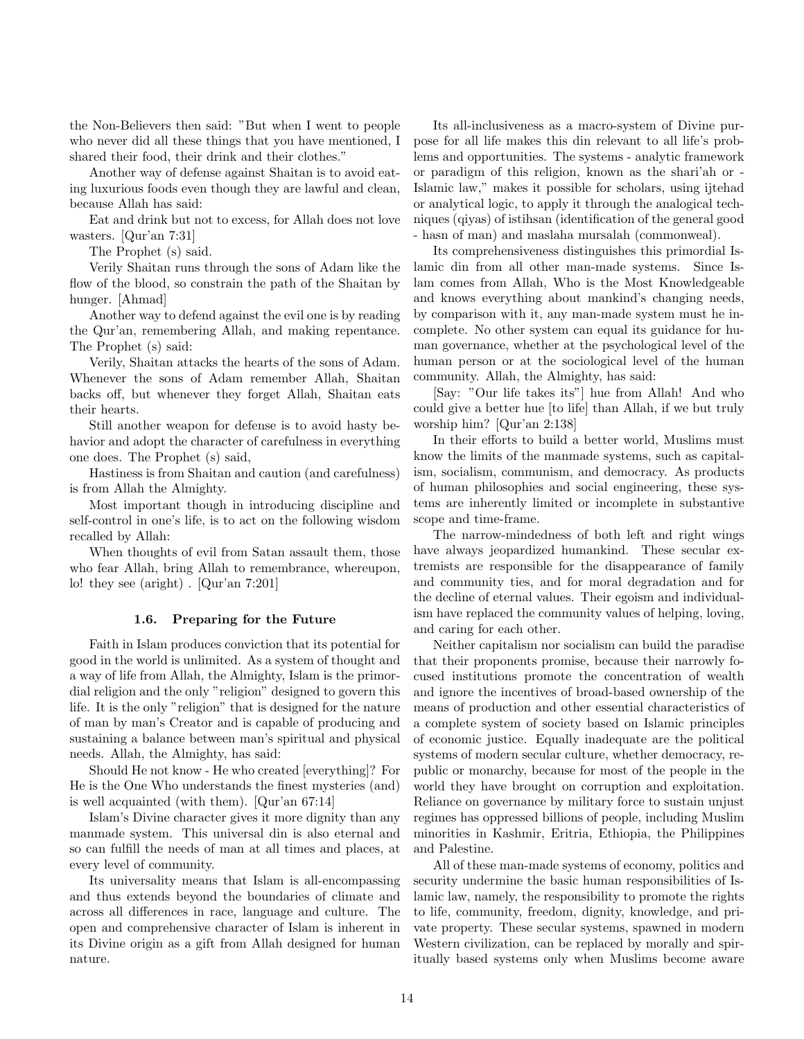the Non-Believers then said: "But when I went to people who never did all these things that you have mentioned, I shared their food, their drink and their clothes."

Another way of defense against Shaitan is to avoid eating luxurious foods even though they are lawful and clean, because Allah has said:

Eat and drink but not to excess, for Allah does not love wasters. [Qur'an 7:31]

The Prophet (s) said.

Verily Shaitan runs through the sons of Adam like the flow of the blood, so constrain the path of the Shaitan by hunger. [Ahmad]

Another way to defend against the evil one is by reading the Qur'an, remembering Allah, and making repentance. The Prophet (s) said:

Verily, Shaitan attacks the hearts of the sons of Adam. Whenever the sons of Adam remember Allah, Shaitan backs off, but whenever they forget Allah, Shaitan eats their hearts.

Still another weapon for defense is to avoid hasty behavior and adopt the character of carefulness in everything one does. The Prophet (s) said,

Hastiness is from Shaitan and caution (and carefulness) is from Allah the Almighty.

Most important though in introducing discipline and self-control in one's life, is to act on the following wisdom recalled by Allah:

When thoughts of evil from Satan assault them, those who fear Allah, bring Allah to remembrance, whereupon, lo! they see (aright) . [Qur'an 7:201]

### 1.6. Preparing for the Future

Faith in Islam produces conviction that its potential for good in the world is unlimited. As a system of thought and a way of life from Allah, the Almighty, Islam is the primordial religion and the only "religion" designed to govern this life. It is the only "religion" that is designed for the nature of man by man's Creator and is capable of producing and sustaining a balance between man's spiritual and physical needs. Allah, the Almighty, has said:

Should He not know - He who created [everything]? For He is the One Who understands the finest mysteries (and) is well acquainted (with them). [Qur'an 67:14]

Islam's Divine character gives it more dignity than any manmade system. This universal din is also eternal and so can fulfill the needs of man at all times and places, at every level of community.

Its universality means that Islam is all-encompassing and thus extends beyond the boundaries of climate and across all differences in race, language and culture. The open and comprehensive character of Islam is inherent in its Divine origin as a gift from Allah designed for human nature.

Its all-inclusiveness as a macro-system of Divine purpose for all life makes this din relevant to all life's problems and opportunities. The systems - analytic framework or paradigm of this religion, known as the shari'ah or - Islamic law," makes it possible for scholars, using ijtehad or analytical logic, to apply it through the analogical techniques (qiyas) of istihsan (identification of the general good - hasn of man) and maslaha mursalah (commonweal).

Its comprehensiveness distinguishes this primordial Islamic din from all other man-made systems. Since Islam comes from Allah, Who is the Most Knowledgeable and knows everything about mankind's changing needs, by comparison with it, any man-made system must he incomplete. No other system can equal its guidance for human governance, whether at the psychological level of the human person or at the sociological level of the human community. Allah, the Almighty, has said:

[Say: "Our life takes its"] hue from Allah! And who could give a better hue [to life] than Allah, if we but truly worship him? [Qur'an 2:138]

In their efforts to build a better world, Muslims must know the limits of the manmade systems, such as capitalism, socialism, communism, and democracy. As products of human philosophies and social engineering, these systems are inherently limited or incomplete in substantive scope and time-frame.

The narrow-mindedness of both left and right wings have always jeopardized humankind. These secular extremists are responsible for the disappearance of family and community ties, and for moral degradation and for the decline of eternal values. Their egoism and individualism have replaced the community values of helping, loving, and caring for each other.

Neither capitalism nor socialism can build the paradise that their proponents promise, because their narrowly focused institutions promote the concentration of wealth and ignore the incentives of broad-based ownership of the means of production and other essential characteristics of a complete system of society based on Islamic principles of economic justice. Equally inadequate are the political systems of modern secular culture, whether democracy, republic or monarchy, because for most of the people in the world they have brought on corruption and exploitation. Reliance on governance by military force to sustain unjust regimes has oppressed billions of people, including Muslim minorities in Kashmir, Eritria, Ethiopia, the Philippines and Palestine.

All of these man-made systems of economy, politics and security undermine the basic human responsibilities of Islamic law, namely, the responsibility to promote the rights to life, community, freedom, dignity, knowledge, and private property. These secular systems, spawned in modern Western civilization, can be replaced by morally and spiritually based systems only when Muslims become aware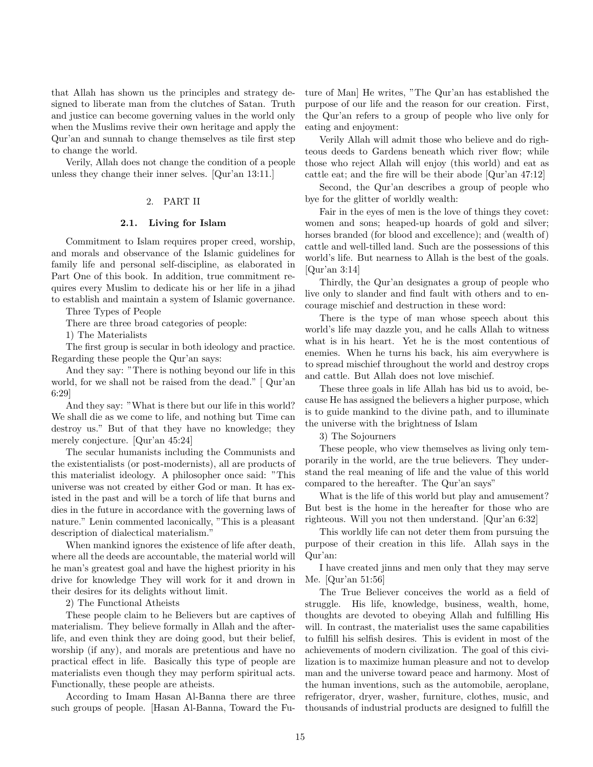that Allah has shown us the principles and strategy designed to liberate man from the clutches of Satan. Truth and justice can become governing values in the world only when the Muslims revive their own heritage and apply the Qur'an and sunnah to change themselves as tile first step to change the world.

Verily, Allah does not change the condition of a people unless they change their inner selves. [Qur'an 13:11.]

## 2. PART II

### 2.1. Living for Islam

Commitment to Islam requires proper creed, worship, and morals and observance of the Islamic guidelines for family life and personal self-discipline, as elaborated in Part One of this book. In addition, true commitment requires every Muslim to dedicate his or her life in a jihad to establish and maintain a system of Islamic governance.

Three Types of People

There are three broad categories of people:

1) The Materialists

The first group is secular in both ideology and practice. Regarding these people the Qur'an says:

And they say: "There is nothing beyond our life in this world, for we shall not be raised from the dead." [ Qur'an 6:29]

And they say: "What is there but our life in this world? We shall die as we come to life, and nothing but Time can destroy us." But of that they have no knowledge; they merely conjecture. [Qur'an 45:24]

The secular humanists including the Communists and the existentialists (or post-modernists), all are products of this materialist ideology. A philosopher once said: "This universe was not created by either God or man. It has existed in the past and will be a torch of life that burns and dies in the future in accordance with the governing laws of nature." Lenin commented laconically, "This is a pleasant description of dialectical materialism."

When mankind ignores the existence of life after death, where all the deeds are accountable, the material world will he man's greatest goal and have the highest priority in his drive for knowledge They will work for it and drown in their desires for its delights without limit.

2) The Functional Atheists

These people claim to he Believers but are captives of materialism. They believe formally in Allah and the afterlife, and even think they are doing good, but their belief, worship (if any), and morals are pretentious and have no practical effect in life. Basically this type of people are materialists even though they may perform spiritual acts. Functionally, these people are atheists.

According to Imam Hasan Al-Banna there are three such groups of people. [Hasan Al-Banna, Toward the Future of Man] He writes, "The Qur'an has established the purpose of our life and the reason for our creation. First, the Qur'an refers to a group of people who live only for eating and enjoyment:

Verily Allah will admit those who believe and do righteous deeds to Gardens beneath which river flow; while those who reject Allah will enjoy (this world) and eat as cattle eat; and the fire will be their abode [Qur'an 47:12]

Second, the Qur'an describes a group of people who bye for the glitter of worldly wealth:

Fair in the eyes of men is the love of things they covet: women and sons; heaped-up hoards of gold and silver; horses branded (for blood and excellence); and (wealth of) cattle and well-tilled land. Such are the possessions of this world's life. But nearness to Allah is the best of the goals. [Qur'an 3:14]

Thirdly, the Qur'an designates a group of people who live only to slander and find fault with others and to encourage mischief and destruction in these word:

There is the type of man whose speech about this world's life may dazzle you, and he calls Allah to witness what is in his heart. Yet he is the most contentious of enemies. When he turns his back, his aim everywhere is to spread mischief throughout the world and destroy crops and cattle. But Allah does not love mischief.

These three goals in life Allah has bid us to avoid, because He has assigned the believers a higher purpose, which is to guide mankind to the divine path, and to illuminate the universe with the brightness of Islam

3) The Sojourners

These people, who view themselves as living only temporarily in the world, are the true believers. They understand the real meaning of life and the value of this world compared to the hereafter. The Qur'an says"

What is the life of this world but play and amusement? But best is the home in the hereafter for those who are righteous. Will you not then understand. [Qur'an 6:32]

This worldly life can not deter them from pursuing the purpose of their creation in this life. Allah says in the Qur'an:

I have created jinns and men only that they may serve Me. [Qur'an 51:56]

The True Believer conceives the world as a field of struggle. His life, knowledge, business, wealth, home, thoughts are devoted to obeying Allah and fulfilling His will. In contrast, the materialist uses the same capabilities to fulfill his selfish desires. This is evident in most of the achievements of modern civilization. The goal of this civilization is to maximize human pleasure and not to develop man and the universe toward peace and harmony. Most of the human inventions, such as the automobile, aeroplane, refrigerator, dryer, washer, furniture, clothes, music, and thousands of industrial products are designed to fulfill the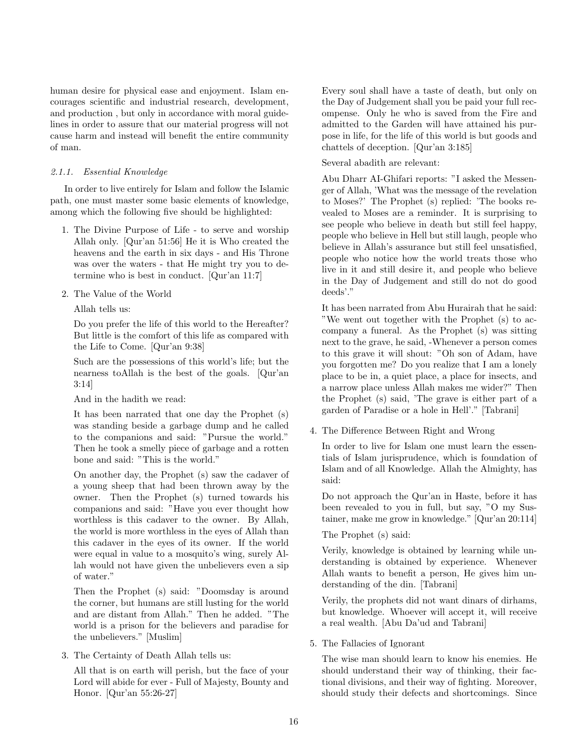human desire for physical ease and enjoyment. Islam encourages scientific and industrial research, development, and production , but only in accordance with moral guidelines in order to assure that our material progress will not cause harm and instead will benefit the entire community of man.

#### *2.1.1. Essential Knowledge*

In order to live entirely for Islam and follow the Islamic path, one must master some basic elements of knowledge, among which the following five should be highlighted:

1. The Divine Purpose of Life - to serve and worship Allah only. [Qur'an 51:56] He it is Who created the heavens and the earth in six days - and His Throne was over the waters - that He might try you to determine who is best in conduct. [Qur'an 11:7]

2. The Value of the World

   Allah tells us:

   Do you prefer the life of this world to the Hereafter? But little is the comfort of this life as compared with the Life to Come. [Qur'an 9:38]

   Such are the possessions of this world's life; but the nearness toAllah is the best of the goals. [Qur'an 3:14]

   And in the hadith we read:

   It has been narrated that one day the Prophet (s) was standing beside a garbage dump and he called to the companions and said: "Pursue the world." Then he took a smelly piece of garbage and a rotten bone and said: "This is the world."

   On another day, the Prophet (s) saw the cadaver of a young sheep that had been thrown away by the owner. Then the Prophet (s) turned towards his companions and said: "Have you ever thought how worthless is this cadaver to the owner. By Allah, the world is more worthless in the eyes of Allah than this cadaver in the eyes of its owner. If the world were equal in value to a mosquito's wing, surely Allah would not have given the unbelievers even a sip of water."

   Then the Prophet (s) said: "Doomsday is around the corner, but humans are still lusting for the world and are distant from Allah." Then he added. "The world is a prison for the believers and paradise for the unbelievers." [Muslim]

3. The Certainty of Death Allah tells us:

   All that is on earth will perish, but the face of your Lord will abide for ever - Full of Majesty, Bounty and Honor. [Qur'an 55:26-27]

   Every soul shall have a taste of death, but only on the Day of Judgement shall you be paid your full recompense. Only he who is saved from the Fire and admitted to the Garden will have attained his purpose in life, for the life of this world is but goods and chattels of deception. [Qur'an 3:185]

   Several abadith are relevant:

   Abu Dharr AI-Ghifari reports: "I asked the Messenger of Allah, 'What was the message of the revelation to Moses?' The Prophet (s) replied: 'The books revealed to Moses are a reminder. It is surprising to see people who believe in death but still feel happy, people who believe in Hell but still laugh, people who believe in Allah's assurance but still feel unsatisfied, people who notice how the world treats those who live in it and still desire it, and people who believe in the Day of Judgement and still do not do good deeds'."

   It has been narrated from Abu Hurairah that he said: "We went out together with the Prophet (s) to accompany a funeral. As the Prophet (s) was sitting next to the grave, he said, -Whenever a person comes to this grave it will shout: "Oh son of Adam, have you forgotten me? Do you realize that I am a lonely place to be in, a quiet place, a place for insects, and a narrow place unless Allah makes me wider?" Then the Prophet (s) said, 'The grave is either part of a garden of Paradise or a hole in Hell'." [Tabrani]

4. The Difference Between Right and Wrong

   In order to live for Islam one must learn the essentials of Islam jurisprudence, which is foundation of Islam and of all Knowledge. Allah the Almighty, has said:

   Do not approach the Qur'an in Haste, before it has been revealed to you in full, but say, "O my Sustainer, make me grow in knowledge." [Qur'an 20:114]

   The Prophet (s) said:

   Verily, knowledge is obtained by learning while understanding is obtained by experience. Whenever Allah wants to benefit a person, He gives him understanding of the din. [Tabrani]

   Verily, the prophets did not want dinars of dirhams, but knowledge. Whoever will accept it, will receive a real wealth. [Abu Da'ud and Tabrani]

5. The Fallacies of Ignorant

   The wise man should learn to know his enemies. He should understand their way of thinking, their factional divisions, and their way of fighting. Moreover, should study their defects and shortcomings. Since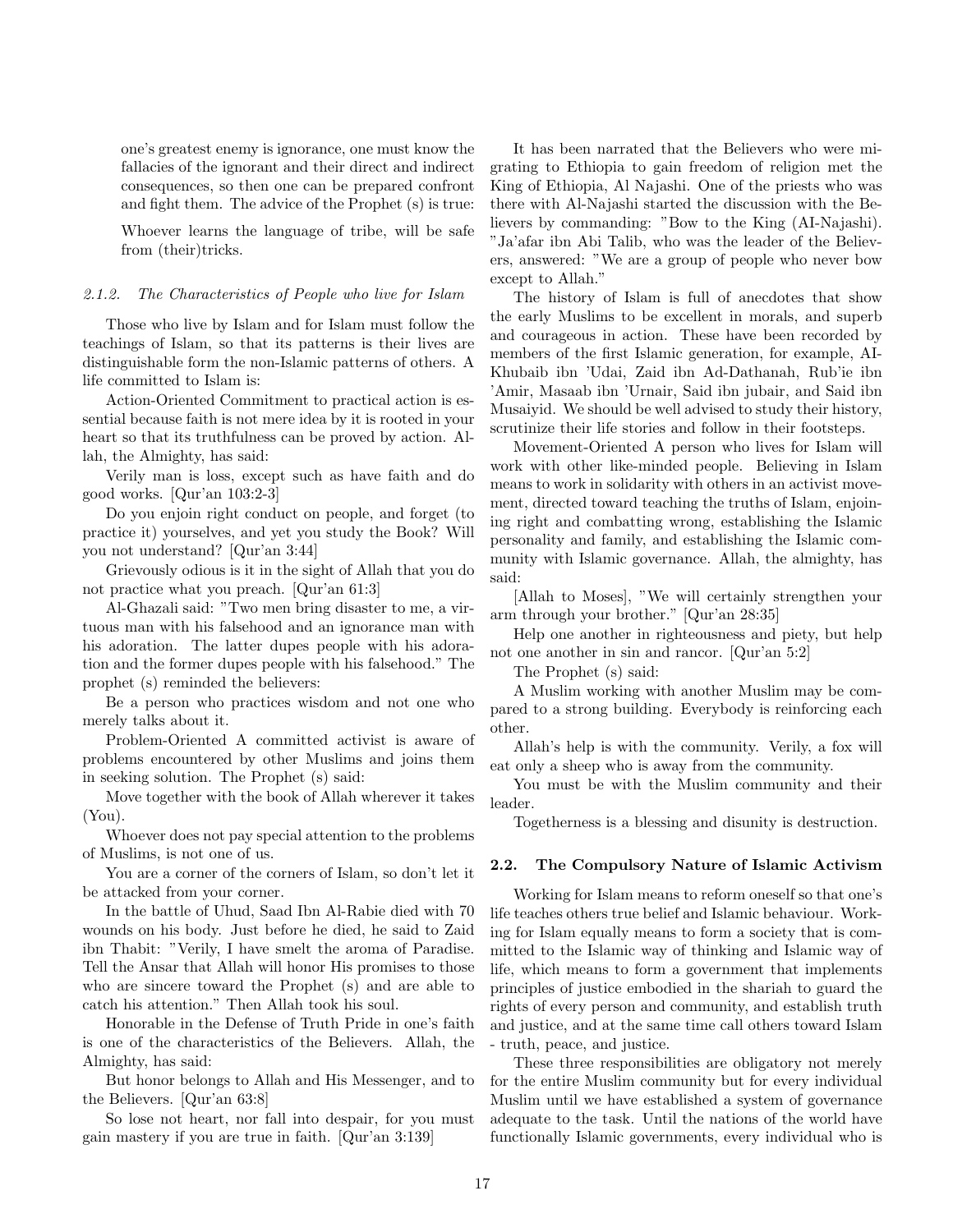one's greatest enemy is ignorance, one must know the fallacies of the ignorant and their direct and indirect consequences, so then one can be prepared confront and fight them. The advice of the Prophet (s) is true:

Whoever learns the language of tribe, will be safe from (their)tricks.

#### *2.1.2. The Characteristics of People who live for Islam*

Those who live by Islam and for Islam must follow the teachings of Islam, so that its patterns is their lives are distinguishable form the non-Islamic patterns of others. A life committed to Islam is:

Action-Oriented Commitment to practical action is essential because faith is not mere idea by it is rooted in your heart so that its truthfulness can be proved by action. Allah, the Almighty, has said:

Verily man is loss, except such as have faith and do good works. [Qur'an 103:2-3]

Do you enjoin right conduct on people, and forget (to practice it) yourselves, and yet you study the Book? Will you not understand? [Qur'an 3:44]

Grievously odious is it in the sight of Allah that you do not practice what you preach. [Qur'an 61:3]

Al-Ghazali said: "Two men bring disaster to me, a virtuous man with his falsehood and an ignorance man with his adoration. The latter dupes people with his adoration and the former dupes people with his falsehood." The prophet (s) reminded the believers:

Be a person who practices wisdom and not one who merely talks about it.

Problem-Oriented A committed activist is aware of problems encountered by other Muslims and joins them in seeking solution. The Prophet (s) said:

Move together with the book of Allah wherever it takes (You).

Whoever does not pay special attention to the problems of Muslims, is not one of us.

You are a corner of the corners of Islam, so don't let it be attacked from your corner.

In the battle of Uhud, Saad Ibn Al-Rabie died with 70 wounds on his body. Just before he died, he said to Zaid ibn Thabit: "Verily, I have smelt the aroma of Paradise. Tell the Ansar that Allah will honor His promises to those who are sincere toward the Prophet (s) and are able to catch his attention." Then Allah took his soul.

Honorable in the Defense of Truth Pride in one's faith is one of the characteristics of the Believers. Allah, the Almighty, has said:

But honor belongs to Allah and His Messenger, and to the Believers. [Qur'an 63:8]

So lose not heart, nor fall into despair, for you must gain mastery if you are true in faith. [Qur'an 3:139]

It has been narrated that the Believers who were migrating to Ethiopia to gain freedom of religion met the King of Ethiopia, Al Najashi. One of the priests who was there with Al-Najashi started the discussion with the Believers by commanding: "Bow to the King (AI-Najashi). "Ja'afar ibn Abi Talib, who was the leader of the Believers, answered: "We are a group of people who never bow except to Allah."

The history of Islam is full of anecdotes that show the early Muslims to be excellent in morals, and superb and courageous in action. These have been recorded by members of the first Islamic generation, for example, AI-Khubaib ibn 'Udai, Zaid ibn Ad-Dathanah, Rub'ie ibn 'Amir, Masaab ibn 'Urnair, Said ibn jubair, and Said ibn Musaiyid. We should be well advised to study their history, scrutinize their life stories and follow in their footsteps.

Movement-Oriented A person who lives for Islam will work with other like-minded people. Believing in Islam means to work in solidarity with others in an activist movement, directed toward teaching the truths of Islam, enjoining right and combatting wrong, establishing the Islamic personality and family, and establishing the Islamic community with Islamic governance. Allah, the almighty, has said:

[Allah to Moses], "We will certainly strengthen your arm through your brother." [Qur'an 28:35]

Help one another in righteousness and piety, but help not one another in sin and rancor. [Qur'an 5:2]

The Prophet (s) said:

A Muslim working with another Muslim may be compared to a strong building. Everybody is reinforcing each other.

Allah's help is with the community. Verily, a fox will eat only a sheep who is away from the community.

You must be with the Muslim community and their leader.

Togetherness is a blessing and disunity is destruction.

### **2.2. The Compulsory Nature of Islamic Activism**

Working for Islam means to reform oneself so that one's life teaches others true belief and Islamic behaviour. Working for Islam equally means to form a society that is committed to the Islamic way of thinking and Islamic way of life, which means to form a government that implements principles of justice embodied in the shariah to guard the rights of every person and community, and establish truth and justice, and at the same time call others toward Islam - truth, peace, and justice.

These three responsibilities are obligatory not merely for the entire Muslim community but for every individual Muslim until we have established a system of governance adequate to the task. Until the nations of the world have functionally Islamic governments, every individual who is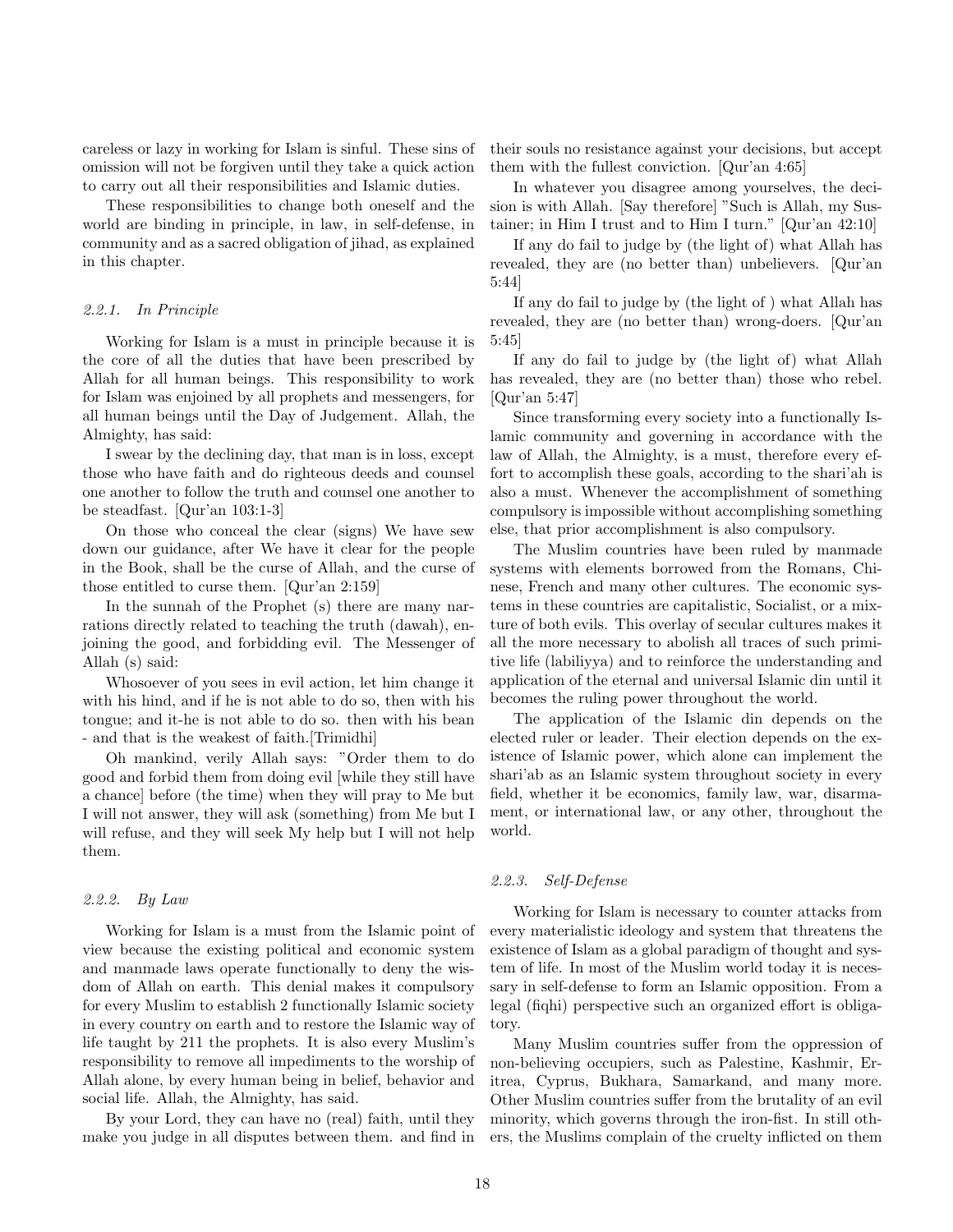careless or lazy in working for Islam is sinful. These sins of omission will not be forgiven until they take a quick action to carry out all their responsibilities and Islamic duties.

These responsibilities to change both oneself and the world are binding in principle, in law, in self-defense, in community and as a sacred obligation of jihad, as explained in this chapter.

### *2.2.1. In Principle*

Working for Islam is a must in principle because it is the core of all the duties that have been prescribed by Allah for all human beings. This responsibility to work for Islam was enjoined by all prophets and messengers, for all human beings until the Day of Judgement. Allah, the Almighty, has said:

I swear by the declining day, that man is in loss, except those who have faith and do righteous deeds and counsel one another to follow the truth and counsel one another to be steadfast. [Qur'an 103:1-3]

On those who conceal the clear (signs) We have sew down our guidance, after We have it clear for the people in the Book, shall be the curse of Allah, and the curse of those entitled to curse them. [Qur'an 2:159]

In the sunnah of the Prophet (s) there are many narrations directly related to teaching the truth (dawah), enjoining the good, and forbidding evil. The Messenger of Allah (s) said:

Whosoever of you sees in evil action, let him change it with his hind, and if he is not able to do so, then with his tongue; and it-he is not able to do so. then with his bean - and that is the weakest of faith.[Trimidhi]

Oh mankind, verily Allah says: "Order them to do good and forbid them from doing evil [while they still have a chance] before (the time) when they will pray to Me but I will not answer, they will ask (something) from Me but I will refuse, and they will seek My help but I will not help them.

### *2.2.2. By Law*

Working for Islam is a must from the Islamic point of view because the existing political and economic system and manmade laws operate functionally to deny the wisdom of Allah on earth. This denial makes it compulsory for every Muslim to establish 2 functionally Islamic society in every country on earth and to restore the Islamic way of life taught by 211 the prophets. It is also every Muslim's responsibility to remove all impediments to the worship of Allah alone, by every human being in belief, behavior and social life. Allah, the Almighty, has said.

By your Lord, they can have no (real) faith, until they make you judge in all disputes between them. and find in their souls no resistance against your decisions, but accept them with the fullest conviction. [Qur'an 4:65]

In whatever you disagree among yourselves, the decision is with Allah. [Say therefore] "Such is Allah, my Sustainer; in Him I trust and to Him I turn." [Qur'an 42:10]

If any do fail to judge by (the light of) what Allah has revealed, they are (no better than) unbelievers. [Qur'an 5:44]

If any do fail to judge by (the light of ) what Allah has revealed, they are (no better than) wrong-doers. [Qur'an 5:45]

If any do fail to judge by (the light of) what Allah has revealed, they are (no better than) those who rebel. [Qur'an 5:47]

Since transforming every society into a functionally Islamic community and governing in accordance with the law of Allah, the Almighty, is a must, therefore every effort to accomplish these goals, according to the shari'ah is also a must. Whenever the accomplishment of something compulsory is impossible without accomplishing something else, that prior accomplishment is also compulsory.

The Muslim countries have been ruled by manmade systems with elements borrowed from the Romans, Chinese, French and many other cultures. The economic systems in these countries are capitalistic, Socialist, or a mixture of both evils. This overlay of secular cultures makes it all the more necessary to abolish all traces of such primitive life (labiliyya) and to reinforce the understanding and application of the eternal and universal Islamic din until it becomes the ruling power throughout the world.

The application of the Islamic din depends on the elected ruler or leader. Their election depends on the existence of Islamic power, which alone can implement the shari'ab as an Islamic system throughout society in every field, whether it be economics, family law, war, disarmament, or international law, or any other, throughout the world.

### *2.2.3. Self-Defense*

Working for Islam is necessary to counter attacks from every materialistic ideology and system that threatens the existence of Islam as a global paradigm of thought and system of life. In most of the Muslim world today it is necessary in self-defense to form an Islamic opposition. From a legal (fiqhi) perspective such an organized effort is obligatory.

Many Muslim countries suffer from the oppression of non-believing occupiers, such as Palestine, Kashmir, Eritrea, Cyprus, Bukhara, Samarkand, and many more. Other Muslim countries suffer from the brutality of an evil minority, which governs through the iron-fist. In still others, the Muslims complain of the cruelty inflicted on them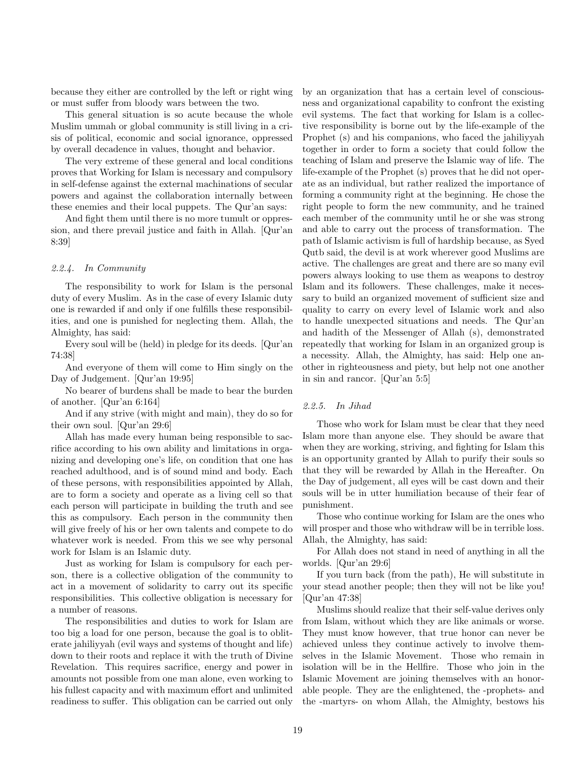because they either are controlled by the left or right wing or must suffer from bloody wars between the two.

This general situation is so acute because the whole Muslim ummah or global community is still living in a crisis of political, economic and social ignorance, oppressed by overall decadence in values, thought and behavior.

The very extreme of these general and local conditions proves that Working for Islam is necessary and compulsory in self-defense against the external machinations of secular powers and against the collaboration internally between these enemies and their local puppets. The Qur'an says:

And fight them until there is no more tumult or oppression, and there prevail justice and faith in Allah. [Qur'an 8:39]

### *2.2.4. In Community*

The responsibility to work for Islam is the personal duty of every Muslim. As in the case of every Islamic duty one is rewarded if and only if one fulfills these responsibilities, and one is punished for neglecting them. Allah, the Almighty, has said:

Every soul will be (held) in pledge for its deeds. [Qur'an 74:38]

And everyone of them will come to Him singly on the Day of Judgement. [Qur'an 19:95]

No bearer of burdens shall be made to bear the burden of another. [Qur'an 6:164]

And if any strive (with might and main), they do so for their own soul. [Qur'an 29:6]

Allah has made every human being responsible to sacrifice according to his own ability and limitations in organizing and developing one's life, on condition that one has reached adulthood, and is of sound mind and body. Each of these persons, with responsibilities appointed by Allah, are to form a society and operate as a living cell so that each person will participate in building the truth and see this as compulsory. Each person in the community then will give freely of his or her own talents and compete to do whatever work is needed. From this we see why personal work for Islam is an Islamic duty.

Just as working for Islam is compulsory for each person, there is a collective obligation of the community to act in a movement of solidarity to carry out its specific responsibilities. This collective obligation is necessary for a number of reasons.

The responsibilities and duties to work for Islam are too big a load for one person, because the goal is to obliterate jahiliyyah (evil ways and systems of thought and life) down to their roots and replace it with the truth of Divine Revelation. This requires sacrifice, energy and power in amounts not possible from one man alone, even working to his fullest capacity and with maximum effort and unlimited readiness to suffer. This obligation can be carried out only by an organization that has a certain level of consciousness and organizational capability to confront the existing evil systems. The fact that working for Islam is a collective responsibility is borne out by the life-example of the Prophet (s) and his companions, who faced the jahiliyyah together in order to form a society that could follow the teaching of Islam and preserve the Islamic way of life. The life-example of the Prophet (s) proves that he did not operate as an individual, but rather realized the importance of forming a community right at the beginning. He chose the right people to form the new community, and he trained each member of the community until he or she was strong and able to carry out the process of transformation. The path of Islamic activism is full of hardship because, as Syed Qutb said, the devil is at work wherever good Muslims are active. The challenges are great and there are so many evil powers always looking to use them as weapons to destroy Islam and its followers. These challenges, make it necessary to build an organized movement of sufficient size and quality to carry on every level of Islamic work and also to handle unexpected situations and needs. The Qur'an and hadith of the Messenger of Allah (s), demonstrated repeatedly that working for Islam in an organized group is a necessity. Allah, the Almighty, has said: Help one another in righteousness and piety, but help not one another in sin and rancor. [Qur'an 5:5]

### *2.2.5. In Jihad*

Those who work for Islam must be clear that they need Islam more than anyone else. They should be aware that when they are working, striving, and fighting for Islam this is an opportunity granted by Allah to purify their souls so that they will be rewarded by Allah in the Hereafter. On the Day of judgement, all eyes will be cast down and their souls will be in utter humiliation because of their fear of punishment.

Those who continue working for Islam are the ones who will prosper and those who withdraw will be in terrible loss. Allah, the Almighty, has said:

For Allah does not stand in need of anything in all the worlds. [Qur'an 29:6]

If you turn back (from the path), He will substitute in your stead another people; then they will not be like you! [Qur'an 47:38]

Muslims should realize that their self-value derives only from Islam, without which they are like animals or worse. They must know however, that true honor can never be achieved unless they continue actively to involve themselves in the Islamic Movement. Those who remain in isolation will be in the Hellfire. Those who join in the Islamic Movement are joining themselves with an honorable people. They are the enlightened, the -prophets- and the -martyrs- on whom Allah, the Almighty, bestows his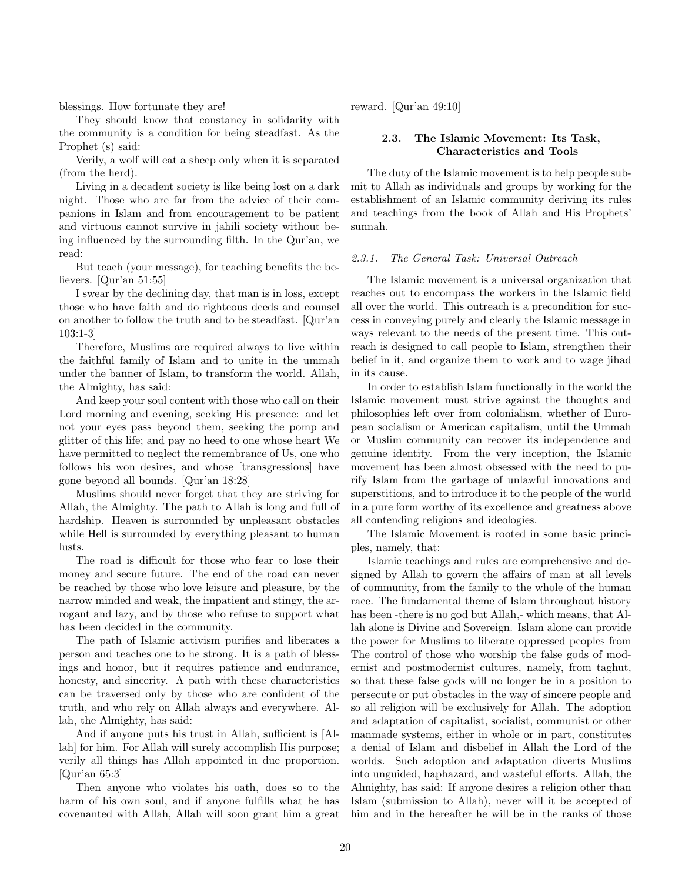blessings. How fortunate they are!

They should know that constancy in solidarity with the community is a condition for being steadfast. As the Prophet (s) said:

Verily, a wolf will eat a sheep only when it is separated (from the herd).

Living in a decadent society is like being lost on a dark night. Those who are far from the advice of their companions in Islam and from encouragement to be patient and virtuous cannot survive in jahili society without being influenced by the surrounding filth. In the Qur'an, we read:

But teach (your message), for teaching benefits the believers. [Qur'an 51:55]

I swear by the declining day, that man is in loss, except those who have faith and do righteous deeds and counsel on another to follow the truth and to be steadfast. [Qur'an 103:1-3]

Therefore, Muslims are required always to live within the faithful family of Islam and to unite in the ummah under the banner of Islam, to transform the world. Allah, the Almighty, has said:

And keep your soul content with those who call on their Lord morning and evening, seeking His presence: and let not your eyes pass beyond them, seeking the pomp and glitter of this life; and pay no heed to one whose heart We have permitted to neglect the remembrance of Us, one who follows his won desires, and whose [transgressions] have gone beyond all bounds. [Qur'an 18:28]

Muslims should never forget that they are striving for Allah, the Almighty. The path to Allah is long and full of hardship. Heaven is surrounded by unpleasant obstacles while Hell is surrounded by everything pleasant to human lusts.

The road is difficult for those who fear to lose their money and secure future. The end of the road can never be reached by those who love leisure and pleasure, by the narrow minded and weak, the impatient and stingy, the arrogant and lazy, and by those who refuse to support what has been decided in the community.

The path of Islamic activism purifies and liberates a person and teaches one to he strong. It is a path of blessings and honor, but it requires patience and endurance, honesty, and sincerity. A path with these characteristics can be traversed only by those who are confident of the truth, and who rely on Allah always and everywhere. Allah, the Almighty, has said:

And if anyone puts his trust in Allah, sufficient is [Allah] for him. For Allah will surely accomplish His purpose; verily all things has Allah appointed in due proportion. [Qur'an 65:3]

Then anyone who violates his oath, does so to the harm of his own soul, and if anyone fulfills what he has covenanted with Allah, Allah will soon grant him a great reward. [Qur'an 49:10]

### 2.3. The Islamic Movement: Its Task, Characteristics and Tools

The duty of the Islamic movement is to help people submit to Allah as individuals and groups by working for the establishment of an Islamic community deriving its rules and teachings from the book of Allah and His Prophets' sunnah.

#### *2.3.1. The General Task: Universal Outreach*

The Islamic movement is a universal organization that reaches out to encompass the workers in the Islamic field all over the world. This outreach is a precondition for success in conveying purely and clearly the Islamic message in ways relevant to the needs of the present time. This outreach is designed to call people to Islam, strengthen their belief in it, and organize them to work and to wage jihad in its cause.

In order to establish Islam functionally in the world the Islamic movement must strive against the thoughts and philosophies left over from colonialism, whether of European socialism or American capitalism, until the Ummah or Muslim community can recover its independence and genuine identity. From the very inception, the Islamic movement has been almost obsessed with the need to purify Islam from the garbage of unlawful innovations and superstitions, and to introduce it to the people of the world in a pure form worthy of its excellence and greatness above all contending religions and ideologies.

The Islamic Movement is rooted in some basic principles, namely, that:

Islamic teachings and rules are comprehensive and designed by Allah to govern the affairs of man at all levels of community, from the family to the whole of the human race. The fundamental theme of Islam throughout history has been -there is no god but Allah,- which means, that Allah alone is Divine and Sovereign. Islam alone can provide the power for Muslims to liberate oppressed peoples from The control of those who worship the false gods of modernist and postmodernist cultures, namely, from taghut, so that these false gods will no longer be in a position to persecute or put obstacles in the way of sincere people and so all religion will be exclusively for Allah. The adoption and adaptation of capitalist, socialist, communist or other manmade systems, either in whole or in part, constitutes a denial of Islam and disbelief in Allah the Lord of the worlds. Such adoption and adaptation diverts Muslims into unguided, haphazard, and wasteful efforts. Allah, the Almighty, has said: If anyone desires a religion other than Islam (submission to Allah), never will it be accepted of him and in the hereafter he will be in the ranks of those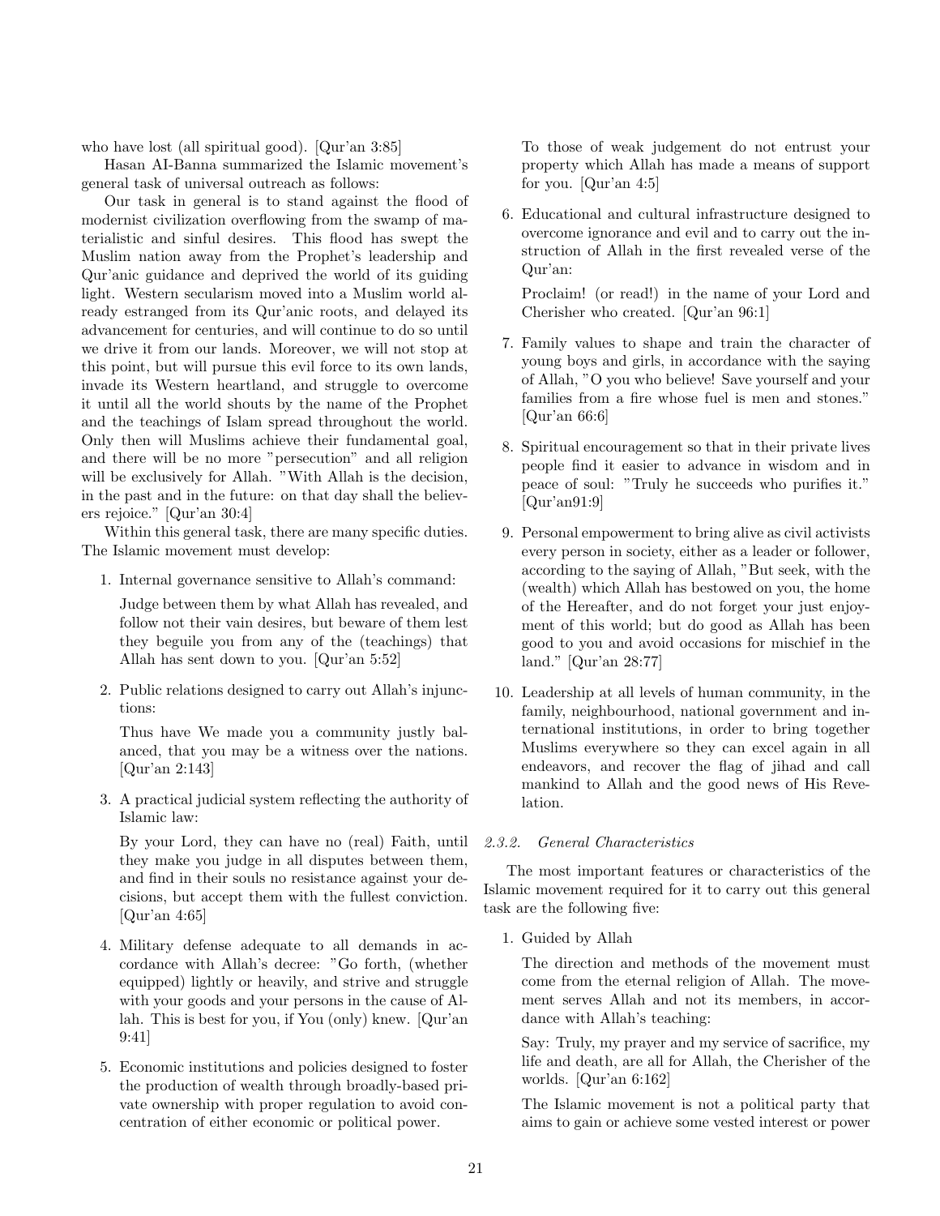who have lost (all spiritual good). [Qur'an 3:85]

Hasan AI-Banna summarized the Islamic movement's general task of universal outreach as follows:

Our task in general is to stand against the flood of modernist civilization overflowing from the swamp of materialistic and sinful desires. This flood has swept the Muslim nation away from the Prophet's leadership and Qur'anic guidance and deprived the world of its guiding light. Western secularism moved into a Muslim world already estranged from its Qur'anic roots, and delayed its advancement for centuries, and will continue to do so until we drive it from our lands. Moreover, we will not stop at this point, but will pursue this evil force to its own lands, invade its Western heartland, and struggle to overcome it until all the world shouts by the name of the Prophet and the teachings of Islam spread throughout the world. Only then will Muslims achieve their fundamental goal, and there will be no more "persecution" and all religion will be exclusively for Allah. "With Allah is the decision, in the past and in the future: on that day shall the believers rejoice." [Qur'an 30:4]

Within this general task, there are many specific duties. The Islamic movement must develop:

1. Internal governance sensitive to Allah's command:

   Judge between them by what Allah has revealed, and follow not their vain desires, but beware of them lest they beguile you from any of the (teachings) that Allah has sent down to you. [Qur'an 5:52]

2. Public relations designed to carry out Allah's injunctions:

   Thus have We made you a community justly balanced, that you may be a witness over the nations. [Qur'an 2:143]

3. A practical judicial system reflecting the authority of Islamic law:

   By your Lord, they can have no (real) Faith, until they make you judge in all disputes between them, and find in their souls no resistance against your decisions, but accept them with the fullest conviction. [Qur'an 4:65]

4. Military defense adequate to all demands in accordance with Allah's decree: "Go forth, (whether equipped) lightly or heavily, and strive and struggle with your goods and your persons in the cause of Allah. This is best for you, if You (only) knew. [Qur'an 9:41]

5. Economic institutions and policies designed to foster the production of wealth through broadly-based private ownership with proper regulation to avoid concentration of either economic or political power.

   To those of weak judgement do not entrust your property which Allah has made a means of support for you. [Qur'an 4:5]

6. Educational and cultural infrastructure designed to overcome ignorance and evil and to carry out the instruction of Allah in the first revealed verse of the Qur'an:

   Proclaim! (or read!) in the name of your Lord and Cherisher who created. [Qur'an 96:1]

7. Family values to shape and train the character of young boys and girls, in accordance with the saying of Allah, "O you who believe! Save yourself and your families from a fire whose fuel is men and stones." [Qur'an 66:6]

8. Spiritual encouragement so that in their private lives people find it easier to advance in wisdom and in peace of soul: "Truly he succeeds who purifies it." [Qur'an91:9]

9. Personal empowerment to bring alive as civil activists every person in society, either as a leader or follower, according to the saying of Allah, "But seek, with the (wealth) which Allah has bestowed on you, the home of the Hereafter, and do not forget your just enjoyment of this world; but do good as Allah has been good to you and avoid occasions for mischief in the land." [Qur'an 28:77]

10. Leadership at all levels of human community, in the family, neighbourhood, national government and international institutions, in order to bring together Muslims everywhere so they can excel again in all endeavors, and recover the flag of jihad and call mankind to Allah and the good news of His Revelation.

### *2.3.2. General Characteristics*

The most important features or characteristics of the Islamic movement required for it to carry out this general task are the following five:

1. Guided by Allah

   The direction and methods of the movement must come from the eternal religion of Allah. The movement serves Allah and not its members, in accordance with Allah's teaching:

   Say: Truly, my prayer and my service of sacrifice, my life and death, are all for Allah, the Cherisher of the worlds. [Qur'an 6:162]

   The Islamic movement is not a political party that aims to gain or achieve some vested interest or power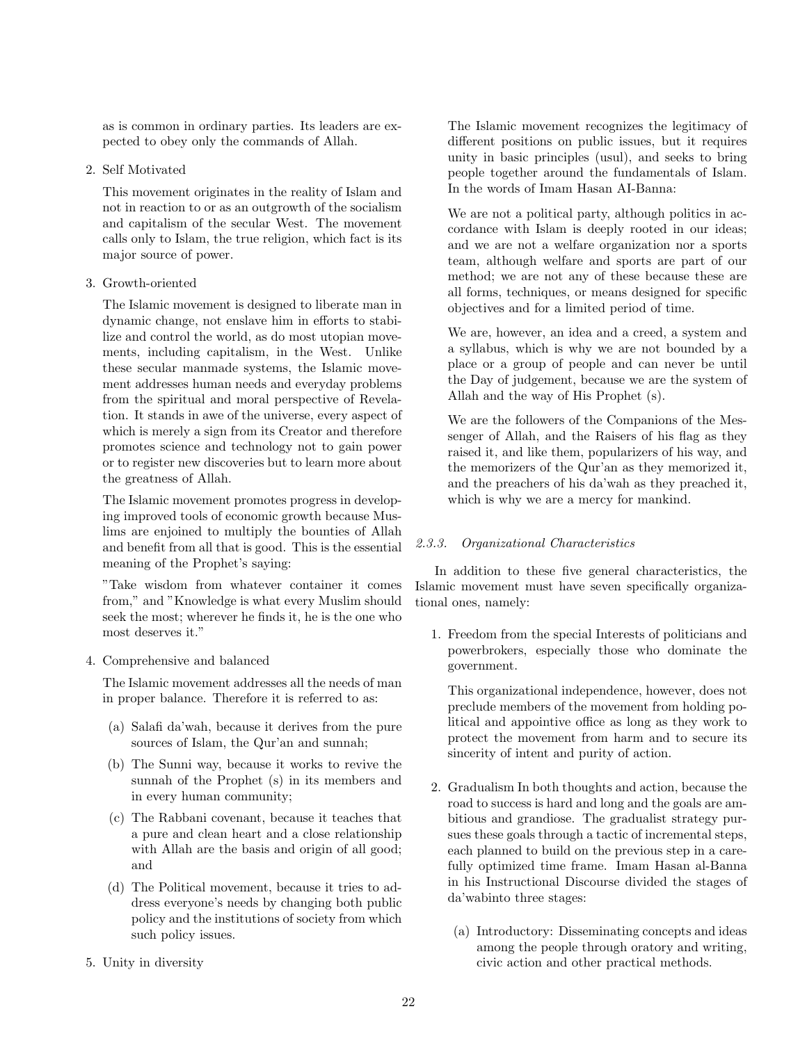as is common in ordinary parties. Its leaders are expected to obey only the commands of Allah.

2. Self Motivated

   This movement originates in the reality of Islam and not in reaction to or as an outgrowth of the socialism and capitalism of the secular West. The movement calls only to Islam, the true religion, which fact is its major source of power.

3. Growth-oriented

   The Islamic movement is designed to liberate man in dynamic change, not enslave him in efforts to stabilize and control the world, as do most utopian movements, including capitalism, in the West. Unlike these secular manmade systems, the Islamic movement addresses human needs and everyday problems from the spiritual and moral perspective of Revelation. It stands in awe of the universe, every aspect of which is merely a sign from its Creator and therefore promotes science and technology not to gain power or to register new discoveries but to learn more about the greatness of Allah.

   The Islamic movement promotes progress in developing improved tools of economic growth because Muslims are enjoined to multiply the bounties of Allah and benefit from all that is good. This is the essential meaning of the Prophet's saying:

   "Take wisdom from whatever container it comes from," and "Knowledge is what every Muslim should seek the most; wherever he finds it, he is the one who most deserves it."

4. Comprehensive and balanced

   The Islamic movement addresses all the needs of man in proper balance. Therefore it is referred to as:

   (a) Salafi da'wah, because it derives from the pure sources of Islam, the Qur'an and sunnah;

   (b) The Sunni way, because it works to revive the sunnah of the Prophet (s) in its members and in every human community;

   (c) The Rabbani covenant, because it teaches that a pure and clean heart and a close relationship with Allah are the basis and origin of all good; and

   (d) The Political movement, because it tries to address everyone's needs by changing both public policy and the institutions of society from which such policy issues.

5. Unity in diversity

   The Islamic movement recognizes the legitimacy of different positions on public issues, but it requires unity in basic principles (usul), and seeks to bring people together around the fundamentals of Islam. In the words of Imam Hasan AI-Banna:

   We are not a political party, although politics in accordance with Islam is deeply rooted in our ideas; and we are not a welfare organization nor a sports team, although welfare and sports are part of our method; we are not any of these because these are all forms, techniques, or means designed for specific objectives and for a limited period of time.

   We are, however, an idea and a creed, a system and a syllabus, which is why we are not bounded by a place or a group of people and can never be until the Day of judgement, because we are the system of Allah and the way of His Prophet (s).

   We are the followers of the Companions of the Messenger of Allah, and the Raisers of his flag as they raised it, and like them, popularizers of his way, and the memorizers of the Qur'an as they memorized it, and the preachers of his da'wah as they preached it, which is why we are a mercy for mankind.

### *2.3.3. Organizational Characteristics*

In addition to these five general characteristics, the Islamic movement must have seven specifically organizational ones, namely:

1. Freedom from the special Interests of politicians and powerbrokers, especially those who dominate the government.

   This organizational independence, however, does not preclude members of the movement from holding political and appointive office as long as they work to protect the movement from harm and to secure its sincerity of intent and purity of action.

2. Gradualism In both thoughts and action, because the road to success is hard and long and the goals are ambitious and grandiose. The gradualist strategy pursues these goals through a tactic of incremental steps, each planned to build on the previous step in a carefully optimized time frame. Imam Hasan al-Banna in his Instructional Discourse divided the stages of da'wabinto three stages:

   (a) Introductory: Disseminating concepts and ideas among the people through oratory and writing, civic action and other practical methods.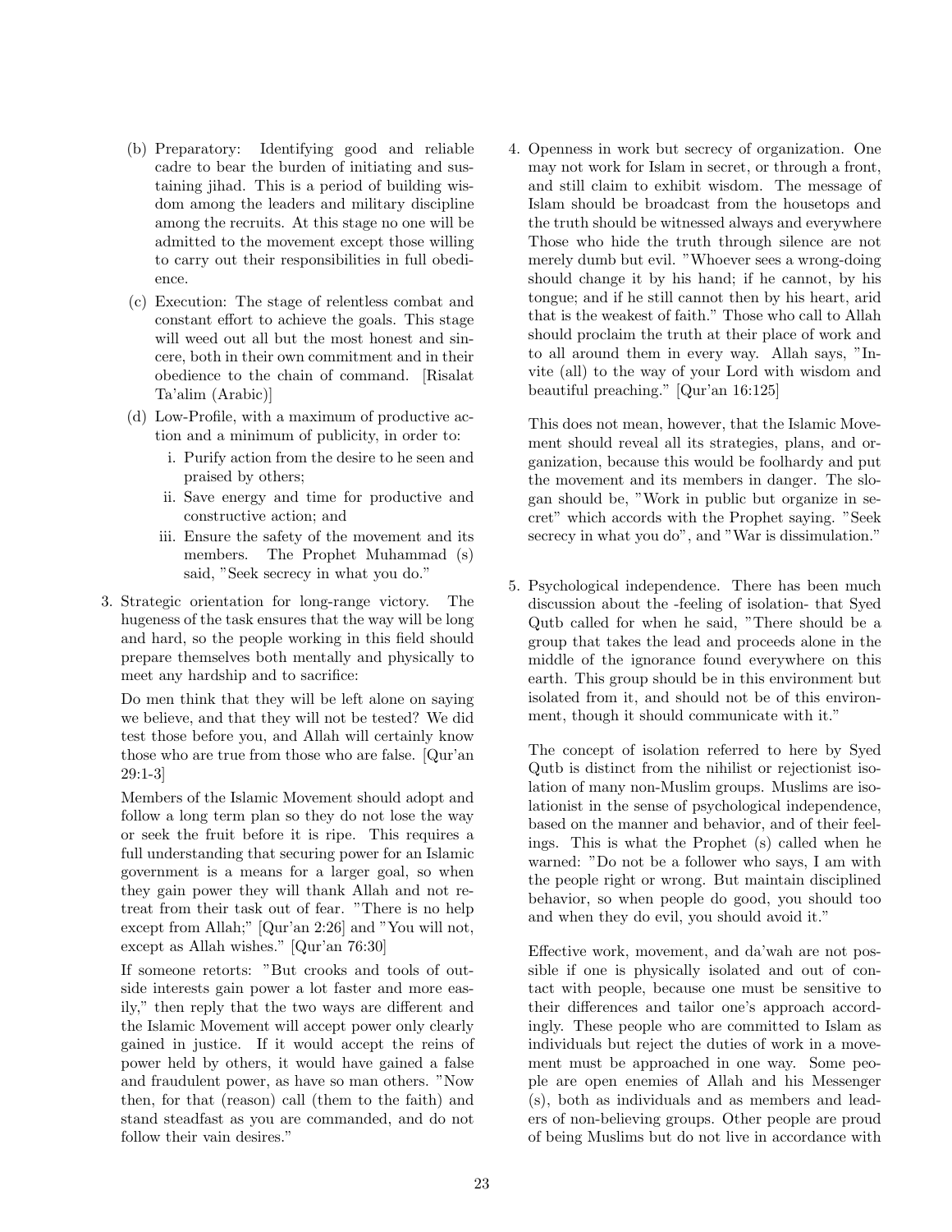(b) Preparatory: Identifying good and reliable cadre to bear the burden of initiating and sustaining jihad. This is a period of building wisdom among the leaders and military discipline among the recruits. At this stage no one will be admitted to the movement except those willing to carry out their responsibilities in full obedience.

(c) Execution: The stage of relentless combat and constant effort to achieve the goals. This stage will weed out all but the most honest and sincere, both in their own commitment and in their obedience to the chain of command. [Risalat Ta'alim (Arabic)]

(d) Low-Profile, with a maximum of productive action and a minimum of publicity, in order to:

   i. Purify action from the desire to he seen and praised by others;
   ii. Save energy and time for productive and constructive action; and
   iii. Ensure the safety of the movement and its members. The Prophet Muhammad (s) said, "Seek secrecy in what you do."

3. Strategic orientation for long-range victory. The hugeness of the task ensures that the way will be long and hard, so the people working in this field should prepare themselves both mentally and physically to meet any hardship and to sacrifice:

   Do men think that they will be left alone on saying we believe, and that they will not be tested? We did test those before you, and Allah will certainly know those who are true from those who are false. [Qur'an 29:1-3]

   Members of the Islamic Movement should adopt and follow a long term plan so they do not lose the way or seek the fruit before it is ripe. This requires a full understanding that securing power for an Islamic government is a means for a larger goal, so when they gain power they will thank Allah and not retreat from their task out of fear. "There is no help except from Allah;" [Qur'an 2:26] and "You will not, except as Allah wishes." [Qur'an 76:30]

   If someone retorts: "But crooks and tools of outside interests gain power a lot faster and more easily," then reply that the two ways are different and the Islamic Movement will accept power only clearly gained in justice. If it would accept the reins of power held by others, it would have gained a false and fraudulent power, as have so man others. "Now then, for that (reason) call (them to the faith) and stand steadfast as you are commanded, and do not follow their vain desires."

4. Openness in work but secrecy of organization. One may not work for Islam in secret, or through a front, and still claim to exhibit wisdom. The message of Islam should be broadcast from the housetops and the truth should be witnessed always and everywhere Those who hide the truth through silence are not merely dumb but evil. "Whoever sees a wrong-doing should change it by his hand; if he cannot, by his tongue; and if he still cannot then by his heart, arid that is the weakest of faith." Those who call to Allah should proclaim the truth at their place of work and to all around them in every way. Allah says, "Invite (all) to the way of your Lord with wisdom and beautiful preaching." [Qur'an 16:125]

   This does not mean, however, that the Islamic Movement should reveal all its strategies, plans, and organization, because this would be foolhardy and put the movement and its members in danger. The slogan should be, "Work in public but organize in secret" which accords with the Prophet saying. "Seek secrecy in what you do", and "War is dissimulation."

5. Psychological independence. There has been much discussion about the -feeling of isolation- that Syed Qutb called for when he said, "There should be a group that takes the lead and proceeds alone in the middle of the ignorance found everywhere on this earth. This group should be in this environment but isolated from it, and should not be of this environment, though it should communicate with it."

   The concept of isolation referred to here by Syed Qutb is distinct from the nihilist or rejectionist isolation of many non-Muslim groups. Muslims are isolationist in the sense of psychological independence, based on the manner and behavior, and of their feelings. This is what the Prophet (s) called when he warned: "Do not be a follower who says, I am with the people right or wrong. But maintain disciplined behavior, so when people do good, you should too and when they do evil, you should avoid it."

   Effective work, movement, and da'wah are not possible if one is physically isolated and out of contact with people, because one must be sensitive to their differences and tailor one's approach accordingly. These people who are committed to Islam as individuals but reject the duties of work in a movement must be approached in one way. Some people are open enemies of Allah and his Messenger (s), both as individuals and as members and leaders of non-believing groups. Other people are proud of being Muslims but do not live in accordance with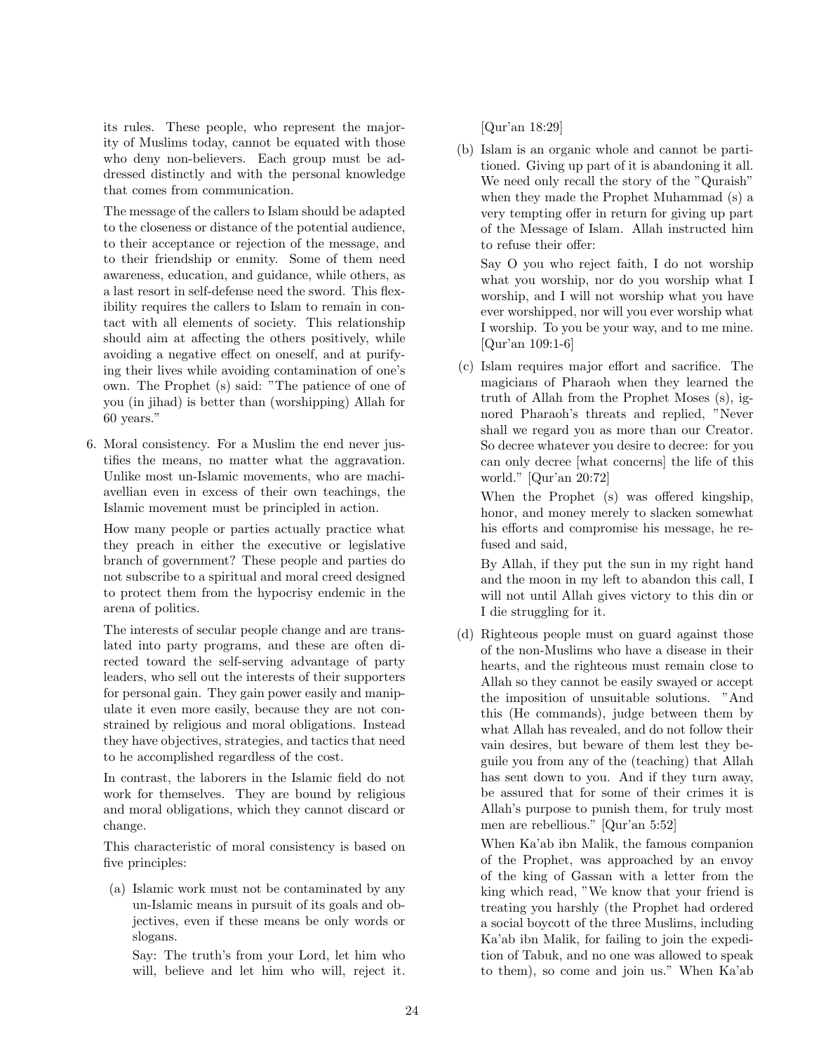its rules. These people, who represent the majority of Muslims today, cannot be equated with those who deny non-believers. Each group must be addressed distinctly and with the personal knowledge that comes from communication.

The message of the callers to Islam should be adapted to the closeness or distance of the potential audience, to their acceptance or rejection of the message, and to their friendship or enmity. Some of them need awareness, education, and guidance, while others, as a last resort in self-defense need the sword. This flexibility requires the callers to Islam to remain in contact with all elements of society. This relationship should aim at affecting the others positively, while avoiding a negative effect on oneself, and at purifying their lives while avoiding contamination of one's own. The Prophet (s) said: "The patience of one of you (in jihad) is better than (worshipping) Allah for 60 years."

6. Moral consistency. For a Muslim the end never justifies the means, no matter what the aggravation. Unlike most un-Islamic movements, who are machiavellian even in excess of their own teachings, the Islamic movement must be principled in action.

   How many people or parties actually practice what they preach in either the executive or legislative branch of government? These people and parties do not subscribe to a spiritual and moral creed designed to protect them from the hypocrisy endemic in the arena of politics.

   The interests of secular people change and are translated into party programs, and these are often directed toward the self-serving advantage of party leaders, who sell out the interests of their supporters for personal gain. They gain power easily and manipulate it even more easily, because they are not constrained by religious and moral obligations. Instead they have objectives, strategies, and tactics that need to he accomplished regardless of the cost.

   In contrast, the laborers in the Islamic field do not work for themselves. They are bound by religious and moral obligations, which they cannot discard or change.

   This characteristic of moral consistency is based on five principles:

   (a) Islamic work must not be contaminated by any un-Islamic means in pursuit of its goals and objectives, even if these means be only words or slogans.

   Say: The truth's from your Lord, let him who will, believe and let him who will, reject it. [Qur'an 18:29]

   (b) Islam is an organic whole and cannot be partitioned. Giving up part of it is abandoning it all. We need only recall the story of the "Quraish" when they made the Prophet Muhammad (s) a very tempting offer in return for giving up part of the Message of Islam. Allah instructed him to refuse their offer:

   Say O you who reject faith, I do not worship what you worship, nor do you worship what I worship, and I will not worship what you have ever worshipped, nor will you ever worship what I worship. To you be your way, and to me mine. [Qur'an 109:1-6]

   (c) Islam requires major effort and sacrifice. The magicians of Pharaoh when they learned the truth of Allah from the Prophet Moses (s), ignored Pharaoh's threats and replied, "Never shall we regard you as more than our Creator. So decree whatever you desire to decree: for you can only decree [what concerns] the life of this world." [Qur'an 20:72]

   When the Prophet (s) was offered kingship, honor, and money merely to slacken somewhat his efforts and compromise his message, he refused and said,

   By Allah, if they put the sun in my right hand and the moon in my left to abandon this call, I will not until Allah gives victory to this din or I die struggling for it.

   (d) Righteous people must on guard against those of the non-Muslims who have a disease in their hearts, and the righteous must remain close to Allah so they cannot be easily swayed or accept the imposition of unsuitable solutions. "And this (He commands), judge between them by what Allah has revealed, and do not follow their vain desires, but beware of them lest they beguile you from any of the (teaching) that Allah has sent down to you. And if they turn away, be assured that for some of their crimes it is Allah's purpose to punish them, for truly most men are rebellious." [Qur'an 5:52]

   When Ka'ab ibn Malik, the famous companion of the Prophet, was approached by an envoy of the king of Gassan with a letter from the king which read, "We know that your friend is treating you harshly (the Prophet had ordered a social boycott of the three Muslims, including Ka'ab ibn Malik, for failing to join the expedition of Tabuk, and no one was allowed to speak to them), so come and join us." When Ka'ab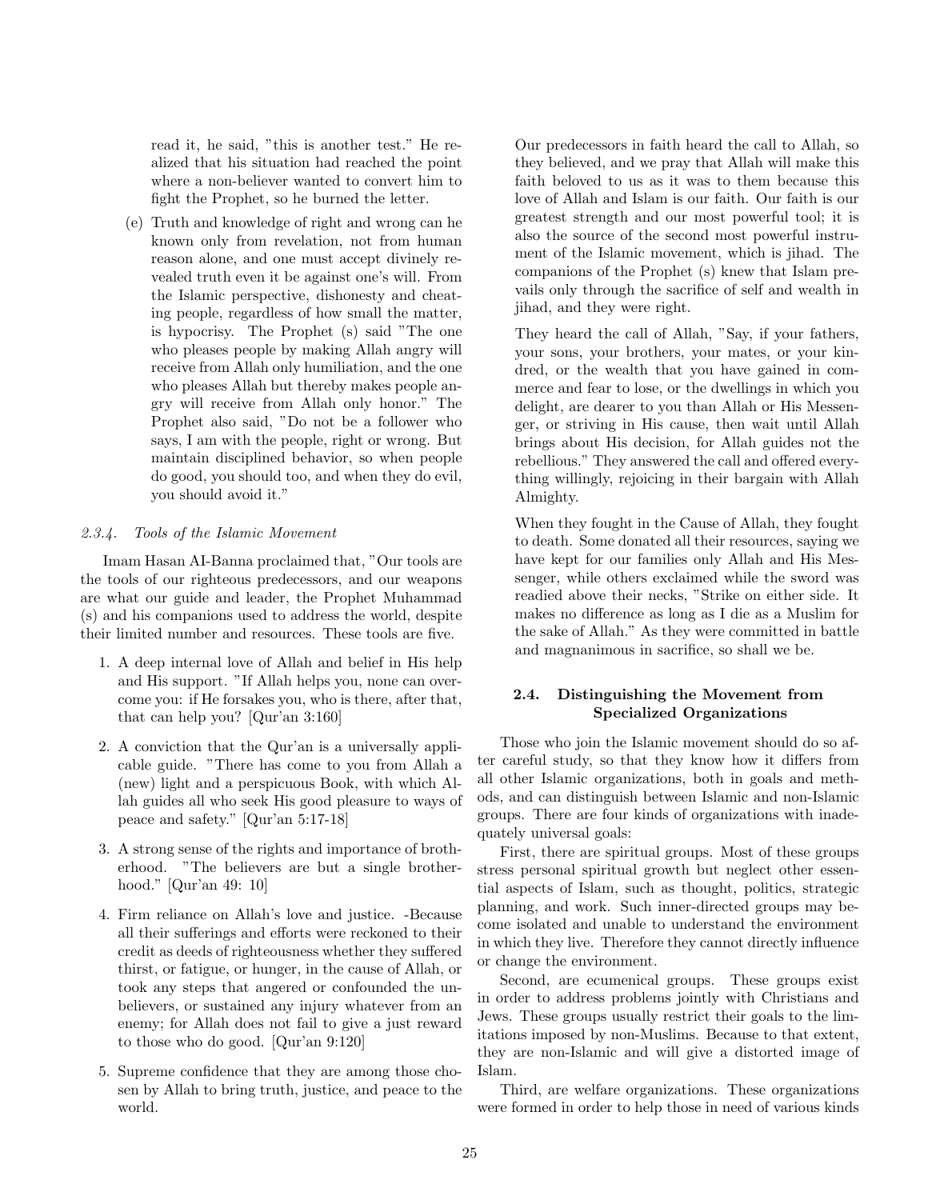read it, he said, "this is another test." He realized that his situation had reached the point where a non-believer wanted to convert him to fight the Prophet, so he burned the letter.

(e) Truth and knowledge of right and wrong can he known only from revelation, not from human reason alone, and one must accept divinely revealed truth even it be against one's will. From the Islamic perspective, dishonesty and cheating people, regardless of how small the matter, is hypocrisy. The Prophet (s) said "The one who pleases people by making Allah angry will receive from Allah only humiliation, and the one who pleases Allah but thereby makes people angry will receive from Allah only honor." The Prophet also said, "Do not be a follower who says, I am with the people, right or wrong. But maintain disciplined behavior, so when people do good, you should too, and when they do evil, you should avoid it."

#### *2.3.4. Tools of the Islamic Movement*

Imam Hasan AI-Banna proclaimed that, "Our tools are the tools of our righteous predecessors, and our weapons are what our guide and leader, the Prophet Muhammad (s) and his companions used to address the world, despite their limited number and resources. These tools are five.

1. A deep internal love of Allah and belief in His help and His support. "If Allah helps you, none can overcome you: if He forsakes you, who is there, after that, that can help you? [Qur'an 3:160]
2. A conviction that the Qur'an is a universally applicable guide. "There has come to you from Allah a (new) light and a perspicuous Book, with which Allah guides all who seek His good pleasure to ways of peace and safety." [Qur'an 5:17-18]
3. A strong sense of the rights and importance of brotherhood. "The believers are but a single brotherhood." [Qur'an 49: 10]
4. Firm reliance on Allah's love and justice. -Because all their sufferings and efforts were reckoned to their credit as deeds of righteousness whether they suffered thirst, or fatigue, or hunger, in the cause of Allah, or took any steps that angered or confounded the unbelievers, or sustained any injury whatever from an enemy; for Allah does not fail to give a just reward to those who do good. [Qur'an 9:120]
5. Supreme confidence that they are among those chosen by Allah to bring truth, justice, and peace to the world.

Our predecessors in faith heard the call to Allah, so they believed, and we pray that Allah will make this faith beloved to us as it was to them because this love of Allah and Islam is our faith. Our faith is our greatest strength and our most powerful tool; it is also the source of the second most powerful instrument of the Islamic movement, which is jihad. The companions of the Prophet (s) knew that Islam prevails only through the sacrifice of self and wealth in jihad, and they were right.

They heard the call of Allah, "Say, if your fathers, your sons, your brothers, your mates, or your kindred, or the wealth that you have gained in commerce and fear to lose, or the dwellings in which you delight, are dearer to you than Allah or His Messenger, or striving in His cause, then wait until Allah brings about His decision, for Allah guides not the rebellious." They answered the call and offered everything willingly, rejoicing in their bargain with Allah Almighty.

When they fought in the Cause of Allah, they fought to death. Some donated all their resources, saying we have kept for our families only Allah and His Messenger, while others exclaimed while the sword was readied above their necks, "Strike on either side. It makes no difference as long as I die as a Muslim for the sake of Allah." As they were committed in battle and magnanimous in sacrifice, so shall we be.

### 2.4. Distinguishing the Movement from Specialized Organizations

Those who join the Islamic movement should do so after careful study, so that they know how it differs from all other Islamic organizations, both in goals and methods, and can distinguish between Islamic and non-Islamic groups. There are four kinds of organizations with inadequately universal goals:

First, there are spiritual groups. Most of these groups stress personal spiritual growth but neglect other essential aspects of Islam, such as thought, politics, strategic planning, and work. Such inner-directed groups may become isolated and unable to understand the environment in which they live. Therefore they cannot directly influence or change the environment.

Second, are ecumenical groups. These groups exist in order to address problems jointly with Christians and Jews. These groups usually restrict their goals to the limitations imposed by non-Muslims. Because to that extent, they are non-Islamic and will give a distorted image of Islam.

Third, are welfare organizations. These organizations were formed in order to help those in need of various kinds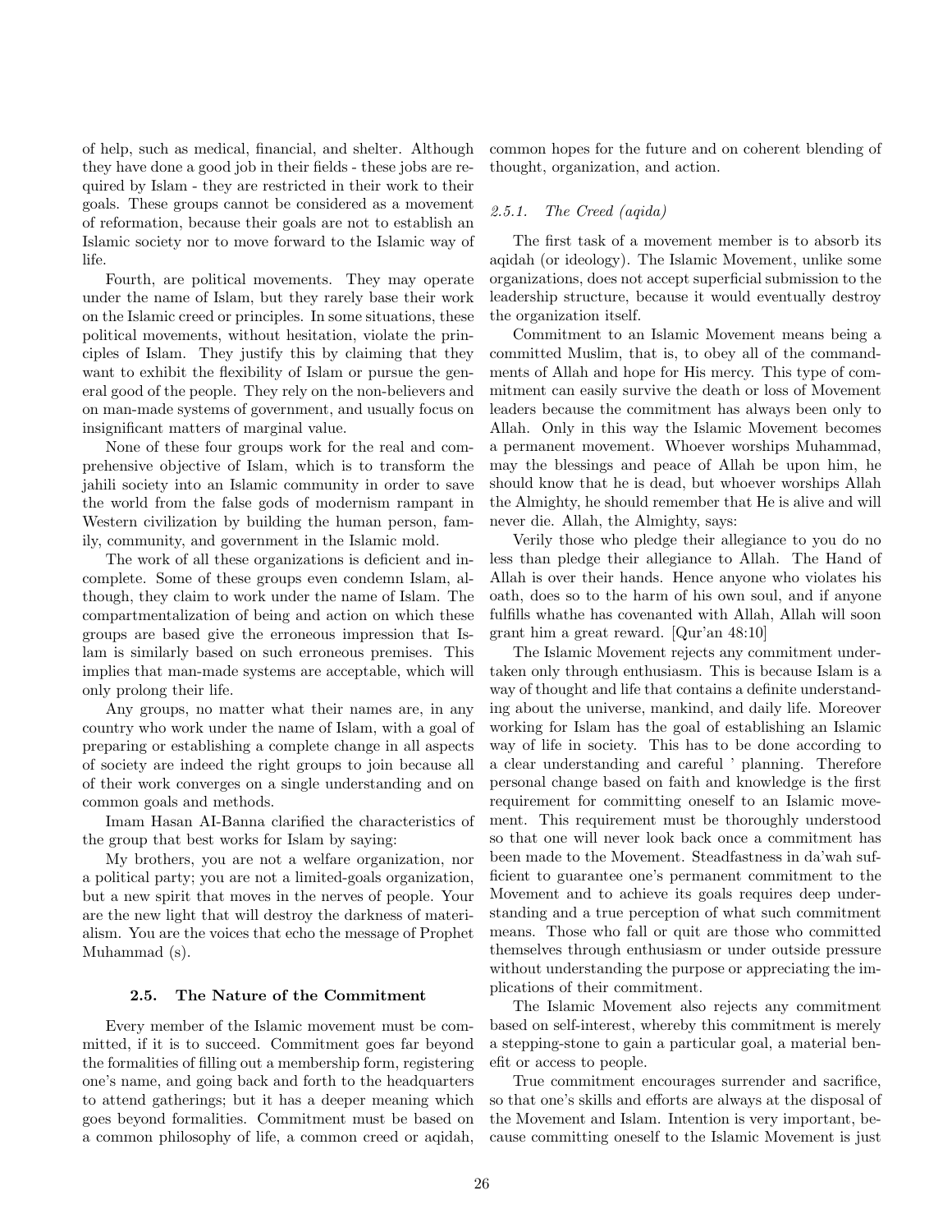of help, such as medical, financial, and shelter. Although they have done a good job in their fields - these jobs are required by Islam - they are restricted in their work to their goals. These groups cannot be considered as a movement of reformation, because their goals are not to establish an Islamic society nor to move forward to the Islamic way of life.

Fourth, are political movements. They may operate under the name of Islam, but they rarely base their work on the Islamic creed or principles. In some situations, these political movements, without hesitation, violate the principles of Islam. They justify this by claiming that they want to exhibit the flexibility of Islam or pursue the general good of the people. They rely on the non-believers and on man-made systems of government, and usually focus on insignificant matters of marginal value.

None of these four groups work for the real and comprehensive objective of Islam, which is to transform the jahili society into an Islamic community in order to save the world from the false gods of modernism rampant in Western civilization by building the human person, family, community, and government in the Islamic mold.

The work of all these organizations is deficient and incomplete. Some of these groups even condemn Islam, although, they claim to work under the name of Islam. The compartmentalization of being and action on which these groups are based give the erroneous impression that Islam is similarly based on such erroneous premises. This implies that man-made systems are acceptable, which will only prolong their life.

Any groups, no matter what their names are, in any country who work under the name of Islam, with a goal of preparing or establishing a complete change in all aspects of society are indeed the right groups to join because all of their work converges on a single understanding and on common goals and methods.

Imam Hasan AI-Banna clarified the characteristics of the group that best works for Islam by saying:

My brothers, you are not a welfare organization, nor a political party; you are not a limited-goals organization, but a new spirit that moves in the nerves of people. Your are the new light that will destroy the darkness of materialism. You are the voices that echo the message of Prophet Muhammad (s).

### 2.5. The Nature of the Commitment

Every member of the Islamic movement must be committed, if it is to succeed. Commitment goes far beyond the formalities of filling out a membership form, registering one's name, and going back and forth to the headquarters to attend gatherings; but it has a deeper meaning which goes beyond formalities. Commitment must be based on a common philosophy of life, a common creed or aqidah, common hopes for the future and on coherent blending of thought, organization, and action.

#### *2.5.1. The Creed (aqida)*

The first task of a movement member is to absorb its aqidah (or ideology). The Islamic Movement, unlike some organizations, does not accept superficial submission to the leadership structure, because it would eventually destroy the organization itself.

Commitment to an Islamic Movement means being a committed Muslim, that is, to obey all of the commandments of Allah and hope for His mercy. This type of commitment can easily survive the death or loss of Movement leaders because the commitment has always been only to Allah. Only in this way the Islamic Movement becomes a permanent movement. Whoever worships Muhammad, may the blessings and peace of Allah be upon him, he should know that he is dead, but whoever worships Allah the Almighty, he should remember that He is alive and will never die. Allah, the Almighty, says:

Verily those who pledge their allegiance to you do no less than pledge their allegiance to Allah. The Hand of Allah is over their hands. Hence anyone who violates his oath, does so to the harm of his own soul, and if anyone fulfills whathe has covenanted with Allah, Allah will soon grant him a great reward. [Qur'an 48:10]

The Islamic Movement rejects any commitment undertaken only through enthusiasm. This is because Islam is a way of thought and life that contains a definite understanding about the universe, mankind, and daily life. Moreover working for Islam has the goal of establishing an Islamic way of life in society. This has to be done according to a clear understanding and careful ' planning. Therefore personal change based on faith and knowledge is the first requirement for committing oneself to an Islamic movement. This requirement must be thoroughly understood so that one will never look back once a commitment has been made to the Movement. Steadfastness in da'wah sufficient to guarantee one's permanent commitment to the Movement and to achieve its goals requires deep understanding and a true perception of what such commitment means. Those who fall or quit are those who committed themselves through enthusiasm or under outside pressure without understanding the purpose or appreciating the implications of their commitment.

The Islamic Movement also rejects any commitment based on self-interest, whereby this commitment is merely a stepping-stone to gain a particular goal, a material benefit or access to people.

True commitment encourages surrender and sacrifice, so that one's skills and efforts are always at the disposal of the Movement and Islam. Intention is very important, because committing oneself to the Islamic Movement is just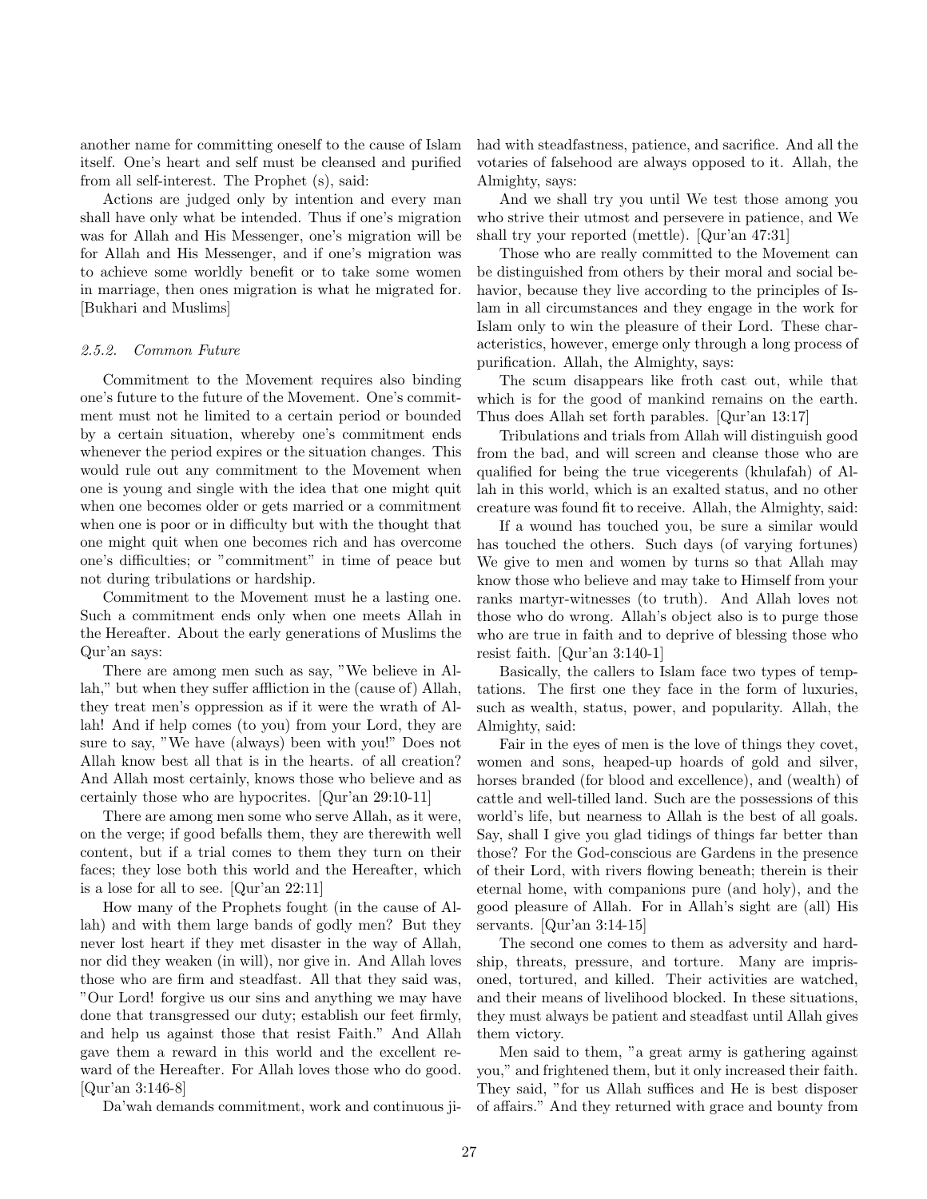another name for committing oneself to the cause of Islam itself. One's heart and self must be cleansed and purified from all self-interest. The Prophet (s), said:

Actions are judged only by intention and every man shall have only what be intended. Thus if one's migration was for Allah and His Messenger, one's migration will be for Allah and His Messenger, and if one's migration was to achieve some worldly benefit or to take some women in marriage, then ones migration is what he migrated for. [Bukhari and Muslims]

### *2.5.2. Common Future*

Commitment to the Movement requires also binding one's future to the future of the Movement. One's commitment must not he limited to a certain period or bounded by a certain situation, whereby one's commitment ends whenever the period expires or the situation changes. This would rule out any commitment to the Movement when one is young and single with the idea that one might quit when one becomes older or gets married or a commitment when one is poor or in difficulty but with the thought that one might quit when one becomes rich and has overcome one's difficulties; or "commitment" in time of peace but not during tribulations or hardship.

Commitment to the Movement must he a lasting one. Such a commitment ends only when one meets Allah in the Hereafter. About the early generations of Muslims the Qur'an says:

There are among men such as say, "We believe in Allah," but when they suffer affliction in the (cause of) Allah, they treat men's oppression as if it were the wrath of Allah! And if help comes (to you) from your Lord, they are sure to say, "We have (always) been with you!" Does not Allah know best all that is in the hearts. of all creation? And Allah most certainly, knows those who believe and as certainly those who are hypocrites. [Qur'an 29:10-11]

There are among men some who serve Allah, as it were, on the verge; if good befalls them, they are therewith well content, but if a trial comes to them they turn on their faces; they lose both this world and the Hereafter, which is a lose for all to see. [Qur'an 22:11]

How many of the Prophets fought (in the cause of Allah) and with them large bands of godly men? But they never lost heart if they met disaster in the way of Allah, nor did they weaken (in will), nor give in. And Allah loves those who are firm and steadfast. All that they said was, "Our Lord! forgive us our sins and anything we may have done that transgressed our duty; establish our feet firmly, and help us against those that resist Faith." And Allah gave them a reward in this world and the excellent reward of the Hereafter. For Allah loves those who do good. [Qur'an 3:146-8]

Da'wah demands commitment, work and continuous jihad with steadfastness, patience, and sacrifice. And all the votaries of falsehood are always opposed to it. Allah, the Almighty, says:

And we shall try you until We test those among you who strive their utmost and persevere in patience, and We shall try your reported (mettle). [Qur'an 47:31]

Those who are really committed to the Movement can be distinguished from others by their moral and social behavior, because they live according to the principles of Islam in all circumstances and they engage in the work for Islam only to win the pleasure of their Lord. These characteristics, however, emerge only through a long process of purification. Allah, the Almighty, says:

The scum disappears like froth cast out, while that which is for the good of mankind remains on the earth. Thus does Allah set forth parables. [Qur'an 13:17]

Tribulations and trials from Allah will distinguish good from the bad, and will screen and cleanse those who are qualified for being the true vicegerents (khulafah) of Allah in this world, which is an exalted status, and no other creature was found fit to receive. Allah, the Almighty, said:

If a wound has touched you, be sure a similar would has touched the others. Such days (of varying fortunes) We give to men and women by turns so that Allah may know those who believe and may take to Himself from your ranks martyr-witnesses (to truth). And Allah loves not those who do wrong. Allah's object also is to purge those who are true in faith and to deprive of blessing those who resist faith. [Qur'an 3:140-1]

Basically, the callers to Islam face two types of temptations. The first one they face in the form of luxuries, such as wealth, status, power, and popularity. Allah, the Almighty, said:

Fair in the eyes of men is the love of things they covet, women and sons, heaped-up hoards of gold and silver, horses branded (for blood and excellence), and (wealth) of cattle and well-tilled land. Such are the possessions of this world's life, but nearness to Allah is the best of all goals. Say, shall I give you glad tidings of things far better than those? For the God-conscious are Gardens in the presence of their Lord, with rivers flowing beneath; therein is their eternal home, with companions pure (and holy), and the good pleasure of Allah. For in Allah's sight are (all) His servants. [Qur'an 3:14-15]

The second one comes to them as adversity and hardship, threats, pressure, and torture. Many are imprisoned, tortured, and killed. Their activities are watched, and their means of livelihood blocked. In these situations, they must always be patient and steadfast until Allah gives them victory.

Men said to them, "a great army is gathering against you," and frightened them, but it only increased their faith. They said, "for us Allah suffices and He is best disposer of affairs." And they returned with grace and bounty from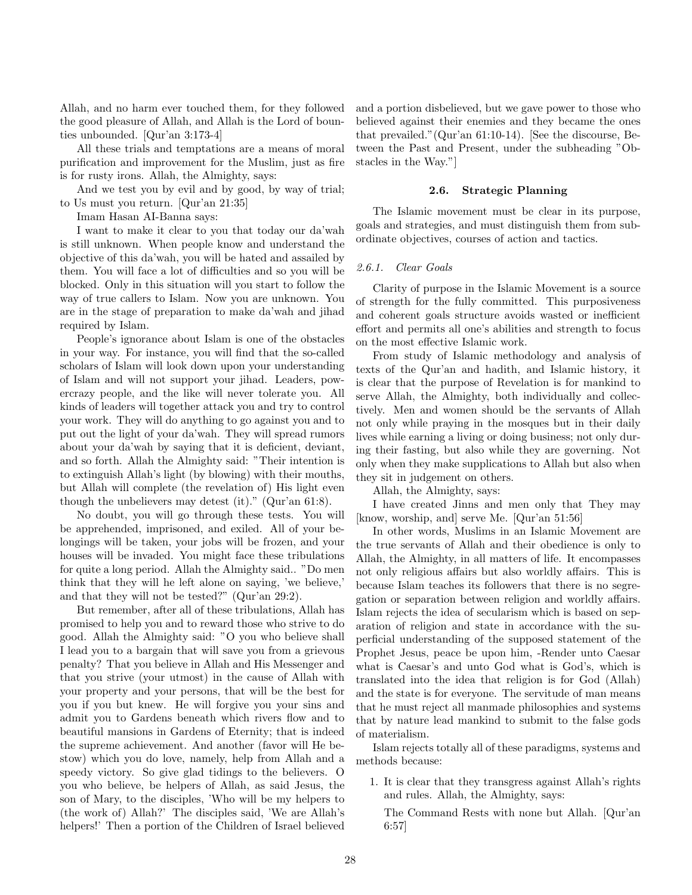Allah, and no harm ever touched them, for they followed the good pleasure of Allah, and Allah is the Lord of bounties unbounded. [Qur'an 3:173-4]

All these trials and temptations are a means of moral purification and improvement for the Muslim, just as fire is for rusty irons. Allah, the Almighty, says:

And we test you by evil and by good, by way of trial; to Us must you return. [Qur'an 21:35]

Imam Hasan AI-Banna says:

I want to make it clear to you that today our da'wah is still unknown. When people know and understand the objective of this da'wah, you will be hated and assailed by them. You will face a lot of difficulties and so you will be blocked. Only in this situation will you start to follow the way of true callers to Islam. Now you are unknown. You are in the stage of preparation to make da'wah and jihad required by Islam.

People's ignorance about Islam is one of the obstacles in your way. For instance, you will find that the so-called scholars of Islam will look down upon your understanding of Islam and will not support your jihad. Leaders, powercrazy people, and the like will never tolerate you. All kinds of leaders will together attack you and try to control your work. They will do anything to go against you and to put out the light of your da'wah. They will spread rumors about your da'wah by saying that it is deficient, deviant, and so forth. Allah the Almighty said: "Their intention is to extinguish Allah's light (by blowing) with their mouths, but Allah will complete (the revelation of) His light even though the unbelievers may detest (it)." (Qur'an 61:8).

No doubt, you will go through these tests. You will be apprehended, imprisoned, and exiled. All of your belongings will be taken, your jobs will be frozen, and your houses will be invaded. You might face these tribulations for quite a long period. Allah the Almighty said.. "Do men think that they will he left alone on saying, 'we believe,' and that they will not be tested?" (Qur'an 29:2).

But remember, after all of these tribulations, Allah has promised to help you and to reward those who strive to do good. Allah the Almighty said: "O you who believe shall I lead you to a bargain that will save you from a grievous penalty? That you believe in Allah and His Messenger and that you strive (your utmost) in the cause of Allah with your property and your persons, that will be the best for you if you but knew. He will forgive you your sins and admit you to Gardens beneath which rivers flow and to beautiful mansions in Gardens of Eternity; that is indeed the supreme achievement. And another (favor will He bestow) which you do love, namely, help from Allah and a speedy victory. So give glad tidings to the believers. O you who believe, be helpers of Allah, as said Jesus, the son of Mary, to the disciples, 'Who will be my helpers to (the work of) Allah?' The disciples said, 'We are Allah's helpers!' Then a portion of the Children of Israel believed and a portion disbelieved, but we gave power to those who believed against their enemies and they became the ones that prevailed."(Qur'an 61:10-14). [See the discourse, Between the Past and Present, under the subheading "Obstacles in the Way."]

### 2.6. Strategic Planning

The Islamic movement must be clear in its purpose, goals and strategies, and must distinguish them from subordinate objectives, courses of action and tactics.

#### *2.6.1. Clear Goals*

Clarity of purpose in the Islamic Movement is a source of strength for the fully committed. This purposiveness and coherent goals structure avoids wasted or inefficient effort and permits all one's abilities and strength to focus on the most effective Islamic work.

From study of Islamic methodology and analysis of texts of the Qur'an and hadith, and Islamic history, it is clear that the purpose of Revelation is for mankind to serve Allah, the Almighty, both individually and collectively. Men and women should be the servants of Allah not only while praying in the mosques but in their daily lives while earning a living or doing business; not only during their fasting, but also while they are governing. Not only when they make supplications to Allah but also when they sit in judgement on others.

Allah, the Almighty, says:

I have created Jinns and men only that They may [know, worship, and] serve Me. [Qur'an 51:56]

In other words, Muslims in an Islamic Movement are the true servants of Allah and their obedience is only to Allah, the Almighty, in all matters of life. It encompasses not only religious affairs but also worldly affairs. This is because Islam teaches its followers that there is no segregation or separation between religion and worldly affairs. Islam rejects the idea of secularism which is based on separation of religion and state in accordance with the superficial understanding of the supposed statement of the Prophet Jesus, peace be upon him, -Render unto Caesar what is Caesar's and unto God what is God's, which is translated into the idea that religion is for God (Allah) and the state is for everyone. The servitude of man means that he must reject all manmade philosophies and systems that by nature lead mankind to submit to the false gods of materialism.

Islam rejects totally all of these paradigms, systems and methods because:

1. It is clear that they transgress against Allah's rights and rules. Allah, the Almighty, says:

   The Command Rests with none but Allah. [Qur'an 6:57]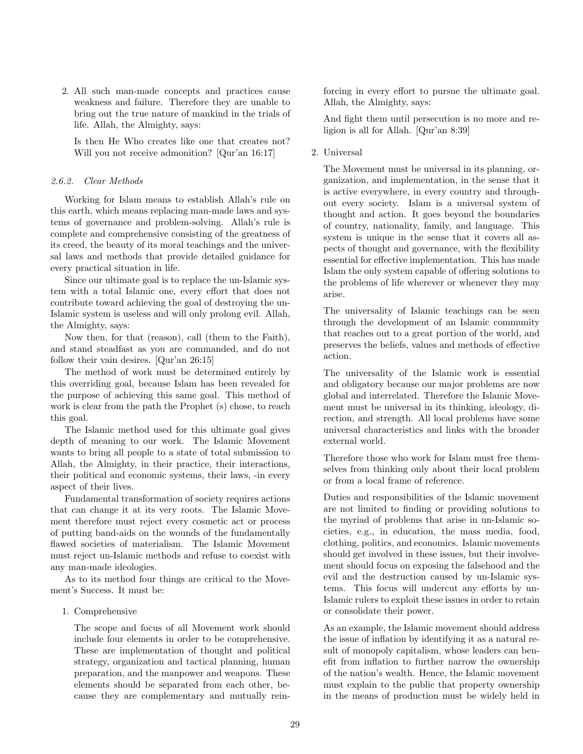2. All such man-made concepts and practices cause weakness and failure. Therefore they are unable to bring out the true nature of mankind in the trials of life. Allah, the Almighty, says:

   Is then He Who creates like one that creates not? Will you not receive admonition? [Qur'an 16:17]

#### *2.6.2. Clear Methods*

Working for Islam means to establish Allah's rule on this earth, which means replacing man-made laws and systems of governance and problem-solving. Allah's rule is complete and comprehensive consisting of the greatness of its creed, the beauty of its moral teachings and the universal laws and methods that provide detailed guidance for every practical situation in life.

Since our ultimate goal is to replace the un-Islamic system with a total Islamic one, every effort that does not contribute toward achieving the goal of destroying the un-Islamic system is useless and will only prolong evil. Allah, the Almighty, says:

Now then, for that (reason), call (them to the Faith), and stand steadfast as you are commanded, and do not follow their vain desires. [Qur'an 26:15]

The method of work must be determined entirely by this overriding goal, because Islam has been revealed for the purpose of achieving this same goal. This method of work is clear from the path the Prophet (s) chose, to reach this goal.

The Islamic method used for this ultimate goal gives depth of meaning to our work. The Islamic Movement wants to bring all people to a state of total submission to Allah, the Almighty, in their practice, their interactions, their political and economic systems, their laws, -in every aspect of their lives.

Fundamental transformation of society requires actions that can change it at its very roots. The Islamic Movement therefore must reject every cosmetic act or process of putting band-aids on the wounds of the fundamentally flawed societies of materialism. The Islamic Movement must reject un-Islamic methods and refuse to coexist with any man-made ideologies.

As to its method four things are critical to the Movement's Success. It must be:

1. Comprehensive

   The scope and focus of all Movement work should include four elements in order to be comprehensive. These are implementation of thought and political strategy, organization and tactical planning, human preparation, and the manpower and weapons. These elements should be separated from each other, because they are complementary and mutually reinforcing in every effort to pursue the ultimate goal. Allah, the Almighty, says:

   And fight them until persecution is no more and religion is all for Allah. [Qur'an 8:39]

2. Universal

   The Movement must be universal in its planning, organization, and implementation, in the sense that it is active everywhere, in every country and throughout every society. Islam is a universal system of thought and action. It goes beyond the boundaries of country, nationality, family, and language. This system is unique in the sense that it covers all aspects of thought and governance, with the flexibility essential for effective implementation. This has made Islam the only system capable of offering solutions to the problems of life wherever or whenever they may arise.

   The universality of Islamic teachings can be seen through the development of an Islamic community that reaches out to a great portion of the world, and preserves the beliefs, values and methods of effective action.

   The universality of the Islamic work is essential and obligatory because our major problems are now global and interrelated. Therefore the Islamic Movement must be universal in its thinking, ideology, direction, and strength. All local problems have some universal characteristics and links with the broader external world.

   Therefore those who work for Islam must free themselves from thinking only about their local problem or from a local frame of reference.

   Duties and responsibilities of the Islamic movement are not limited to finding or providing solutions to the myriad of problems that arise in un-Islamic societies, e.g., in education, the mass media, food, clothing, politics, and economics. Islamic movements should get involved in these issues, but their involvement should focus on exposing the falsehood and the evil and the destruction caused by un-Islamic systems. This focus will undercut any efforts by un-Islamic rulers to exploit these issues in order to retain or consolidate their power.

   As an example, the Islamic movement should address the issue of inflation by identifying it as a natural result of monopoly capitalism, whose leaders can benefit from inflation to further narrow the ownership of the nation's wealth. Hence, the Islamic movement must explain to the public that property ownership in the means of production must be widely held in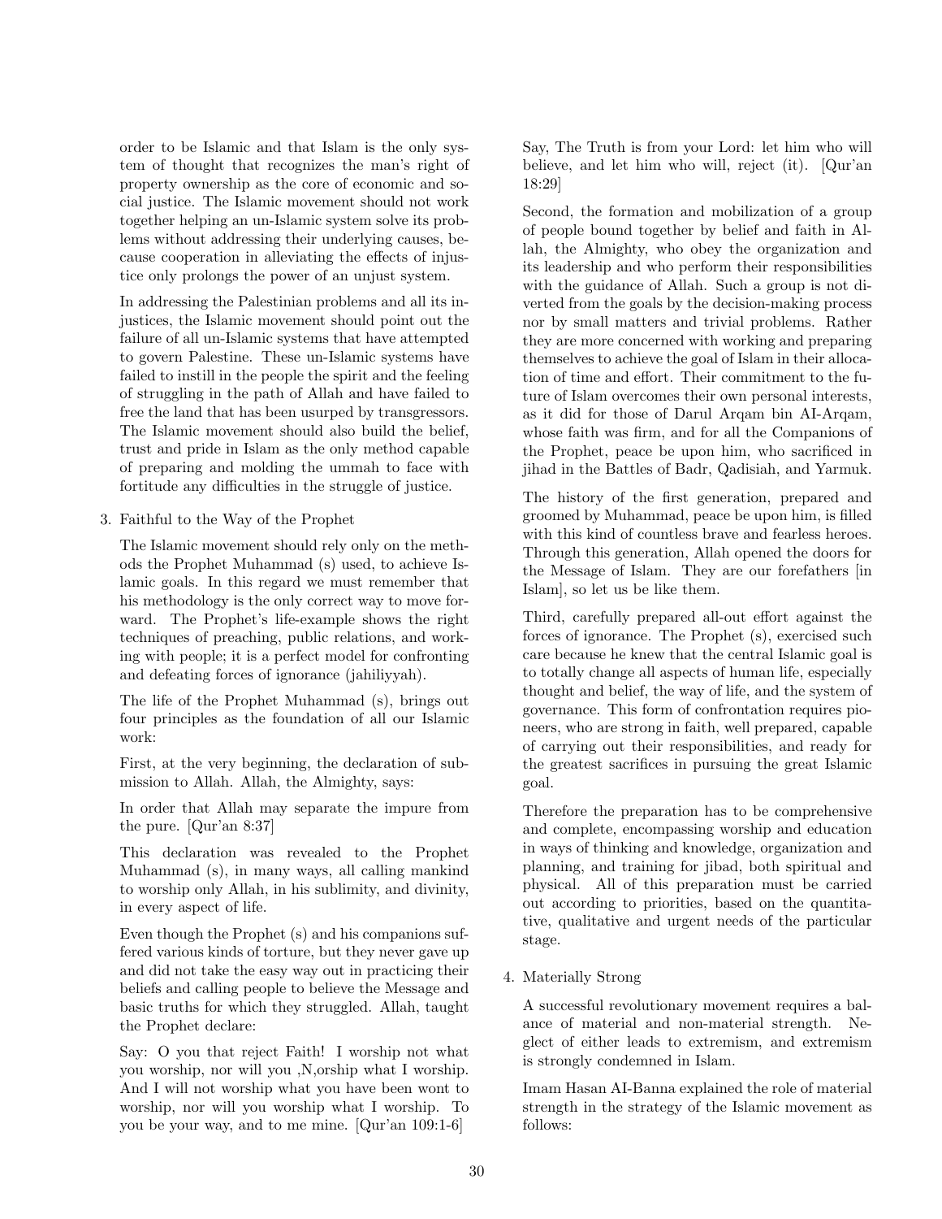order to be Islamic and that Islam is the only system of thought that recognizes the man's right of property ownership as the core of economic and social justice. The Islamic movement should not work together helping an un-Islamic system solve its problems without addressing their underlying causes, because cooperation in alleviating the effects of injustice only prolongs the power of an unjust system.

In addressing the Palestinian problems and all its injustices, the Islamic movement should point out the failure of all un-Islamic systems that have attempted to govern Palestine. These un-Islamic systems have failed to instill in the people the spirit and the feeling of struggling in the path of Allah and have failed to free the land that has been usurped by transgressors. The Islamic movement should also build the belief, trust and pride in Islam as the only method capable of preparing and molding the ummah to face with fortitude any difficulties in the struggle of justice.

3. Faithful to the Way of the Prophet

The Islamic movement should rely only on the methods the Prophet Muhammad (s) used, to achieve Islamic goals. In this regard we must remember that his methodology is the only correct way to move forward. The Prophet's life-example shows the right techniques of preaching, public relations, and working with people; it is a perfect model for confronting and defeating forces of ignorance (jahiliyyah).

The life of the Prophet Muhammad (s), brings out four principles as the foundation of all our Islamic work:

First, at the very beginning, the declaration of submission to Allah. Allah, the Almighty, says:

In order that Allah may separate the impure from the pure. [Qur'an 8:37]

This declaration was revealed to the Prophet Muhammad (s), in many ways, all calling mankind to worship only Allah, in his sublimity, and divinity, in every aspect of life.

Even though the Prophet (s) and his companions suffered various kinds of torture, but they never gave up and did not take the easy way out in practicing their beliefs and calling people to believe the Message and basic truths for which they struggled. Allah, taught the Prophet declare:

Say: O you that reject Faith! I worship not what you worship, nor will you ,N,orship what I worship. And I will not worship what you have been wont to worship, nor will you worship what I worship. To you be your way, and to me mine. [Qur'an 109:1-6]

Say, The Truth is from your Lord: let him who will believe, and let him who will, reject (it). [Qur'an 18:29]

Second, the formation and mobilization of a group of people bound together by belief and faith in Allah, the Almighty, who obey the organization and its leadership and who perform their responsibilities with the guidance of Allah. Such a group is not diverted from the goals by the decision-making process nor by small matters and trivial problems. Rather they are more concerned with working and preparing themselves to achieve the goal of Islam in their allocation of time and effort. Their commitment to the future of Islam overcomes their own personal interests, as it did for those of Darul Arqam bin AI-Arqam, whose faith was firm, and for all the Companions of the Prophet, peace be upon him, who sacrificed in jihad in the Battles of Badr, Qadisiah, and Yarmuk.

The history of the first generation, prepared and groomed by Muhammad, peace be upon him, is filled with this kind of countless brave and fearless heroes. Through this generation, Allah opened the doors for the Message of Islam. They are our forefathers [in Islam], so let us be like them.

Third, carefully prepared all-out effort against the forces of ignorance. The Prophet (s), exercised such care because he knew that the central Islamic goal is to totally change all aspects of human life, especially thought and belief, the way of life, and the system of governance. This form of confrontation requires pioneers, who are strong in faith, well prepared, capable of carrying out their responsibilities, and ready for the greatest sacrifices in pursuing the great Islamic goal.

Therefore the preparation has to be comprehensive and complete, encompassing worship and education in ways of thinking and knowledge, organization and planning, and training for jibad, both spiritual and physical. All of this preparation must be carried out according to priorities, based on the quantitative, qualitative and urgent needs of the particular stage.

4. Materially Strong

A successful revolutionary movement requires a balance of material and non-material strength. Neglect of either leads to extremism, and extremism is strongly condemned in Islam.

Imam Hasan AI-Banna explained the role of material strength in the strategy of the Islamic movement as follows: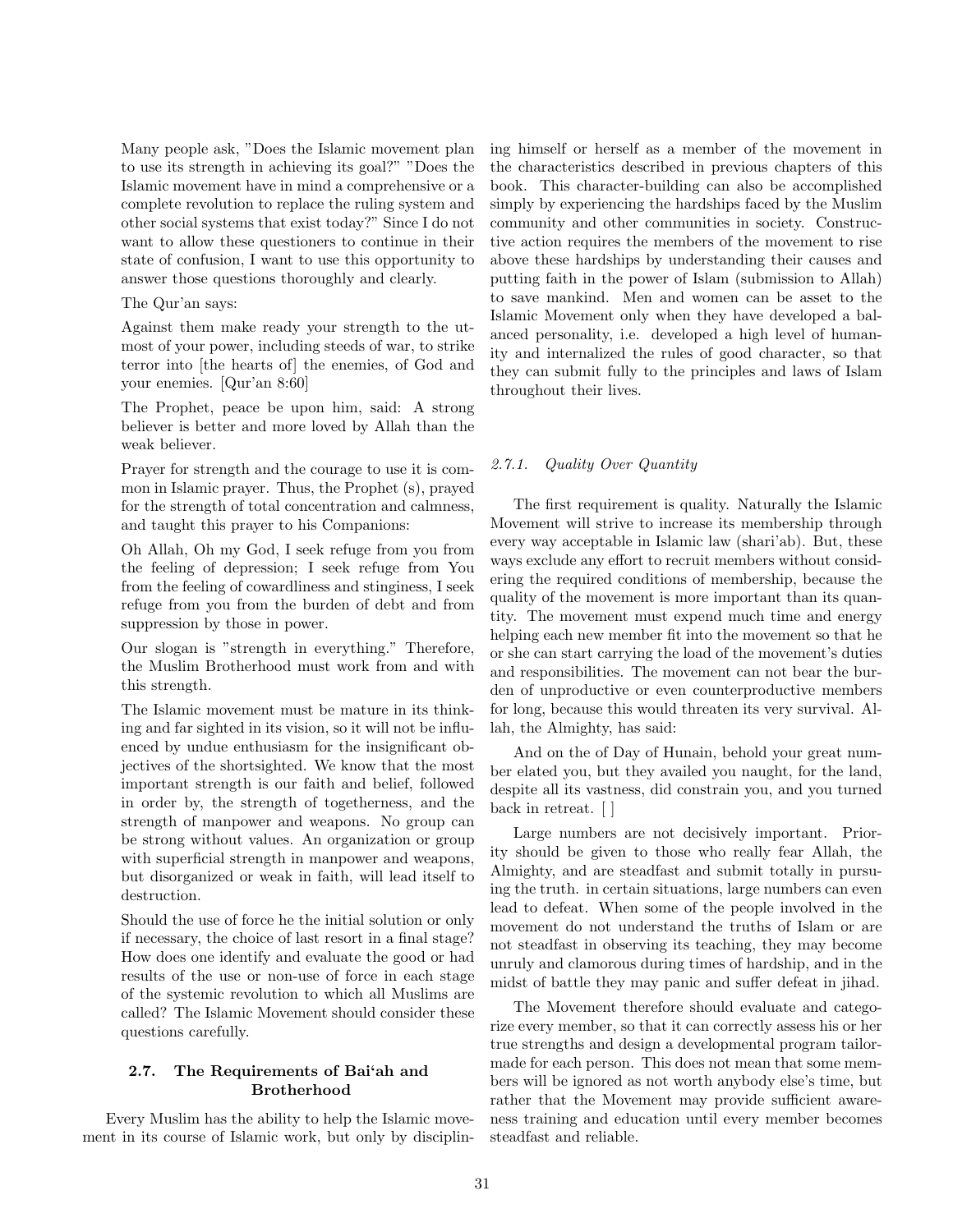Many people ask, "Does the Islamic movement plan to use its strength in achieving its goal?" "Does the Islamic movement have in mind a comprehensive or a complete revolution to replace the ruling system and other social systems that exist today?" Since I do not want to allow these questioners to continue in their state of confusion, I want to use this opportunity to answer those questions thoroughly and clearly.

The Qur'an says:

Against them make ready your strength to the utmost of your power, including steeds of war, to strike terror into [the hearts of] the enemies, of God and your enemies. [Qur'an 8:60]

The Prophet, peace be upon him, said: A strong believer is better and more loved by Allah than the weak believer.

Prayer for strength and the courage to use it is common in Islamic prayer. Thus, the Prophet (s), prayed for the strength of total concentration and calmness, and taught this prayer to his Companions:

Oh Allah, Oh my God, I seek refuge from you from the feeling of depression; I seek refuge from You from the feeling of cowardliness and stinginess, I seek refuge from you from the burden of debt and from suppression by those in power.

Our slogan is "strength in everything." Therefore, the Muslim Brotherhood must work from and with this strength.

The Islamic movement must be mature in its thinking and far sighted in its vision, so it will not be influenced by undue enthusiasm for the insignificant objectives of the shortsighted. We know that the most important strength is our faith and belief, followed in order by, the strength of togetherness, and the strength of manpower and weapons. No group can be strong without values. An organization or group with superficial strength in manpower and weapons, but disorganized or weak in faith, will lead itself to destruction.

Should the use of force he the initial solution or only if necessary, the choice of last resort in a final stage? How does one identify and evaluate the good or had results of the use or non-use of force in each stage of the systemic revolution to which all Muslims are called? The Islamic Movement should consider these questions carefully.

## 2.7. The Requirements of Bai'ah and Brotherhood

Every Muslim has the ability to help the Islamic movement in its course of Islamic work, but only by disciplining himself or herself as a member of the movement in the characteristics described in previous chapters of this book. This character-building can also be accomplished simply by experiencing the hardships faced by the Muslim community and other communities in society. Constructive action requires the members of the movement to rise above these hardships by understanding their causes and putting faith in the power of Islam (submission to Allah) to save mankind. Men and women can be asset to the Islamic Movement only when they have developed a balanced personality, i.e. developed a high level of humanity and internalized the rules of good character, so that they can submit fully to the principles and laws of Islam throughout their lives.

### *2.7.1. Quality Over Quantity*

The first requirement is quality. Naturally the Islamic Movement will strive to increase its membership through every way acceptable in Islamic law (shari'ab). But, these ways exclude any effort to recruit members without considering the required conditions of membership, because the quality of the movement is more important than its quantity. The movement must expend much time and energy helping each new member fit into the movement so that he or she can start carrying the load of the movement's duties and responsibilities. The movement can not bear the burden of unproductive or even counterproductive members for long, because this would threaten its very survival. Allah, the Almighty, has said:

And on the of Day of Hunain, behold your great number elated you, but they availed you naught, for the land, despite all its vastness, did constrain you, and you turned back in retreat. [ ]

Large numbers are not decisively important. Priority should be given to those who really fear Allah, the Almighty, and are steadfast and submit totally in pursuing the truth. in certain situations, large numbers can even lead to defeat. When some of the people involved in the movement do not understand the truths of Islam or are not steadfast in observing its teaching, they may become unruly and clamorous during times of hardship, and in the midst of battle they may panic and suffer defeat in jihad.

The Movement therefore should evaluate and categorize every member, so that it can correctly assess his or her true strengths and design a developmental program tailor-made for each person. This does not mean that some members will be ignored as not worth anybody else's time, but rather that the Movement may provide sufficient awareness training and education until every member becomes steadfast and reliable.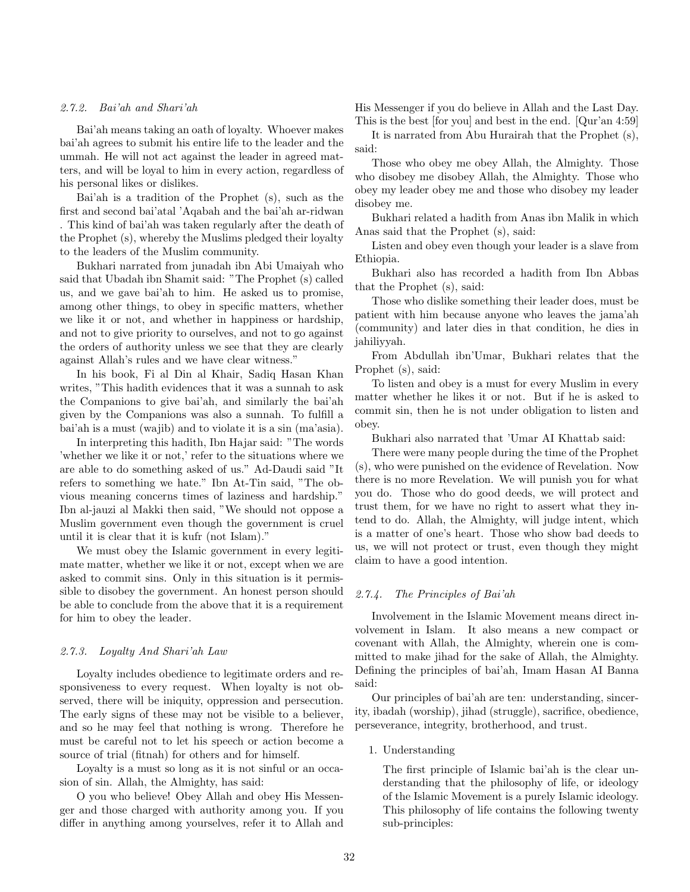#### 2.7.2. Bai'ah and Shari'ah

Bai'ah means taking an oath of loyalty. Whoever makes bai'ah agrees to submit his entire life to the leader and the ummah. He will not act against the leader in agreed matters, and will be loyal to him in every action, regardless of his personal likes or dislikes.

Bai'ah is a tradition of the Prophet (s), such as the first and second bai'atal 'Aqabah and the bai'ah ar-ridwan . This kind of bai'ah was taken regularly after the death of the Prophet (s), whereby the Muslims pledged their loyalty to the leaders of the Muslim community.

Bukhari narrated from junadah ibn Abi Umaiyah who said that Ubadah ibn Shamit said: "The Prophet (s) called us, and we gave bai'ah to him. He asked us to promise, among other things, to obey in specific matters, whether we like it or not, and whether in happiness or hardship, and not to give priority to ourselves, and not to go against the orders of authority unless we see that they are clearly against Allah's rules and we have clear witness."

In his book, Fi al Din al Khair, Sadiq Hasan Khan writes, "This hadith evidences that it was a sunnah to ask the Companions to give bai'ah, and similarly the bai'ah given by the Companions was also a sunnah. To fulfill a bai'ah is a must (wajib) and to violate it is a sin (ma'asia).

In interpreting this hadith, Ibn Hajar said: "The words 'whether we like it or not,' refer to the situations where we are able to do something asked of us." Ad-Daudi said "It refers to something we hate." Ibn At-Tin said, "The obvious meaning concerns times of laziness and hardship." Ibn al-jauzi al Makki then said, "We should not oppose a Muslim government even though the government is cruel until it is clear that it is kufr (not Islam)."

We must obey the Islamic government in every legitimate matter, whether we like it or not, except when we are asked to commit sins. Only in this situation is it permissible to disobey the government. An honest person should be able to conclude from the above that it is a requirement for him to obey the leader.

#### 2.7.3. Loyalty And Shari'ah Law

Loyalty includes obedience to legitimate orders and responsiveness to every request. When loyalty is not observed, there will be iniquity, oppression and persecution. The early signs of these may not be visible to a believer, and so he may feel that nothing is wrong. Therefore he must be careful not to let his speech or action become a source of trial (fitnah) for others and for himself.

Loyalty is a must so long as it is not sinful or an occasion of sin. Allah, the Almighty, has said:

O you who believe! Obey Allah and obey His Messenger and those charged with authority among you. If you differ in anything among yourselves, refer it to Allah and His Messenger if you do believe in Allah and the Last Day. This is the best [for you] and best in the end. [Qur'an 4:59]

It is narrated from Abu Hurairah that the Prophet (s), said:

Those who obey me obey Allah, the Almighty. Those who disobey me disobey Allah, the Almighty. Those who obey my leader obey me and those who disobey my leader disobey me.

Bukhari related a hadith from Anas ibn Malik in which Anas said that the Prophet (s), said:

Listen and obey even though your leader is a slave from Ethiopia.

Bukhari also has recorded a hadith from Ibn Abbas that the Prophet (s), said:

Those who dislike something their leader does, must be patient with him because anyone who leaves the jama'ah (community) and later dies in that condition, he dies in jahiliyyah.

From Abdullah ibn'Umar, Bukhari relates that the Prophet (s), said:

To listen and obey is a must for every Muslim in every matter whether he likes it or not. But if he is asked to commit sin, then he is not under obligation to listen and obey.

Bukhari also narrated that 'Umar AI Khattab said:

There were many people during the time of the Prophet (s), who were punished on the evidence of Revelation. Now there is no more Revelation. We will punish you for what you do. Those who do good deeds, we will protect and trust them, for we have no right to assert what they intend to do. Allah, the Almighty, will judge intent, which is a matter of one's heart. Those who show bad deeds to us, we will not protect or trust, even though they might claim to have a good intention.

#### 2.7.4. The Principles of Bai'ah

Involvement in the Islamic Movement means direct involvement in Islam. It also means a new compact or covenant with Allah, the Almighty, wherein one is committed to make jihad for the sake of Allah, the Almighty. Defining the principles of bai'ah, Imam Hasan AI Banna said:

Our principles of bai'ah are ten: understanding, sincerity, ibadah (worship), jihad (struggle), sacrifice, obedience, perseverance, integrity, brotherhood, and trust.

1. Understanding

   The first principle of Islamic bai'ah is the clear understanding that the philosophy of life, or ideology of the Islamic Movement is a purely Islamic ideology. This philosophy of life contains the following twenty sub-principles: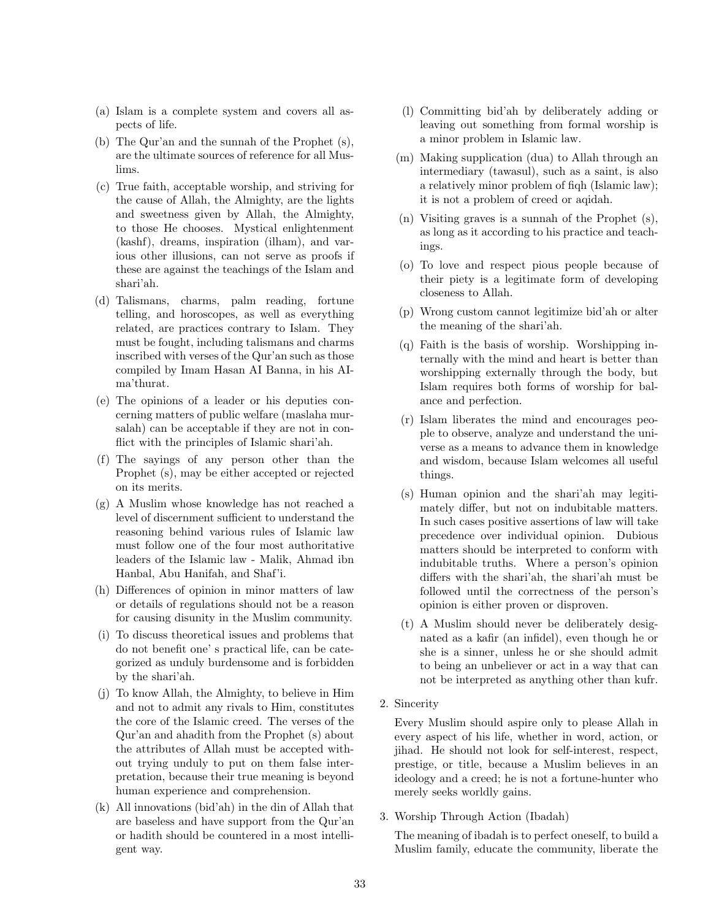(a) Islam is a complete system and covers all aspects of life.

(b) The Qur'an and the sunnah of the Prophet (s), are the ultimate sources of reference for all Muslims.

(c) True faith, acceptable worship, and striving for the cause of Allah, the Almighty, are the lights and sweetness given by Allah, the Almighty, to those He chooses. Mystical enlightenment (kashf), dreams, inspiration (ilham), and various other illusions, can not serve as proofs if these are against the teachings of the Islam and shari'ah.

(d) Talismans, charms, palm reading, fortune telling, and horoscopes, as well as everything related, are practices contrary to Islam. They must be fought, including talismans and charms inscribed with verses of the Qur'an such as those compiled by Imam Hasan AI Banna, in his AI-ma'thurat.

(e) The opinions of a leader or his deputies concerning matters of public welfare (maslaha mursalah) can be acceptable if they are not in conflict with the principles of Islamic shari'ah.

(f) The sayings of any person other than the Prophet (s), may be either accepted or rejected on its merits.

(g) A Muslim whose knowledge has not reached a level of discernment sufficient to understand the reasoning behind various rules of Islamic law must follow one of the four most authoritative leaders of the Islamic law - Malik, Ahmad ibn Hanbal, Abu Hanifah, and Shaf'i.

(h) Differences of opinion in minor matters of law or details of regulations should not be a reason for causing disunity in the Muslim community.

(i) To discuss theoretical issues and problems that do not benefit one' s practical life, can be categorized as unduly burdensome and is forbidden by the shari'ah.

(j) To know Allah, the Almighty, to believe in Him and not to admit any rivals to Him, constitutes the core of the Islamic creed. The verses of the Qur'an and ahadith from the Prophet (s) about the attributes of Allah must be accepted without trying unduly to put on them false interpretation, because their true meaning is beyond human experience and comprehension.

(k) All innovations (bid'ah) in the din of Allah that are baseless and have support from the Qur'an or hadith should be countered in a most intelligent way.

(l) Committing bid'ah by deliberately adding or leaving out something from formal worship is a minor problem in Islamic law.

(m) Making supplication (dua) to Allah through an intermediary (tawasul), such as a saint, is also a relatively minor problem of fiqh (Islamic law); it is not a problem of creed or aqidah.

(n) Visiting graves is a sunnah of the Prophet (s), as long as it according to his practice and teachings.

(o) To love and respect pious people because of their piety is a legitimate form of developing closeness to Allah.

(p) Wrong custom cannot legitimize bid'ah or alter the meaning of the shari'ah.

(q) Faith is the basis of worship. Worshipping internally with the mind and heart is better than worshipping externally through the body, but Islam requires both forms of worship for balance and perfection.

(r) Islam liberates the mind and encourages people to observe, analyze and understand the universe as a means to advance them in knowledge and wisdom, because Islam welcomes all useful things.

(s) Human opinion and the shari'ah may legitimately differ, but not on indubitable matters. In such cases positive assertions of law will take precedence over individual opinion. Dubious matters should be interpreted to conform with indubitable truths. Where a person's opinion differs with the shari'ah, the shari'ah must be followed until the correctness of the person's opinion is either proven or disproven.

(t) A Muslim should never be deliberately designated as a kafir (an infidel), even though he or she is a sinner, unless he or she should admit to being an unbeliever or act in a way that can not be interpreted as anything other than kufr.

2. Sincerity

   Every Muslim should aspire only to please Allah in every aspect of his life, whether in word, action, or jihad. He should not look for self-interest, respect, prestige, or title, because a Muslim believes in an ideology and a creed; he is not a fortune-hunter who merely seeks worldly gains.

3. Worship Through Action (Ibadah)

   The meaning of ibadah is to perfect oneself, to build a Muslim family, educate the community, liberate the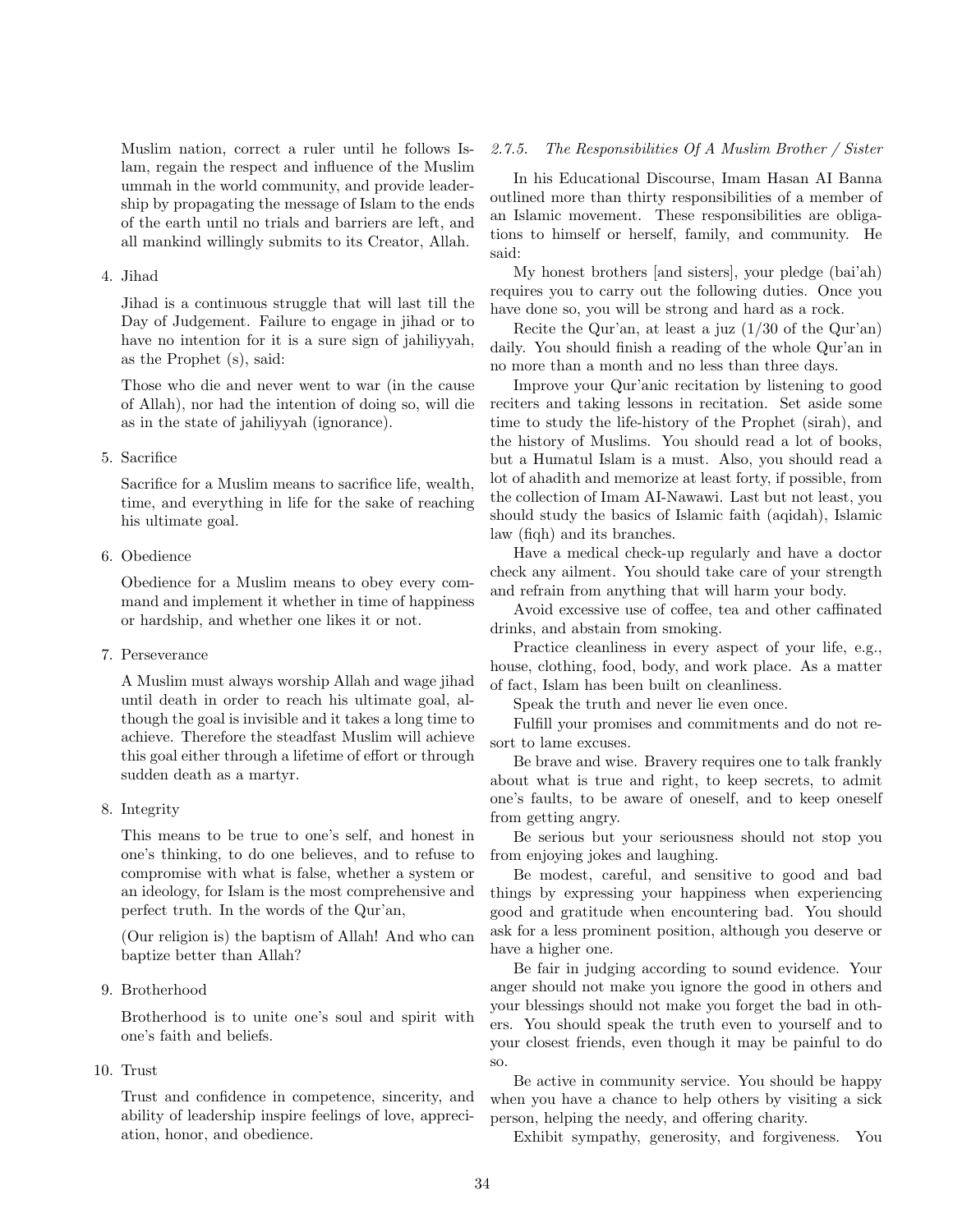Muslim nation, correct a ruler until he follows Islam, regain the respect and influence of the Muslim ummah in the world community, and provide leadership by propagating the message of Islam to the ends of the earth until no trials and barriers are left, and all mankind willingly submits to its Creator, Allah.

4. Jihad

   Jihad is a continuous struggle that will last till the Day of Judgement. Failure to engage in jihad or to have no intention for it is a sure sign of jahiliyyah, as the Prophet (s), said:

   Those who die and never went to war (in the cause of Allah), nor had the intention of doing so, will die as in the state of jahiliyyah (ignorance).

5. Sacrifice

   Sacrifice for a Muslim means to sacrifice life, wealth, time, and everything in life for the sake of reaching his ultimate goal.

6. Obedience

   Obedience for a Muslim means to obey every command and implement it whether in time of happiness or hardship, and whether one likes it or not.

7. Perseverance

   A Muslim must always worship Allah and wage jihad until death in order to reach his ultimate goal, although the goal is invisible and it takes a long time to achieve. Therefore the steadfast Muslim will achieve this goal either through a lifetime of effort or through sudden death as a martyr.

8. Integrity

   This means to be true to one's self, and honest in one's thinking, to do one believes, and to refuse to compromise with what is false, whether a system or an ideology, for Islam is the most comprehensive and perfect truth. In the words of the Qur'an,

   (Our religion is) the baptism of Allah! And who can baptize better than Allah?

9. Brotherhood

   Brotherhood is to unite one's soul and spirit with one's faith and beliefs.

10. Trust

    Trust and confidence in competence, sincerity, and ability of leadership inspire feelings of love, appreciation, honor, and obedience.

#### *2.7.5. The Responsibilities Of A Muslim Brother / Sister*

In his Educational Discourse, Imam Hasan AI Banna outlined more than thirty responsibilities of a member of an Islamic movement. These responsibilities are obligations to himself or herself, family, and community. He said:

My honest brothers [and sisters], your pledge (bai'ah) requires you to carry out the following duties. Once you have done so, you will be strong and hard as a rock.

Recite the Qur'an, at least a juz (1/30 of the Qur'an) daily. You should finish a reading of the whole Qur'an in no more than a month and no less than three days.

Improve your Qur'anic recitation by listening to good reciters and taking lessons in recitation. Set aside some time to study the life-history of the Prophet (sirah), and the history of Muslims. You should read a lot of books, but a Humatul Islam is a must. Also, you should read a lot of ahadith and memorize at least forty, if possible, from the collection of Imam AI-Nawawi. Last but not least, you should study the basics of Islamic faith (aqidah), Islamic law (fiqh) and its branches.

Have a medical check-up regularly and have a doctor check any ailment. You should take care of your strength and refrain from anything that will harm your body.

Avoid excessive use of coffee, tea and other caffinated drinks, and abstain from smoking.

Practice cleanliness in every aspect of your life, e.g., house, clothing, food, body, and work place. As a matter of fact, Islam has been built on cleanliness.

Speak the truth and never lie even once.

Fulfill your promises and commitments and do not resort to lame excuses.

Be brave and wise. Bravery requires one to talk frankly about what is true and right, to keep secrets, to admit one's faults, to be aware of oneself, and to keep oneself from getting angry.

Be serious but your seriousness should not stop you from enjoying jokes and laughing.

Be modest, careful, and sensitive to good and bad things by expressing your happiness when experiencing good and gratitude when encountering bad. You should ask for a less prominent position, although you deserve or have a higher one.

Be fair in judging according to sound evidence. Your anger should not make you ignore the good in others and your blessings should not make you forget the bad in others. You should speak the truth even to yourself and to your closest friends, even though it may be painful to do so.

Be active in community service. You should be happy when you have a chance to help others by visiting a sick person, helping the needy, and offering charity.

Exhibit sympathy, generosity, and forgiveness. You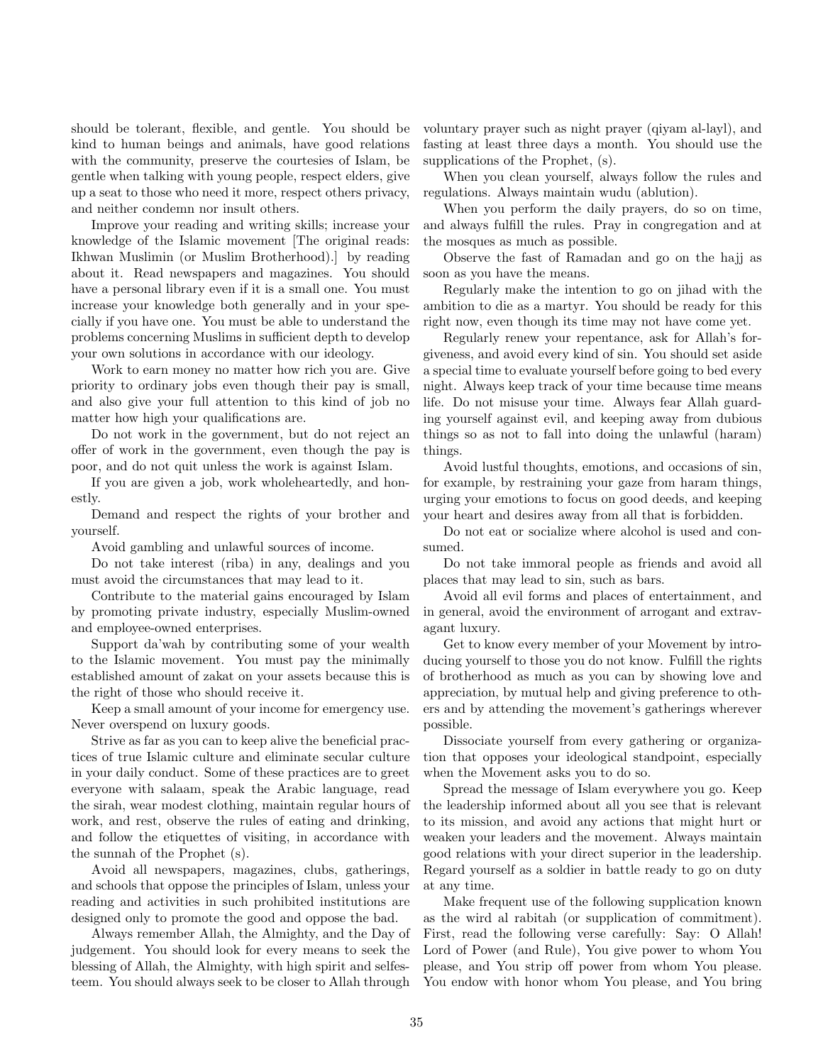should be tolerant, flexible, and gentle. You should be kind to human beings and animals, have good relations with the community, preserve the courtesies of Islam, be gentle when talking with young people, respect elders, give up a seat to those who need it more, respect others privacy, and neither condemn nor insult others.

Improve your reading and writing skills; increase your knowledge of the Islamic movement [The original reads: Ikhwan Muslimin (or Muslim Brotherhood).] by reading about it. Read newspapers and magazines. You should have a personal library even if it is a small one. You must increase your knowledge both generally and in your specially if you have one. You must be able to understand the problems concerning Muslims in sufficient depth to develop your own solutions in accordance with our ideology.

Work to earn money no matter how rich you are. Give priority to ordinary jobs even though their pay is small, and also give your full attention to this kind of job no matter how high your qualifications are.

Do not work in the government, but do not reject an offer of work in the government, even though the pay is poor, and do not quit unless the work is against Islam.

If you are given a job, work wholeheartedly, and honestly.

Demand and respect the rights of your brother and yourself.

Avoid gambling and unlawful sources of income.

Do not take interest (riba) in any, dealings and you must avoid the circumstances that may lead to it.

Contribute to the material gains encouraged by Islam by promoting private industry, especially Muslim-owned and employee-owned enterprises.

Support da'wah by contributing some of your wealth to the Islamic movement. You must pay the minimally established amount of zakat on your assets because this is the right of those who should receive it.

Keep a small amount of your income for emergency use. Never overspend on luxury goods.

Strive as far as you can to keep alive the beneficial practices of true Islamic culture and eliminate secular culture in your daily conduct. Some of these practices are to greet everyone with salaam, speak the Arabic language, read the sirah, wear modest clothing, maintain regular hours of work, and rest, observe the rules of eating and drinking, and follow the etiquettes of visiting, in accordance with the sunnah of the Prophet (s).

Avoid all newspapers, magazines, clubs, gatherings, and schools that oppose the principles of Islam, unless your reading and activities in such prohibited institutions are designed only to promote the good and oppose the bad.

Always remember Allah, the Almighty, and the Day of judgement. You should look for every means to seek the blessing of Allah, the Almighty, with high spirit and selfesteem. You should always seek to be closer to Allah through voluntary prayer such as night prayer (qiyam al-layl), and fasting at least three days a month. You should use the supplications of the Prophet, (s).

When you clean yourself, always follow the rules and regulations. Always maintain wudu (ablution).

When you perform the daily prayers, do so on time, and always fulfill the rules. Pray in congregation and at the mosques as much as possible.

Observe the fast of Ramadan and go on the hajj as soon as you have the means.

Regularly make the intention to go on jihad with the ambition to die as a martyr. You should be ready for this right now, even though its time may not have come yet.

Regularly renew your repentance, ask for Allah's forgiveness, and avoid every kind of sin. You should set aside a special time to evaluate yourself before going to bed every night. Always keep track of your time because time means life. Do not misuse your time. Always fear Allah guarding yourself against evil, and keeping away from dubious things so as not to fall into doing the unlawful (haram) things.

Avoid lustful thoughts, emotions, and occasions of sin, for example, by restraining your gaze from haram things, urging your emotions to focus on good deeds, and keeping your heart and desires away from all that is forbidden.

Do not eat or socialize where alcohol is used and consumed.

Do not take immoral people as friends and avoid all places that may lead to sin, such as bars.

Avoid all evil forms and places of entertainment, and in general, avoid the environment of arrogant and extravagant luxury.

Get to know every member of your Movement by introducing yourself to those you do not know. Fulfill the rights of brotherhood as much as you can by showing love and appreciation, by mutual help and giving preference to others and by attending the movement's gatherings wherever possible.

Dissociate yourself from every gathering or organization that opposes your ideological standpoint, especially when the Movement asks you to do so.

Spread the message of Islam everywhere you go. Keep the leadership informed about all you see that is relevant to its mission, and avoid any actions that might hurt or weaken your leaders and the movement. Always maintain good relations with your direct superior in the leadership. Regard yourself as a soldier in battle ready to go on duty at any time.

Make frequent use of the following supplication known as the wird al rabitah (or supplication of commitment). First, read the following verse carefully: Say: O Allah! Lord of Power (and Rule), You give power to whom You please, and You strip off power from whom You please. You endow with honor whom You please, and You bring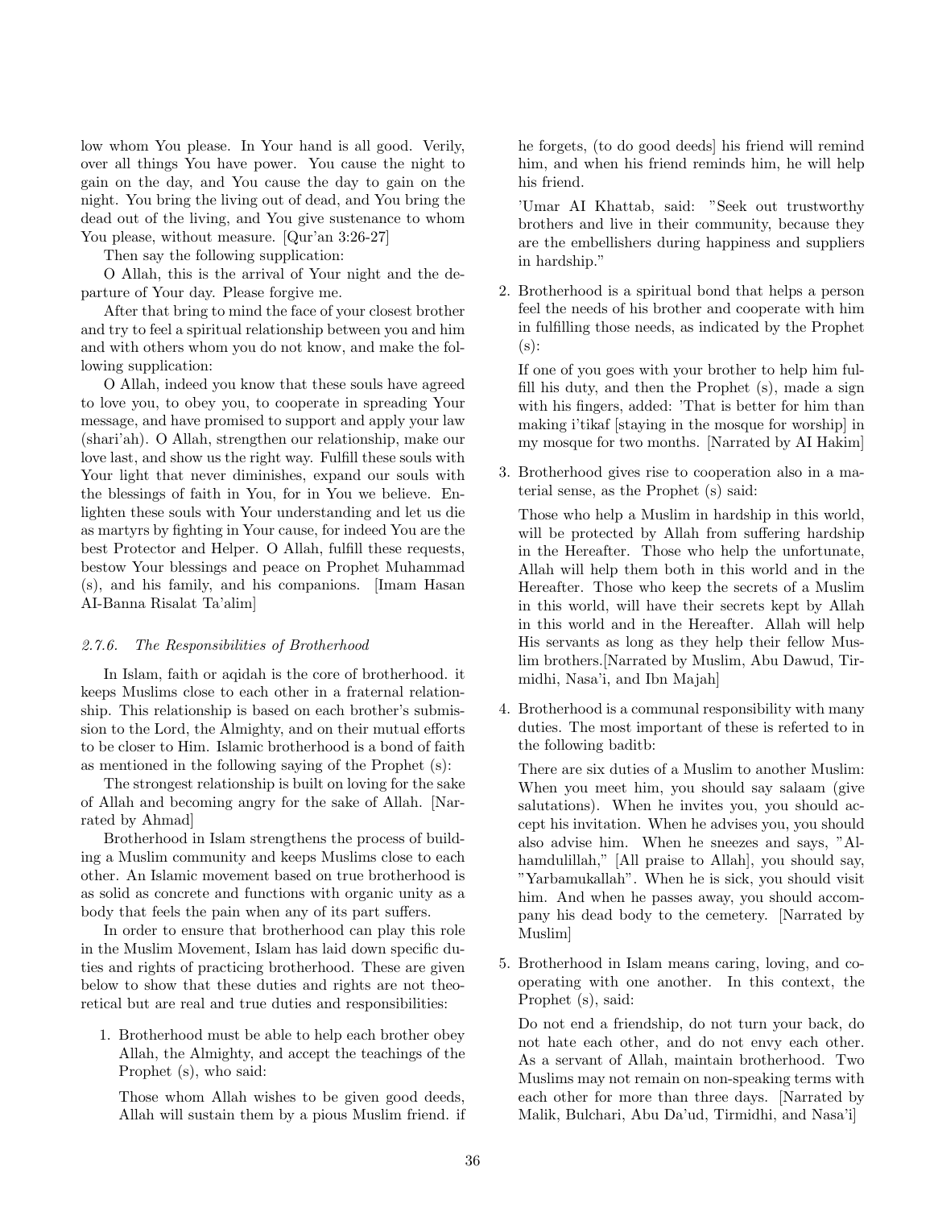low whom You please. In Your hand is all good. Verily, over all things You have power. You cause the night to gain on the day, and You cause the day to gain on the night. You bring the living out of dead, and You bring the dead out of the living, and You give sustenance to whom You please, without measure. [Qur'an 3:26-27]

Then say the following supplication:

O Allah, this is the arrival of Your night and the departure of Your day. Please forgive me.

After that bring to mind the face of your closest brother and try to feel a spiritual relationship between you and him and with others whom you do not know, and make the following supplication:

O Allah, indeed you know that these souls have agreed to love you, to obey you, to cooperate in spreading Your message, and have promised to support and apply your law (shari'ah). O Allah, strengthen our relationship, make our love last, and show us the right way. Fulfill these souls with Your light that never diminishes, expand our souls with the blessings of faith in You, for in You we believe. Enlighten these souls with Your understanding and let us die as martyrs by fighting in Your cause, for indeed You are the best Protector and Helper. O Allah, fulfill these requests, bestow Your blessings and peace on Prophet Muhammad (s), and his family, and his companions. [Imam Hasan AI-Banna Risalat Ta'alim]

### *2.7.6. The Responsibilities of Brotherhood*

In Islam, faith or aqidah is the core of brotherhood. it keeps Muslims close to each other in a fraternal relationship. This relationship is based on each brother's submission to the Lord, the Almighty, and on their mutual efforts to be closer to Him. Islamic brotherhood is a bond of faith as mentioned in the following saying of the Prophet (s):

The strongest relationship is built on loving for the sake of Allah and becoming angry for the sake of Allah. [Narrated by Ahmad]

Brotherhood in Islam strengthens the process of building a Muslim community and keeps Muslims close to each other. An Islamic movement based on true brotherhood is as solid as concrete and functions with organic unity as a body that feels the pain when any of its part suffers.

In order to ensure that brotherhood can play this role in the Muslim Movement, Islam has laid down specific duties and rights of practicing brotherhood. These are given below to show that these duties and rights are not theoretical but are real and true duties and responsibilities:

1. Brotherhood must be able to help each brother obey Allah, the Almighty, and accept the teachings of the Prophet (s), who said:

   Those whom Allah wishes to be given good deeds, Allah will sustain them by a pious Muslim friend. if he forgets, (to do good deeds] his friend will remind him, and when his friend reminds him, he will help his friend.

   'Umar AI Khattab, said: "Seek out trustworthy brothers and live in their community, because they are the embellishers during happiness and suppliers in hardship."

2. Brotherhood is a spiritual bond that helps a person feel the needs of his brother and cooperate with him in fulfilling those needs, as indicated by the Prophet (s):

   If one of you goes with your brother to help him fulfill his duty, and then the Prophet (s), made a sign with his fingers, added: 'That is better for him than making i'tikaf [staying in the mosque for worship] in my mosque for two months. [Narrated by AI Hakim]

3. Brotherhood gives rise to cooperation also in a material sense, as the Prophet (s) said:

   Those who help a Muslim in hardship in this world, will be protected by Allah from suffering hardship in the Hereafter. Those who help the unfortunate, Allah will help them both in this world and in the Hereafter. Those who keep the secrets of a Muslim in this world, will have their secrets kept by Allah in this world and in the Hereafter. Allah will help His servants as long as they help their fellow Muslim brothers.[Narrated by Muslim, Abu Dawud, Tirmidhi, Nasa'i, and Ibn Majah]

4. Brotherhood is a communal responsibility with many duties. The most important of these is referted to in the following baditb:

   There are six duties of a Muslim to another Muslim: When you meet him, you should say salaam (give salutations). When he invites you, you should accept his invitation. When he advises you, you should also advise him. When he sneezes and says, "Alhamdulillah," [All praise to Allah], you should say, "Yarbamukallah". When he is sick, you should visit him. And when he passes away, you should accompany his dead body to the cemetery. [Narrated by Muslim]

5. Brotherhood in Islam means caring, loving, and cooperating with one another. In this context, the Prophet (s), said:

   Do not end a friendship, do not turn your back, do not hate each other, and do not envy each other. As a servant of Allah, maintain brotherhood. Two Muslims may not remain on non-speaking terms with each other for more than three days. [Narrated by Malik, Bulchari, Abu Da'ud, Tirmidhi, and Nasa'i]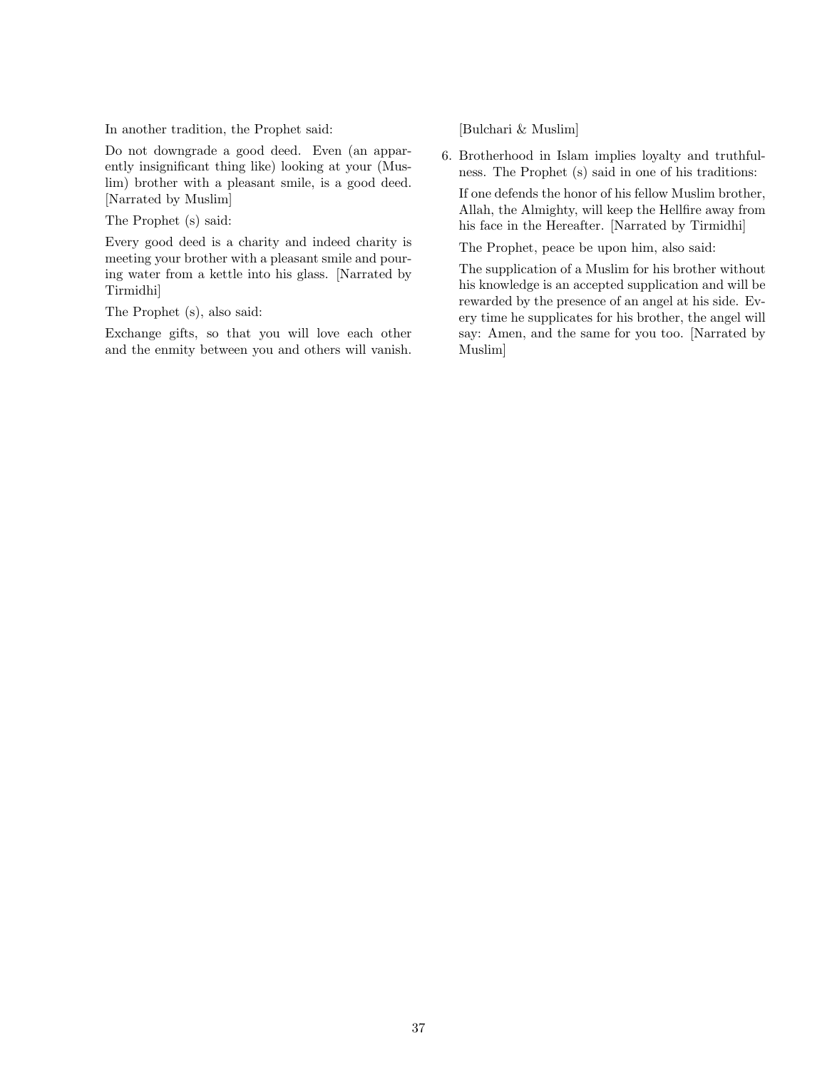In another tradition, the Prophet said:

Do not downgrade a good deed. Even (an apparently insignificant thing like) looking at your (Muslim) brother with a pleasant smile, is a good deed. [Narrated by Muslim]

The Prophet (s) said:

Every good deed is a charity and indeed charity is meeting your brother with a pleasant smile and pouring water from a kettle into his glass. [Narrated by Tirmidhi]

The Prophet (s), also said:

Exchange gifts, so that you will love each other and the enmity between you and others will vanish. [Bulchari & Muslim]

6. Brotherhood in Islam implies loyalty and truthfulness. The Prophet (s) said in one of his traditions:

   If one defends the honor of his fellow Muslim brother, Allah, the Almighty, will keep the Hellfire away from his face in the Hereafter. [Narrated by Tirmidhi]

   The Prophet, peace be upon him, also said:

   The supplication of a Muslim for his brother without his knowledge is an accepted supplication and will be rewarded by the presence of an angel at his side. Every time he supplicates for his brother, the angel will say: Amen, and the same for you too. [Narrated by Muslim]